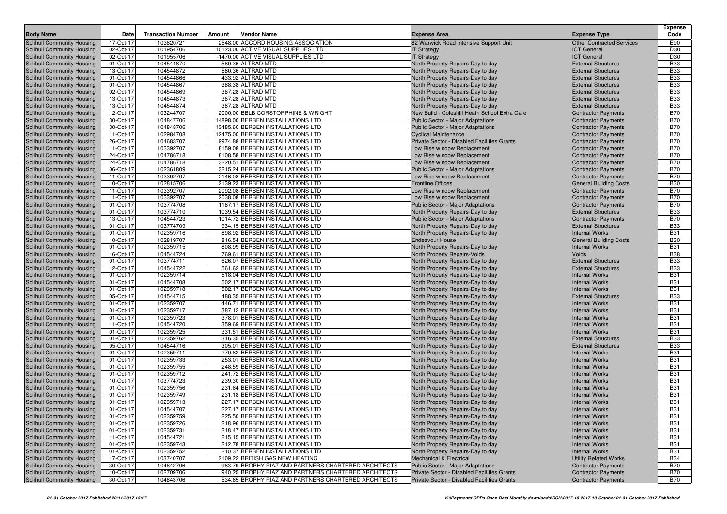| Body Name | Date | Transaction Number | Amount | Vendor Name | Expense Area | Expense Type | Expense Code |
|---|---|---|---|---|---|---|---|
| Solihull Community Housing | 17-Oct-17 | 103820721 | 2548.00 | ACCORD HOUSING ASSOCIATION | 82 Warwick Road Intensive Support Unit | Other Contracted Services | E90 |
| Solihull Community Housing | 02-Oct-17 | 101954706 | 10123.00 | ACTIVE VISUAL SUPPLIES LTD | IT Strategy | ICT General | D30 |
| Solihull Community Housing | 02-Oct-17 | 101955706 | -1470.00 | ACTIVE VISUAL SUPPLIES LTD | IT Strategy | ICT General | D30 |
| Solihull Community Housing | 01-Oct-17 | 104544870 | 580.36 | ALTRAD MTD | North Property Repairs-Day to day | External Structures | B33 |
| Solihull Community Housing | 13-Oct-17 | 104544872 | 580.36 | ALTRAD MTD | North Property Repairs-Day to day | External Structures | B33 |
| Solihull Community Housing | 01-Oct-17 | 104544866 | 433.92 | ALTRAD MTD | North Property Repairs-Day to day | External Structures | B33 |
| Solihull Community Housing | 01-Oct-17 | 104544867 | 388.38 | ALTRAD MTD | North Property Repairs-Day to day | External Structures | B33 |
| Solihull Community Housing | 02-Oct-17 | 104544869 | 387.28 | ALTRAD MTD | North Property Repairs-Day to day | External Structures | B33 |
| Solihull Community Housing | 13-Oct-17 | 104544873 | 387.28 | ALTRAD MTD | North Property Repairs-Day to day | External Structures | B33 |
| Solihull Community Housing | 13-Oct-17 | 104544874 | 387.28 | ALTRAD MTD | North Property Repairs-Day to day | External Structures | B33 |
| Solihull Community Housing | 12-Oct-17 | 103244707 | 2000.00 | BBLB CORSTORPHINE & WRIGHT | New Build - Coleshill Heath School Extra Care | Contractor Payments | B70 |
| Solihull Community Housing | 30-Oct-17 | 104847706 | 14898.00 | BERBEN INSTALLATIONS LTD | Public Sector - Major Adaptations | Contractor Payments | B70 |
| Solihull Community Housing | 30-Oct-17 | 104848706 | 13485.60 | BERBEN INSTALLATIONS LTD | Public Sector - Major Adaptations | Contractor Payments | B70 |
| Solihull Community Housing | 11-Oct-17 | 102984708 | 12475.00 | BERBEN INSTALLATIONS LTD | Cyclical Maintenance | Contractor Payments | B70 |
| Solihull Community Housing | 26-Oct-17 | 104683707 | 9974.88 | BERBEN INSTALLATIONS LTD | Private Sector - Disabled Facilities Grants | Contractor Payments | B70 |
| Solihull Community Housing | 11-Oct-17 | 103392707 | 8159.08 | BERBEN INSTALLATIONS LTD | Low Rise window Replacement | Contractor Payments | B70 |
| Solihull Community Housing | 24-Oct-17 | 104786718 | 8108.58 | BERBEN INSTALLATIONS LTD | Low Rise window Replacement | Contractor Payments | B70 |
| Solihull Community Housing | 24-Oct-17 | 104786718 | 3220.51 | BERBEN INSTALLATIONS LTD | Low Rise window Replacement | Contractor Payments | B70 |
| Solihull Community Housing | 06-Oct-17 | 102361809 | 3215.24 | BERBEN INSTALLATIONS LTD | Public Sector - Major Adaptations | Contractor Payments | B70 |
| Solihull Community Housing | 11-Oct-17 | 103392707 | 2146.08 | BERBEN INSTALLATIONS LTD | Low Rise window Replacement | Contractor Payments | B70 |
| Solihull Community Housing | 10-Oct-17 | 102815706 | 2139.23 | BERBEN INSTALLATIONS LTD | Frontline Offices | General Building Costs | B30 |
| Solihull Community Housing | 11-Oct-17 | 103392707 | 2092.08 | BERBEN INSTALLATIONS LTD | Low Rise window Replacement | Contractor Payments | B70 |
| Solihull Community Housing | 11-Oct-17 | 103392707 | 2038.08 | BERBEN INSTALLATIONS LTD | Low Rise window Replacement | Contractor Payments | B70 |
| Solihull Community Housing | 01-Oct-17 | 103774708 | 1187.17 | BERBEN INSTALLATIONS LTD | Public Sector - Major Adaptations | Contractor Payments | B70 |
| Solihull Community Housing | 01-Oct-17 | 103774710 | 1039.54 | BERBEN INSTALLATIONS LTD | North Property Repairs-Day to day | External Structures | B33 |
| Solihull Community Housing | 13-Oct-17 | 104544723 | 1014.72 | BERBEN INSTALLATIONS LTD | Public Sector - Major Adaptations | Contractor Payments | B70 |
| Solihull Community Housing | 01-Oct-17 | 103774709 | 934.15 | BERBEN INSTALLATIONS LTD | North Property Repairs-Day to day | External Structures | B33 |
| Solihull Community Housing | 01-Oct-17 | 102359716 | 898.92 | BERBEN INSTALLATIONS LTD | North Property Repairs-Day to day | Internal Works | B31 |
| Solihull Community Housing | 10-Oct-17 | 102819707 | 816.54 | BERBEN INSTALLATIONS LTD | Endeavour House | General Building Costs | B30 |
| Solihull Community Housing | 01-Oct-17 | 102359715 | 808.99 | BERBEN INSTALLATIONS LTD | North Property Repairs-Day to day | Internal Works | B31 |
| Solihull Community Housing | 16-Oct-17 | 104544724 | 769.61 | BERBEN INSTALLATIONS LTD | North Property Repairs-Voids | Voids | B38 |
| Solihull Community Housing | 01-Oct-17 | 103774711 | 626.07 | BERBEN INSTALLATIONS LTD | North Property Repairs-Day to day | External Structures | B33 |
| Solihull Community Housing | 12-Oct-17 | 104544722 | 561.62 | BERBEN INSTALLATIONS LTD | North Property Repairs-Day to day | External Structures | B33 |
| Solihull Community Housing | 01-Oct-17 | 102359714 | 518.04 | BERBEN INSTALLATIONS LTD | North Property Repairs-Day to day | Internal Works | B31 |
| Solihull Community Housing | 01-Oct-17 | 104544708 | 502.17 | BERBEN INSTALLATIONS LTD | North Property Repairs-Day to day | Internal Works | B31 |
| Solihull Community Housing | 01-Oct-17 | 102359718 | 502.17 | BERBEN INSTALLATIONS LTD | North Property Repairs-Day to day | Internal Works | B31 |
| Solihull Community Housing | 05-Oct-17 | 104544715 | 488.35 | BERBEN INSTALLATIONS LTD | North Property Repairs-Day to day | External Structures | B33 |
| Solihull Community Housing | 01-Oct-17 | 102359707 | 446.71 | BERBEN INSTALLATIONS LTD | North Property Repairs-Day to day | Internal Works | B31 |
| Solihull Community Housing | 01-Oct-17 | 102359717 | 387.12 | BERBEN INSTALLATIONS LTD | North Property Repairs-Day to day | Internal Works | B31 |
| Solihull Community Housing | 01-Oct-17 | 102359723 | 378.01 | BERBEN INSTALLATIONS LTD | North Property Repairs-Day to day | Internal Works | B31 |
| Solihull Community Housing | 11-Oct-17 | 104544720 | 359.69 | BERBEN INSTALLATIONS LTD | North Property Repairs-Day to day | Internal Works | B31 |
| Solihull Community Housing | 01-Oct-17 | 102359725 | 331.51 | BERBEN INSTALLATIONS LTD | North Property Repairs-Day to day | Internal Works | B31 |
| Solihull Community Housing | 01-Oct-17 | 102359762 | 316.35 | BERBEN INSTALLATIONS LTD | North Property Repairs-Day to day | External Structures | B33 |
| Solihull Community Housing | 05-Oct-17 | 104544716 | 305.01 | BERBEN INSTALLATIONS LTD | North Property Repairs-Day to day | External Structures | B33 |
| Solihull Community Housing | 01-Oct-17 | 102359711 | 270.82 | BERBEN INSTALLATIONS LTD | North Property Repairs-Day to day | Internal Works | B31 |
| Solihull Community Housing | 01-Oct-17 | 102359733 | 253.01 | BERBEN INSTALLATIONS LTD | North Property Repairs-Day to day | Internal Works | B31 |
| Solihull Community Housing | 01-Oct-17 | 102359755 | 248.59 | BERBEN INSTALLATIONS LTD | North Property Repairs-Day to day | Internal Works | B31 |
| Solihull Community Housing | 01-Oct-17 | 102359712 | 241.72 | BERBEN INSTALLATIONS LTD | North Property Repairs-Day to day | Internal Works | B31 |
| Solihull Community Housing | 10-Oct-17 | 103774723 | 239.30 | BERBEN INSTALLATIONS LTD | North Property Repairs-Day to day | Internal Works | B31 |
| Solihull Community Housing | 01-Oct-17 | 102359756 | 231.64 | BERBEN INSTALLATIONS LTD | North Property Repairs-Day to day | Internal Works | B31 |
| Solihull Community Housing | 01-Oct-17 | 102359749 | 231.18 | BERBEN INSTALLATIONS LTD | North Property Repairs-Day to day | Internal Works | B31 |
| Solihull Community Housing | 01-Oct-17 | 102359713 | 227.17 | BERBEN INSTALLATIONS LTD | North Property Repairs-Day to day | Internal Works | B31 |
| Solihull Community Housing | 01-Oct-17 | 104544707 | 227.17 | BERBEN INSTALLATIONS LTD | North Property Repairs-Day to day | Internal Works | B31 |
| Solihull Community Housing | 01-Oct-17 | 102359759 | 225.50 | BERBEN INSTALLATIONS LTD | North Property Repairs-Day to day | Internal Works | B31 |
| Solihull Community Housing | 01-Oct-17 | 102359726 | 218.96 | BERBEN INSTALLATIONS LTD | North Property Repairs-Day to day | Internal Works | B31 |
| Solihull Community Housing | 01-Oct-17 | 102359731 | 218.47 | BERBEN INSTALLATIONS LTD | North Property Repairs-Day to day | Internal Works | B31 |
| Solihull Community Housing | 11-Oct-17 | 104544721 | 215.15 | BERBEN INSTALLATIONS LTD | North Property Repairs-Day to day | Internal Works | B31 |
| Solihull Community Housing | 01-Oct-17 | 102359743 | 212.78 | BERBEN INSTALLATIONS LTD | North Property Repairs-Day to day | Internal Works | B31 |
| Solihull Community Housing | 01-Oct-17 | 102359752 | 210.37 | BERBEN INSTALLATIONS LTD | North Property Repairs-Day to day | Internal Works | B31 |
| Solihull Community Housing | 17-Oct-17 | 103740707 | 2109.22 | BRITISH GAS NEW HEATING | Mechanical & Electrical | Utility Related Works | B34 |
| Solihull Community Housing | 30-Oct-17 | 104842706 | 983.79 | BROPHY RIAZ AND PARTNERS CHARTERED ARCHITECTS | Public Sector - Major Adaptations | Contractor Payments | B70 |
| Solihull Community Housing | 10-Oct-17 | 102709706 | 940.25 | BROPHY RIAZ AND PARTNERS CHARTERED ARCHITECTS | Private Sector - Disabled Facilities Grants | Contractor Payments | B70 |
| Solihull Community Housing | 30-Oct-17 | 104843706 | 534.65 | BROPHY RIAZ AND PARTNERS CHARTERED ARCHITECTS | Private Sector - Disabled Facilities Grants | Contractor Payments | B70 |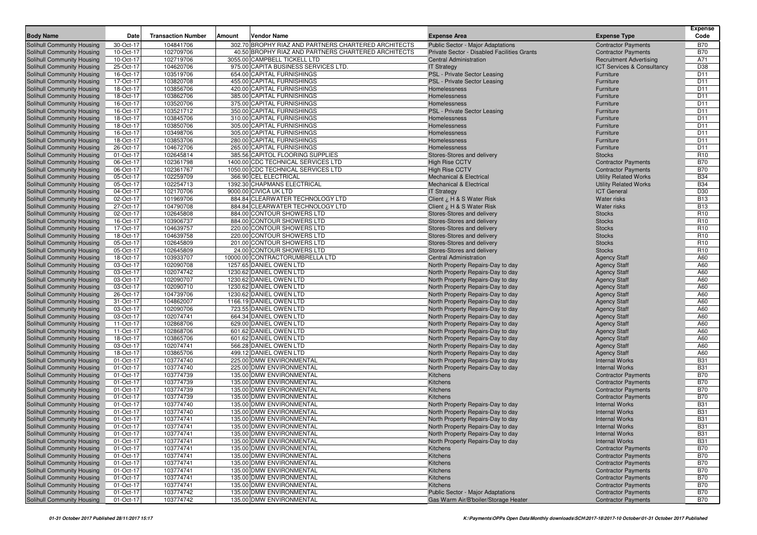| Body Name | Date | Transaction Number | Amount | Vendor Name | Expense Area | Expense Type | Expense Code |
|---|---|---|---|---|---|---|---|
| Solihull Community Housing | 30-Oct-17 | 104841706 | 302.70 | BROPHY RIAZ AND PARTNERS CHARTERED ARCHITECTS | Public Sector - Major Adaptations | Contractor Payments | B70 |
| Solihull Community Housing | 10-Oct-17 | 102709706 | 40.50 | BROPHY RIAZ AND PARTNERS CHARTERED ARCHITECTS | Private Sector - Disabled Facilities Grants | Contractor Payments | B70 |
| Solihull Community Housing | 10-Oct-17 | 102719706 | 3055.00 | CAMPBELL TICKELL LTD | Central Administration | Recruitment Advertising | A71 |
| Solihull Community Housing | 25-Oct-17 | 104620706 | 975.00 | CAPITA BUSINESS SERVICES LTD. | IT Strategy | ICT Services & Consultancy | D38 |
| Solihull Community Housing | 16-Oct-17 | 103519706 | 654.00 | CAPITAL FURNISHINGS | PSL - Private Sector Leasing | Furniture | D11 |
| Solihull Community Housing | 17-Oct-17 | 103820708 | 455.00 | CAPITAL FURNISHINGS | PSL - Private Sector Leasing | Furniture | D11 |
| Solihull Community Housing | 18-Oct-17 | 103856706 | 420.00 | CAPITAL FURNISHINGS | Homelessness | Furniture | D11 |
| Solihull Community Housing | 18-Oct-17 | 103862706 | 385.00 | CAPITAL FURNISHINGS | Homelessness | Furniture | D11 |
| Solihull Community Housing | 16-Oct-17 | 103520706 | 375.00 | CAPITAL FURNISHINGS | Homelessness | Furniture | D11 |
| Solihull Community Housing | 16-Oct-17 | 103521712 | 350.00 | CAPITAL FURNISHINGS | PSL - Private Sector Leasing | Furniture | D11 |
| Solihull Community Housing | 18-Oct-17 | 103845706 | 310.00 | CAPITAL FURNISHINGS | Homelessness | Furniture | D11 |
| Solihull Community Housing | 18-Oct-17 | 103850706 | 305.00 | CAPITAL FURNISHINGS | Homelessness | Furniture | D11 |
| Solihull Community Housing | 16-Oct-17 | 103498706 | 305.00 | CAPITAL FURNISHINGS | Homelessness | Furniture | D11 |
| Solihull Community Housing | 18-Oct-17 | 103853706 | 280.00 | CAPITAL FURNISHINGS | Homelessness | Furniture | D11 |
| Solihull Community Housing | 26-Oct-17 | 104672706 | 265.00 | CAPITAL FURNISHINGS | Homelessness | Furniture | D11 |
| Solihull Community Housing | 01-Oct-17 | 102645814 | 385.56 | CAPITOL FLOORING SUPPLIES | Stores-Stores and delivery | Stocks | R10 |
| Solihull Community Housing | 06-Oct-17 | 102361798 | 1400.00 | CDC TECHNICAL SERVICES LTD | High Rise CCTV | Contractor Payments | B70 |
| Solihull Community Housing | 06-Oct-17 | 102361767 | 1050.00 | CDC TECHNICAL SERVICES LTD | High Rise CCTV | Contractor Payments | B70 |
| Solihull Community Housing | 05-Oct-17 | 102259709 | 366.90 | CEL ELECTRICAL | Mechanical & Electrical | Utility Related Works | B34 |
| Solihull Community Housing | 05-Oct-17 | 102254713 | 1392.30 | CHAPMANS ELECTRICAL | Mechanical & Electrical | Utility Related Works | B34 |
| Solihull Community Housing | 04-Oct-17 | 102170706 | 9000.00 | CIVICA UK LTD | IT Strategy | ICT General | D30 |
| Solihull Community Housing | 02-Oct-17 | 101969706 | 884.84 | CLEARWATER TECHNOLOGY LTD | Client ¿ H & S Water Risk | Water risks | B13 |
| Solihull Community Housing | 27-Oct-17 | 104790708 | 884.84 | CLEARWATER TECHNOLOGY LTD | Client ¿ H & S Water Risk | Water risks | B13 |
| Solihull Community Housing | 02-Oct-17 | 102645808 | 884.00 | CONTOUR SHOWERS LTD | Stores-Stores and delivery | Stocks | R10 |
| Solihull Community Housing | 16-Oct-17 | 103906737 | 884.00 | CONTOUR SHOWERS LTD | Stores-Stores and delivery | Stocks | R10 |
| Solihull Community Housing | 17-Oct-17 | 104639757 | 220.00 | CONTOUR SHOWERS LTD | Stores-Stores and delivery | Stocks | R10 |
| Solihull Community Housing | 18-Oct-17 | 104639758 | 220.00 | CONTOUR SHOWERS LTD | Stores-Stores and delivery | Stocks | R10 |
| Solihull Community Housing | 05-Oct-17 | 102645809 | 201.00 | CONTOUR SHOWERS LTD | Stores-Stores and delivery | Stocks | R10 |
| Solihull Community Housing | 05-Oct-17 | 102645809 | 24.00 | CONTOUR SHOWERS LTD | Stores-Stores and delivery | Stocks | R10 |
| Solihull Community Housing | 18-Oct-17 | 103933707 | 10000.00 | CONTRACTORUMBRELLA LTD | Central Administration | Agency Staff | A60 |
| Solihull Community Housing | 03-Oct-17 | 102090708 | 1257.65 | DANIEL OWEN LTD | North Property Repairs-Day to day | Agency Staff | A60 |
| Solihull Community Housing | 03-Oct-17 | 102074742 | 1230.62 | DANIEL OWEN LTD | North Property Repairs-Day to day | Agency Staff | A60 |
| Solihull Community Housing | 03-Oct-17 | 102090707 | 1230.62 | DANIEL OWEN LTD | North Property Repairs-Day to day | Agency Staff | A60 |
| Solihull Community Housing | 03-Oct-17 | 102090710 | 1230.62 | DANIEL OWEN LTD | North Property Repairs-Day to day | Agency Staff | A60 |
| Solihull Community Housing | 26-Oct-17 | 104739706 | 1230.62 | DANIEL OWEN LTD | North Property Repairs-Day to day | Agency Staff | A60 |
| Solihull Community Housing | 31-Oct-17 | 104862007 | 1166.19 | DANIEL OWEN LTD | North Property Repairs-Day to day | Agency Staff | A60 |
| Solihull Community Housing | 03-Oct-17 | 102090706 | 723.55 | DANIEL OWEN LTD | North Property Repairs-Day to day | Agency Staff | A60 |
| Solihull Community Housing | 03-Oct-17 | 102074741 | 664.34 | DANIEL OWEN LTD | North Property Repairs-Day to day | Agency Staff | A60 |
| Solihull Community Housing | 11-Oct-17 | 102868706 | 629.00 | DANIEL OWEN LTD | North Property Repairs-Day to day | Agency Staff | A60 |
| Solihull Community Housing | 11-Oct-17 | 102868706 | 601.62 | DANIEL OWEN LTD | North Property Repairs-Day to day | Agency Staff | A60 |
| Solihull Community Housing | 18-Oct-17 | 103865706 | 601.62 | DANIEL OWEN LTD | North Property Repairs-Day to day | Agency Staff | A60 |
| Solihull Community Housing | 03-Oct-17 | 102074741 | 566.28 | DANIEL OWEN LTD | North Property Repairs-Day to day | Agency Staff | A60 |
| Solihull Community Housing | 18-Oct-17 | 103865706 | 499.12 | DANIEL OWEN LTD | North Property Repairs-Day to day | Agency Staff | A60 |
| Solihull Community Housing | 01-Oct-17 | 103774740 | 225.00 | DMW ENVIRONMENTAL | North Property Repairs-Day to day | Internal Works | B31 |
| Solihull Community Housing | 01-Oct-17 | 103774740 | 225.00 | DMW ENVIRONMENTAL | North Property Repairs-Day to day | Internal Works | B31 |
| Solihull Community Housing | 01-Oct-17 | 103774739 | 135.00 | DMW ENVIRONMENTAL | Kitchens | Contractor Payments | B70 |
| Solihull Community Housing | 01-Oct-17 | 103774739 | 135.00 | DMW ENVIRONMENTAL | Kitchens | Contractor Payments | B70 |
| Solihull Community Housing | 01-Oct-17 | 103774739 | 135.00 | DMW ENVIRONMENTAL | Kitchens | Contractor Payments | B70 |
| Solihull Community Housing | 01-Oct-17 | 103774739 | 135.00 | DMW ENVIRONMENTAL | Kitchens | Contractor Payments | B70 |
| Solihull Community Housing | 01-Oct-17 | 103774740 | 135.00 | DMW ENVIRONMENTAL | North Property Repairs-Day to day | Internal Works | B31 |
| Solihull Community Housing | 01-Oct-17 | 103774740 | 135.00 | DMW ENVIRONMENTAL | North Property Repairs-Day to day | Internal Works | B31 |
| Solihull Community Housing | 01-Oct-17 | 103774741 | 135.00 | DMW ENVIRONMENTAL | North Property Repairs-Day to day | Internal Works | B31 |
| Solihull Community Housing | 01-Oct-17 | 103774741 | 135.00 | DMW ENVIRONMENTAL | North Property Repairs-Day to day | Internal Works | B31 |
| Solihull Community Housing | 01-Oct-17 | 103774741 | 135.00 | DMW ENVIRONMENTAL | North Property Repairs-Day to day | Internal Works | B31 |
| Solihull Community Housing | 01-Oct-17 | 103774741 | 135.00 | DMW ENVIRONMENTAL | North Property Repairs-Day to day | Internal Works | B31 |
| Solihull Community Housing | 01-Oct-17 | 103774741 | 135.00 | DMW ENVIRONMENTAL | Kitchens | Contractor Payments | B70 |
| Solihull Community Housing | 01-Oct-17 | 103774741 | 135.00 | DMW ENVIRONMENTAL | Kitchens | Contractor Payments | B70 |
| Solihull Community Housing | 01-Oct-17 | 103774741 | 135.00 | DMW ENVIRONMENTAL | Kitchens | Contractor Payments | B70 |
| Solihull Community Housing | 01-Oct-17 | 103774741 | 135.00 | DMW ENVIRONMENTAL | Kitchens | Contractor Payments | B70 |
| Solihull Community Housing | 01-Oct-17 | 103774741 | 135.00 | DMW ENVIRONMENTAL | Kitchens | Contractor Payments | B70 |
| Solihull Community Housing | 01-Oct-17 | 103774741 | 135.00 | DMW ENVIRONMENTAL | Kitchens | Contractor Payments | B70 |
| Solihull Community Housing | 01-Oct-17 | 103774742 | 135.00 | DMW ENVIRONMENTAL | Public Sector - Major Adaptations | Contractor Payments | B70 |
| Solihull Community Housing | 01-Oct-17 | 103774742 | 135.00 | DMW ENVIRONMENTAL | Gas Warm Air/B'boiler/Storage Heater | Contractor Payments | B70 |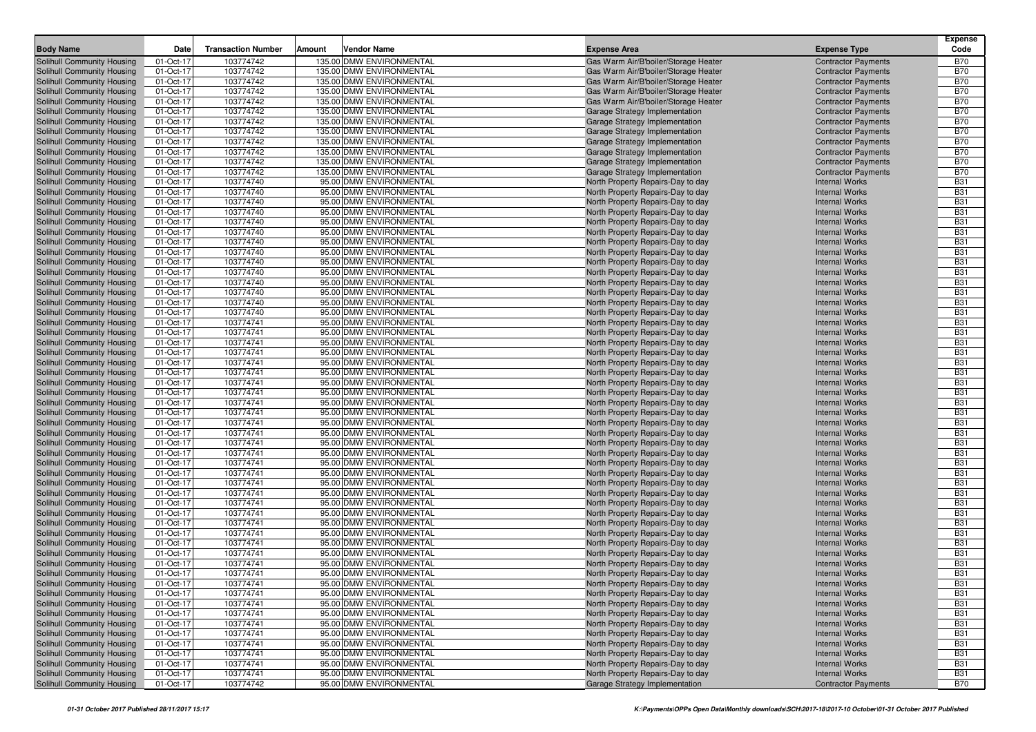| Body Name | Date | Transaction Number | Amount | Vendor Name | Expense Area | Expense Type | Expense Code |
|---|---|---|---|---|---|---|---|
| Solihull Community Housing | 01-Oct-17 | 103774742 | 135.00 | DMW ENVIRONMENTAL | Gas Warm Air/B'boiler/Storage Heater | Contractor Payments | B70 |
| Solihull Community Housing | 01-Oct-17 | 103774742 | 135.00 | DMW ENVIRONMENTAL | Gas Warm Air/B'boiler/Storage Heater | Contractor Payments | B70 |
| Solihull Community Housing | 01-Oct-17 | 103774742 | 135.00 | DMW ENVIRONMENTAL | Gas Warm Air/B'boiler/Storage Heater | Contractor Payments | B70 |
| Solihull Community Housing | 01-Oct-17 | 103774742 | 135.00 | DMW ENVIRONMENTAL | Gas Warm Air/B'boiler/Storage Heater | Contractor Payments | B70 |
| Solihull Community Housing | 01-Oct-17 | 103774742 | 135.00 | DMW ENVIRONMENTAL | Gas Warm Air/B'boiler/Storage Heater | Contractor Payments | B70 |
| Solihull Community Housing | 01-Oct-17 | 103774742 | 135.00 | DMW ENVIRONMENTAL | Garage Strategy Implementation | Contractor Payments | B70 |
| Solihull Community Housing | 01-Oct-17 | 103774742 | 135.00 | DMW ENVIRONMENTAL | Garage Strategy Implementation | Contractor Payments | B70 |
| Solihull Community Housing | 01-Oct-17 | 103774742 | 135.00 | DMW ENVIRONMENTAL | Garage Strategy Implementation | Contractor Payments | B70 |
| Solihull Community Housing | 01-Oct-17 | 103774742 | 135.00 | DMW ENVIRONMENTAL | Garage Strategy Implementation | Contractor Payments | B70 |
| Solihull Community Housing | 01-Oct-17 | 103774742 | 135.00 | DMW ENVIRONMENTAL | Garage Strategy Implementation | Contractor Payments | B70 |
| Solihull Community Housing | 01-Oct-17 | 103774742 | 135.00 | DMW ENVIRONMENTAL | Garage Strategy Implementation | Contractor Payments | B70 |
| Solihull Community Housing | 01-Oct-17 | 103774742 | 135.00 | DMW ENVIRONMENTAL | Garage Strategy Implementation | Contractor Payments | B70 |
| Solihull Community Housing | 01-Oct-17 | 103774740 | 95.00 | DMW ENVIRONMENTAL | North Property Repairs-Day to day | Internal Works | B31 |
| Solihull Community Housing | 01-Oct-17 | 103774740 | 95.00 | DMW ENVIRONMENTAL | North Property Repairs-Day to day | Internal Works | B31 |
| Solihull Community Housing | 01-Oct-17 | 103774740 | 95.00 | DMW ENVIRONMENTAL | North Property Repairs-Day to day | Internal Works | B31 |
| Solihull Community Housing | 01-Oct-17 | 103774740 | 95.00 | DMW ENVIRONMENTAL | North Property Repairs-Day to day | Internal Works | B31 |
| Solihull Community Housing | 01-Oct-17 | 103774740 | 95.00 | DMW ENVIRONMENTAL | North Property Repairs-Day to day | Internal Works | B31 |
| Solihull Community Housing | 01-Oct-17 | 103774740 | 95.00 | DMW ENVIRONMENTAL | North Property Repairs-Day to day | Internal Works | B31 |
| Solihull Community Housing | 01-Oct-17 | 103774740 | 95.00 | DMW ENVIRONMENTAL | North Property Repairs-Day to day | Internal Works | B31 |
| Solihull Community Housing | 01-Oct-17 | 103774740 | 95.00 | DMW ENVIRONMENTAL | North Property Repairs-Day to day | Internal Works | B31 |
| Solihull Community Housing | 01-Oct-17 | 103774740 | 95.00 | DMW ENVIRONMENTAL | North Property Repairs-Day to day | Internal Works | B31 |
| Solihull Community Housing | 01-Oct-17 | 103774740 | 95.00 | DMW ENVIRONMENTAL | North Property Repairs-Day to day | Internal Works | B31 |
| Solihull Community Housing | 01-Oct-17 | 103774740 | 95.00 | DMW ENVIRONMENTAL | North Property Repairs-Day to day | Internal Works | B31 |
| Solihull Community Housing | 01-Oct-17 | 103774740 | 95.00 | DMW ENVIRONMENTAL | North Property Repairs-Day to day | Internal Works | B31 |
| Solihull Community Housing | 01-Oct-17 | 103774740 | 95.00 | DMW ENVIRONMENTAL | North Property Repairs-Day to day | Internal Works | B31 |
| Solihull Community Housing | 01-Oct-17 | 103774740 | 95.00 | DMW ENVIRONMENTAL | North Property Repairs-Day to day | Internal Works | B31 |
| Solihull Community Housing | 01-Oct-17 | 103774741 | 95.00 | DMW ENVIRONMENTAL | North Property Repairs-Day to day | Internal Works | B31 |
| Solihull Community Housing | 01-Oct-17 | 103774741 | 95.00 | DMW ENVIRONMENTAL | North Property Repairs-Day to day | Internal Works | B31 |
| Solihull Community Housing | 01-Oct-17 | 103774741 | 95.00 | DMW ENVIRONMENTAL | North Property Repairs-Day to day | Internal Works | B31 |
| Solihull Community Housing | 01-Oct-17 | 103774741 | 95.00 | DMW ENVIRONMENTAL | North Property Repairs-Day to day | Internal Works | B31 |
| Solihull Community Housing | 01-Oct-17 | 103774741 | 95.00 | DMW ENVIRONMENTAL | North Property Repairs-Day to day | Internal Works | B31 |
| Solihull Community Housing | 01-Oct-17 | 103774741 | 95.00 | DMW ENVIRONMENTAL | North Property Repairs-Day to day | Internal Works | B31 |
| Solihull Community Housing | 01-Oct-17 | 103774741 | 95.00 | DMW ENVIRONMENTAL | North Property Repairs-Day to day | Internal Works | B31 |
| Solihull Community Housing | 01-Oct-17 | 103774741 | 95.00 | DMW ENVIRONMENTAL | North Property Repairs-Day to day | Internal Works | B31 |
| Solihull Community Housing | 01-Oct-17 | 103774741 | 95.00 | DMW ENVIRONMENTAL | North Property Repairs-Day to day | Internal Works | B31 |
| Solihull Community Housing | 01-Oct-17 | 103774741 | 95.00 | DMW ENVIRONMENTAL | North Property Repairs-Day to day | Internal Works | B31 |
| Solihull Community Housing | 01-Oct-17 | 103774741 | 95.00 | DMW ENVIRONMENTAL | North Property Repairs-Day to day | Internal Works | B31 |
| Solihull Community Housing | 01-Oct-17 | 103774741 | 95.00 | DMW ENVIRONMENTAL | North Property Repairs-Day to day | Internal Works | B31 |
| Solihull Community Housing | 01-Oct-17 | 103774741 | 95.00 | DMW ENVIRONMENTAL | North Property Repairs-Day to day | Internal Works | B31 |
| Solihull Community Housing | 01-Oct-17 | 103774741 | 95.00 | DMW ENVIRONMENTAL | North Property Repairs-Day to day | Internal Works | B31 |
| Solihull Community Housing | 01-Oct-17 | 103774741 | 95.00 | DMW ENVIRONMENTAL | North Property Repairs-Day to day | Internal Works | B31 |
| Solihull Community Housing | 01-Oct-17 | 103774741 | 95.00 | DMW ENVIRONMENTAL | North Property Repairs-Day to day | Internal Works | B31 |
| Solihull Community Housing | 01-Oct-17 | 103774741 | 95.00 | DMW ENVIRONMENTAL | North Property Repairs-Day to day | Internal Works | B31 |
| Solihull Community Housing | 01-Oct-17 | 103774741 | 95.00 | DMW ENVIRONMENTAL | North Property Repairs-Day to day | Internal Works | B31 |
| Solihull Community Housing | 01-Oct-17 | 103774741 | 95.00 | DMW ENVIRONMENTAL | North Property Repairs-Day to day | Internal Works | B31 |
| Solihull Community Housing | 01-Oct-17 | 103774741 | 95.00 | DMW ENVIRONMENTAL | North Property Repairs-Day to day | Internal Works | B31 |
| Solihull Community Housing | 01-Oct-17 | 103774741 | 95.00 | DMW ENVIRONMENTAL | North Property Repairs-Day to day | Internal Works | B31 |
| Solihull Community Housing | 01-Oct-17 | 103774741 | 95.00 | DMW ENVIRONMENTAL | North Property Repairs-Day to day | Internal Works | B31 |
| Solihull Community Housing | 01-Oct-17 | 103774741 | 95.00 | DMW ENVIRONMENTAL | North Property Repairs-Day to day | Internal Works | B31 |
| Solihull Community Housing | 01-Oct-17 | 103774741 | 95.00 | DMW ENVIRONMENTAL | North Property Repairs-Day to day | Internal Works | B31 |
| Solihull Community Housing | 01-Oct-17 | 103774741 | 95.00 | DMW ENVIRONMENTAL | North Property Repairs-Day to day | Internal Works | B31 |
| Solihull Community Housing | 01-Oct-17 | 103774741 | 95.00 | DMW ENVIRONMENTAL | North Property Repairs-Day to day | Internal Works | B31 |
| Solihull Community Housing | 01-Oct-17 | 103774741 | 95.00 | DMW ENVIRONMENTAL | North Property Repairs-Day to day | Internal Works | B31 |
| Solihull Community Housing | 01-Oct-17 | 103774741 | 95.00 | DMW ENVIRONMENTAL | North Property Repairs-Day to day | Internal Works | B31 |
| Solihull Community Housing | 01-Oct-17 | 103774741 | 95.00 | DMW ENVIRONMENTAL | North Property Repairs-Day to day | Internal Works | B31 |
| Solihull Community Housing | 01-Oct-17 | 103774741 | 95.00 | DMW ENVIRONMENTAL | North Property Repairs-Day to day | Internal Works | B31 |
| Solihull Community Housing | 01-Oct-17 | 103774741 | 95.00 | DMW ENVIRONMENTAL | North Property Repairs-Day to day | Internal Works | B31 |
| Solihull Community Housing | 01-Oct-17 | 103774741 | 95.00 | DMW ENVIRONMENTAL | North Property Repairs-Day to day | Internal Works | B31 |
| Solihull Community Housing | 01-Oct-17 | 103774741 | 95.00 | DMW ENVIRONMENTAL | North Property Repairs-Day to day | Internal Works | B31 |
| Solihull Community Housing | 01-Oct-17 | 103774741 | 95.00 | DMW ENVIRONMENTAL | North Property Repairs-Day to day | Internal Works | B31 |
| Solihull Community Housing | 01-Oct-17 | 103774741 | 95.00 | DMW ENVIRONMENTAL | North Property Repairs-Day to day | Internal Works | B31 |
| Solihull Community Housing | 01-Oct-17 | 103774741 | 95.00 | DMW ENVIRONMENTAL | North Property Repairs-Day to day | Internal Works | B31 |
| Solihull Community Housing | 01-Oct-17 | 103774741 | 95.00 | DMW ENVIRONMENTAL | North Property Repairs-Day to day | Internal Works | B31 |
| Solihull Community Housing | 01-Oct-17 | 103774742 | 95.00 | DMW ENVIRONMENTAL | Garage Strategy Implementation | Contractor Payments | B70 |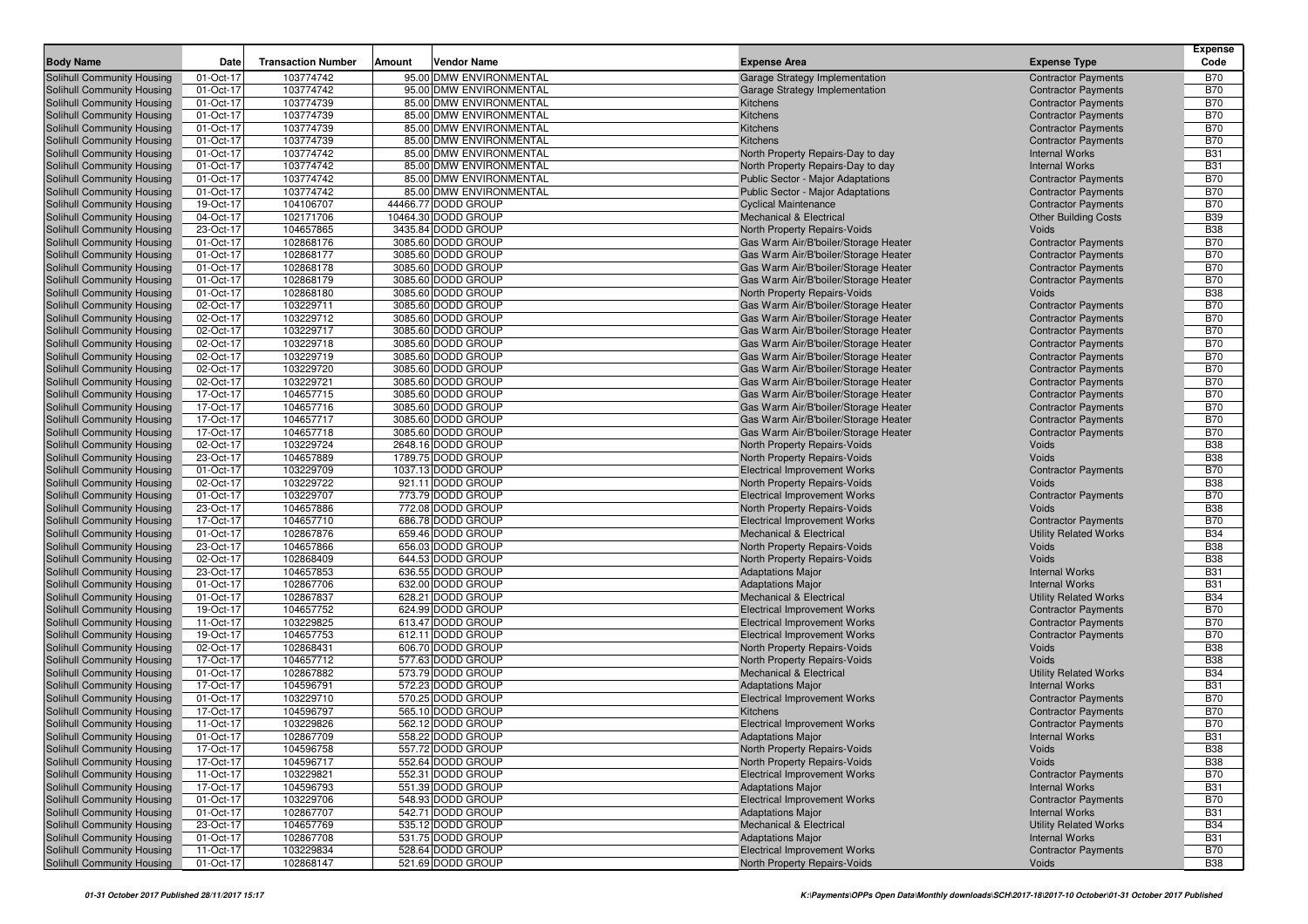| Body Name | Date | Transaction Number | Amount | Vendor Name | Expense Area | Expense Type | Expense Code |
|---|---|---|---|---|---|---|---|
| Solihull Community Housing | 01-Oct-17 | 103774742 | 95.00 | DMW ENVIRONMENTAL | Garage Strategy Implementation | Contractor Payments | B70 |
| Solihull Community Housing | 01-Oct-17 | 103774742 | 95.00 | DMW ENVIRONMENTAL | Garage Strategy Implementation | Contractor Payments | B70 |
| Solihull Community Housing | 01-Oct-17 | 103774739 | 85.00 | DMW ENVIRONMENTAL | Kitchens | Contractor Payments | B70 |
| Solihull Community Housing | 01-Oct-17 | 103774739 | 85.00 | DMW ENVIRONMENTAL | Kitchens | Contractor Payments | B70 |
| Solihull Community Housing | 01-Oct-17 | 103774739 | 85.00 | DMW ENVIRONMENTAL | Kitchens | Contractor Payments | B70 |
| Solihull Community Housing | 01-Oct-17 | 103774739 | 85.00 | DMW ENVIRONMENTAL | Kitchens | Contractor Payments | B70 |
| Solihull Community Housing | 01-Oct-17 | 103774742 | 85.00 | DMW ENVIRONMENTAL | North Property Repairs-Day to day | Internal Works | B31 |
| Solihull Community Housing | 01-Oct-17 | 103774742 | 85.00 | DMW ENVIRONMENTAL | North Property Repairs-Day to day | Internal Works | B31 |
| Solihull Community Housing | 01-Oct-17 | 103774742 | 85.00 | DMW ENVIRONMENTAL | Public Sector - Major Adaptations | Contractor Payments | B70 |
| Solihull Community Housing | 01-Oct-17 | 103774742 | 85.00 | DMW ENVIRONMENTAL | Public Sector - Major Adaptations | Contractor Payments | B70 |
| Solihull Community Housing | 19-Oct-17 | 104106707 | 44466.77 | DODD GROUP | Cyclical Maintenance | Contractor Payments | B70 |
| Solihull Community Housing | 04-Oct-17 | 102171706 | 10464.30 | DODD GROUP | Mechanical & Electrical | Other Building Costs | B39 |
| Solihull Community Housing | 23-Oct-17 | 104657865 | 3435.84 | DODD GROUP | North Property Repairs-Voids | Voids | B38 |
| Solihull Community Housing | 01-Oct-17 | 102868176 | 3085.60 | DODD GROUP | Gas Warm Air/B'boiler/Storage Heater | Contractor Payments | B70 |
| Solihull Community Housing | 01-Oct-17 | 102868177 | 3085.60 | DODD GROUP | Gas Warm Air/B'boiler/Storage Heater | Contractor Payments | B70 |
| Solihull Community Housing | 01-Oct-17 | 102868178 | 3085.60 | DODD GROUP | Gas Warm Air/B'boiler/Storage Heater | Contractor Payments | B70 |
| Solihull Community Housing | 01-Oct-17 | 102868179 | 3085.60 | DODD GROUP | Gas Warm Air/B'boiler/Storage Heater | Contractor Payments | B70 |
| Solihull Community Housing | 01-Oct-17 | 102868180 | 3085.60 | DODD GROUP | North Property Repairs-Voids | Voids | B38 |
| Solihull Community Housing | 02-Oct-17 | 103229711 | 3085.60 | DODD GROUP | Gas Warm Air/B'boiler/Storage Heater | Contractor Payments | B70 |
| Solihull Community Housing | 02-Oct-17 | 103229712 | 3085.60 | DODD GROUP | Gas Warm Air/B'boiler/Storage Heater | Contractor Payments | B70 |
| Solihull Community Housing | 02-Oct-17 | 103229717 | 3085.60 | DODD GROUP | Gas Warm Air/B'boiler/Storage Heater | Contractor Payments | B70 |
| Solihull Community Housing | 02-Oct-17 | 103229718 | 3085.60 | DODD GROUP | Gas Warm Air/B'boiler/Storage Heater | Contractor Payments | B70 |
| Solihull Community Housing | 02-Oct-17 | 103229719 | 3085.60 | DODD GROUP | Gas Warm Air/B'boiler/Storage Heater | Contractor Payments | B70 |
| Solihull Community Housing | 02-Oct-17 | 103229720 | 3085.60 | DODD GROUP | Gas Warm Air/B'boiler/Storage Heater | Contractor Payments | B70 |
| Solihull Community Housing | 02-Oct-17 | 103229721 | 3085.60 | DODD GROUP | Gas Warm Air/B'boiler/Storage Heater | Contractor Payments | B70 |
| Solihull Community Housing | 17-Oct-17 | 104657715 | 3085.60 | DODD GROUP | Gas Warm Air/B'boiler/Storage Heater | Contractor Payments | B70 |
| Solihull Community Housing | 17-Oct-17 | 104657716 | 3085.60 | DODD GROUP | Gas Warm Air/B'boiler/Storage Heater | Contractor Payments | B70 |
| Solihull Community Housing | 17-Oct-17 | 104657717 | 3085.60 | DODD GROUP | Gas Warm Air/B'boiler/Storage Heater | Contractor Payments | B70 |
| Solihull Community Housing | 17-Oct-17 | 104657718 | 3085.60 | DODD GROUP | Gas Warm Air/B'boiler/Storage Heater | Contractor Payments | B70 |
| Solihull Community Housing | 02-Oct-17 | 103229724 | 2648.16 | DODD GROUP | North Property Repairs-Voids | Voids | B38 |
| Solihull Community Housing | 23-Oct-17 | 104657889 | 1789.75 | DODD GROUP | North Property Repairs-Voids | Voids | B38 |
| Solihull Community Housing | 01-Oct-17 | 103229709 | 1037.13 | DODD GROUP | Electrical Improvement Works | Contractor Payments | B70 |
| Solihull Community Housing | 02-Oct-17 | 103229722 | 921.11 | DODD GROUP | North Property Repairs-Voids | Voids | B38 |
| Solihull Community Housing | 01-Oct-17 | 103229707 | 773.79 | DODD GROUP | Electrical Improvement Works | Contractor Payments | B70 |
| Solihull Community Housing | 23-Oct-17 | 104657886 | 772.08 | DODD GROUP | North Property Repairs-Voids | Voids | B38 |
| Solihull Community Housing | 17-Oct-17 | 104657710 | 686.78 | DODD GROUP | Electrical Improvement Works | Contractor Payments | B70 |
| Solihull Community Housing | 01-Oct-17 | 102867876 | 659.46 | DODD GROUP | Mechanical & Electrical | Utility Related Works | B34 |
| Solihull Community Housing | 23-Oct-17 | 104657866 | 656.03 | DODD GROUP | North Property Repairs-Voids | Voids | B38 |
| Solihull Community Housing | 02-Oct-17 | 102868409 | 644.53 | DODD GROUP | North Property Repairs-Voids | Voids | B38 |
| Solihull Community Housing | 23-Oct-17 | 104657853 | 636.55 | DODD GROUP | Adaptations Major | Internal Works | B31 |
| Solihull Community Housing | 01-Oct-17 | 102867706 | 632.00 | DODD GROUP | Adaptations Major | Internal Works | B31 |
| Solihull Community Housing | 01-Oct-17 | 102867837 | 628.21 | DODD GROUP | Mechanical & Electrical | Utility Related Works | B34 |
| Solihull Community Housing | 19-Oct-17 | 104657752 | 624.99 | DODD GROUP | Electrical Improvement Works | Contractor Payments | B70 |
| Solihull Community Housing | 11-Oct-17 | 103229825 | 613.47 | DODD GROUP | Electrical Improvement Works | Contractor Payments | B70 |
| Solihull Community Housing | 19-Oct-17 | 104657753 | 612.11 | DODD GROUP | Electrical Improvement Works | Contractor Payments | B70 |
| Solihull Community Housing | 02-Oct-17 | 102868431 | 606.70 | DODD GROUP | North Property Repairs-Voids | Voids | B38 |
| Solihull Community Housing | 17-Oct-17 | 104657712 | 577.63 | DODD GROUP | North Property Repairs-Voids | Voids | B38 |
| Solihull Community Housing | 01-Oct-17 | 102867882 | 573.79 | DODD GROUP | Mechanical & Electrical | Utility Related Works | B34 |
| Solihull Community Housing | 17-Oct-17 | 104596791 | 572.23 | DODD GROUP | Adaptations Major | Internal Works | B31 |
| Solihull Community Housing | 01-Oct-17 | 103229710 | 570.25 | DODD GROUP | Electrical Improvement Works | Contractor Payments | B70 |
| Solihull Community Housing | 17-Oct-17 | 104596797 | 565.10 | DODD GROUP | Kitchens | Contractor Payments | B70 |
| Solihull Community Housing | 11-Oct-17 | 103229826 | 562.12 | DODD GROUP | Electrical Improvement Works | Contractor Payments | B70 |
| Solihull Community Housing | 01-Oct-17 | 102867709 | 558.22 | DODD GROUP | Adaptations Major | Internal Works | B31 |
| Solihull Community Housing | 17-Oct-17 | 104596758 | 557.72 | DODD GROUP | North Property Repairs-Voids | Voids | B38 |
| Solihull Community Housing | 17-Oct-17 | 104596717 | 552.64 | DODD GROUP | North Property Repairs-Voids | Voids | B38 |
| Solihull Community Housing | 11-Oct-17 | 103229821 | 552.31 | DODD GROUP | Electrical Improvement Works | Contractor Payments | B70 |
| Solihull Community Housing | 17-Oct-17 | 104596793 | 551.39 | DODD GROUP | Adaptations Major | Internal Works | B31 |
| Solihull Community Housing | 01-Oct-17 | 103229706 | 548.93 | DODD GROUP | Electrical Improvement Works | Contractor Payments | B70 |
| Solihull Community Housing | 01-Oct-17 | 102867707 | 542.71 | DODD GROUP | Adaptations Major | Internal Works | B31 |
| Solihull Community Housing | 23-Oct-17 | 104657769 | 535.12 | DODD GROUP | Mechanical & Electrical | Utility Related Works | B34 |
| Solihull Community Housing | 01-Oct-17 | 102867708 | 531.75 | DODD GROUP | Adaptations Major | Internal Works | B31 |
| Solihull Community Housing | 11-Oct-17 | 103229834 | 528.64 | DODD GROUP | Electrical Improvement Works | Contractor Payments | B70 |
| Solihull Community Housing | 01-Oct-17 | 102868147 | 521.69 | DODD GROUP | North Property Repairs-Voids | Voids | B38 |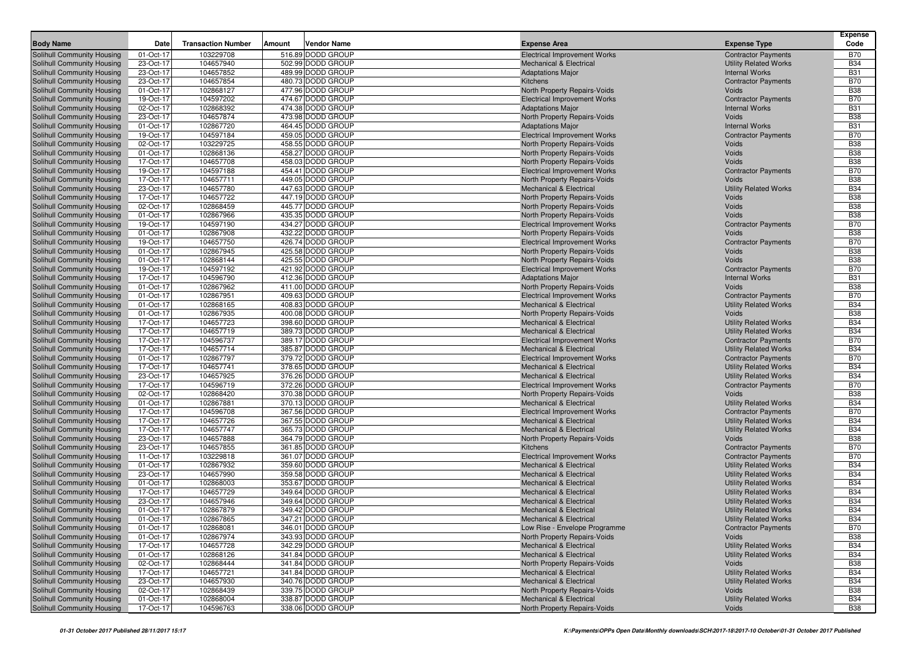| Body Name | Date | Transaction Number | Amount | Vendor Name | Expense Area | Expense Type | Expense Code |
|---|---|---|---|---|---|---|---|
| Solihull Community Housing | 01-Oct-17 | 103229708 | 516.89 | DODD GROUP | Electrical Improvement Works | Contractor Payments | B70 |
| Solihull Community Housing | 23-Oct-17 | 104657940 | 502.99 | DODD GROUP | Mechanical & Electrical | Utility Related Works | B34 |
| Solihull Community Housing | 23-Oct-17 | 104657852 | 489.99 | DODD GROUP | Adaptations Major | Internal Works | B31 |
| Solihull Community Housing | 23-Oct-17 | 104657854 | 480.73 | DODD GROUP | Kitchens | Contractor Payments | B70 |
| Solihull Community Housing | 01-Oct-17 | 102868127 | 477.96 | DODD GROUP | North Property Repairs-Voids | Voids | B38 |
| Solihull Community Housing | 19-Oct-17 | 104597202 | 474.67 | DODD GROUP | Electrical Improvement Works | Contractor Payments | B70 |
| Solihull Community Housing | 02-Oct-17 | 102868392 | 474.38 | DODD GROUP | Adaptations Major | Internal Works | B31 |
| Solihull Community Housing | 23-Oct-17 | 104657874 | 473.98 | DODD GROUP | North Property Repairs-Voids | Voids | B38 |
| Solihull Community Housing | 01-Oct-17 | 102867720 | 464.45 | DODD GROUP | Adaptations Major | Internal Works | B31 |
| Solihull Community Housing | 19-Oct-17 | 104597184 | 459.05 | DODD GROUP | Electrical Improvement Works | Contractor Payments | B70 |
| Solihull Community Housing | 02-Oct-17 | 103229725 | 458.55 | DODD GROUP | North Property Repairs-Voids | Voids | B38 |
| Solihull Community Housing | 01-Oct-17 | 102868136 | 458.27 | DODD GROUP | North Property Repairs-Voids | Voids | B38 |
| Solihull Community Housing | 17-Oct-17 | 104657708 | 458.03 | DODD GROUP | North Property Repairs-Voids | Voids | B38 |
| Solihull Community Housing | 19-Oct-17 | 104597188 | 454.41 | DODD GROUP | Electrical Improvement Works | Contractor Payments | B70 |
| Solihull Community Housing | 17-Oct-17 | 104657711 | 449.05 | DODD GROUP | North Property Repairs-Voids | Voids | B38 |
| Solihull Community Housing | 23-Oct-17 | 104657780 | 447.63 | DODD GROUP | Mechanical & Electrical | Utility Related Works | B34 |
| Solihull Community Housing | 17-Oct-17 | 104657722 | 447.19 | DODD GROUP | North Property Repairs-Voids | Voids | B38 |
| Solihull Community Housing | 02-Oct-17 | 102868459 | 445.77 | DODD GROUP | North Property Repairs-Voids | Voids | B38 |
| Solihull Community Housing | 01-Oct-17 | 102867966 | 435.35 | DODD GROUP | North Property Repairs-Voids | Voids | B38 |
| Solihull Community Housing | 19-Oct-17 | 104597190 | 434.27 | DODD GROUP | Electrical Improvement Works | Contractor Payments | B70 |
| Solihull Community Housing | 01-Oct-17 | 102867908 | 432.22 | DODD GROUP | North Property Repairs-Voids | Voids | B38 |
| Solihull Community Housing | 19-Oct-17 | 104657750 | 426.74 | DODD GROUP | Electrical Improvement Works | Contractor Payments | B70 |
| Solihull Community Housing | 01-Oct-17 | 102867945 | 425.58 | DODD GROUP | North Property Repairs-Voids | Voids | B38 |
| Solihull Community Housing | 01-Oct-17 | 102868144 | 425.55 | DODD GROUP | North Property Repairs-Voids | Voids | B38 |
| Solihull Community Housing | 19-Oct-17 | 104597192 | 421.92 | DODD GROUP | Electrical Improvement Works | Contractor Payments | B70 |
| Solihull Community Housing | 17-Oct-17 | 104596790 | 412.36 | DODD GROUP | Adaptations Major | Internal Works | B31 |
| Solihull Community Housing | 01-Oct-17 | 102867962 | 411.00 | DODD GROUP | North Property Repairs-Voids | Voids | B38 |
| Solihull Community Housing | 01-Oct-17 | 102867951 | 409.63 | DODD GROUP | Electrical Improvement Works | Contractor Payments | B70 |
| Solihull Community Housing | 01-Oct-17 | 102868165 | 408.83 | DODD GROUP | Mechanical & Electrical | Utility Related Works | B34 |
| Solihull Community Housing | 01-Oct-17 | 102867935 | 400.08 | DODD GROUP | North Property Repairs-Voids | Voids | B38 |
| Solihull Community Housing | 17-Oct-17 | 104657723 | 398.60 | DODD GROUP | Mechanical & Electrical | Utility Related Works | B34 |
| Solihull Community Housing | 17-Oct-17 | 104657719 | 389.73 | DODD GROUP | Mechanical & Electrical | Utility Related Works | B34 |
| Solihull Community Housing | 17-Oct-17 | 104596737 | 389.17 | DODD GROUP | Electrical Improvement Works | Contractor Payments | B70 |
| Solihull Community Housing | 17-Oct-17 | 104657714 | 385.87 | DODD GROUP | Mechanical & Electrical | Utility Related Works | B34 |
| Solihull Community Housing | 01-Oct-17 | 102867797 | 379.72 | DODD GROUP | Electrical Improvement Works | Contractor Payments | B70 |
| Solihull Community Housing | 17-Oct-17 | 104657741 | 378.65 | DODD GROUP | Mechanical & Electrical | Utility Related Works | B34 |
| Solihull Community Housing | 23-Oct-17 | 104657925 | 376.26 | DODD GROUP | Mechanical & Electrical | Utility Related Works | B34 |
| Solihull Community Housing | 17-Oct-17 | 104596719 | 372.26 | DODD GROUP | Electrical Improvement Works | Contractor Payments | B70 |
| Solihull Community Housing | 02-Oct-17 | 102868420 | 370.38 | DODD GROUP | North Property Repairs-Voids | Voids | B38 |
| Solihull Community Housing | 01-Oct-17 | 102867881 | 370.13 | DODD GROUP | Mechanical & Electrical | Utility Related Works | B34 |
| Solihull Community Housing | 17-Oct-17 | 104596708 | 367.56 | DODD GROUP | Electrical Improvement Works | Contractor Payments | B70 |
| Solihull Community Housing | 17-Oct-17 | 104657726 | 367.55 | DODD GROUP | Mechanical & Electrical | Utility Related Works | B34 |
| Solihull Community Housing | 17-Oct-17 | 104657747 | 365.73 | DODD GROUP | Mechanical & Electrical | Utility Related Works | B34 |
| Solihull Community Housing | 23-Oct-17 | 104657888 | 364.79 | DODD GROUP | North Property Repairs-Voids | Voids | B38 |
| Solihull Community Housing | 23-Oct-17 | 104657855 | 361.85 | DODD GROUP | Kitchens | Contractor Payments | B70 |
| Solihull Community Housing | 11-Oct-17 | 103229818 | 361.07 | DODD GROUP | Electrical Improvement Works | Contractor Payments | B70 |
| Solihull Community Housing | 01-Oct-17 | 102867932 | 359.60 | DODD GROUP | Mechanical & Electrical | Utility Related Works | B34 |
| Solihull Community Housing | 23-Oct-17 | 104657990 | 359.58 | DODD GROUP | Mechanical & Electrical | Utility Related Works | B34 |
| Solihull Community Housing | 01-Oct-17 | 102868003 | 353.67 | DODD GROUP | Mechanical & Electrical | Utility Related Works | B34 |
| Solihull Community Housing | 17-Oct-17 | 104657729 | 349.64 | DODD GROUP | Mechanical & Electrical | Utility Related Works | B34 |
| Solihull Community Housing | 23-Oct-17 | 104657946 | 349.64 | DODD GROUP | Mechanical & Electrical | Utility Related Works | B34 |
| Solihull Community Housing | 01-Oct-17 | 102867879 | 349.42 | DODD GROUP | Mechanical & Electrical | Utility Related Works | B34 |
| Solihull Community Housing | 01-Oct-17 | 102867865 | 347.21 | DODD GROUP | Mechanical & Electrical | Utility Related Works | B34 |
| Solihull Community Housing | 01-Oct-17 | 102868081 | 346.01 | DODD GROUP | Low Rise - Envelope Programme | Contractor Payments | B70 |
| Solihull Community Housing | 01-Oct-17 | 102867974 | 343.93 | DODD GROUP | North Property Repairs-Voids | Voids | B38 |
| Solihull Community Housing | 17-Oct-17 | 104657728 | 342.29 | DODD GROUP | Mechanical & Electrical | Utility Related Works | B34 |
| Solihull Community Housing | 01-Oct-17 | 102868126 | 341.84 | DODD GROUP | Mechanical & Electrical | Utility Related Works | B34 |
| Solihull Community Housing | 02-Oct-17 | 102868444 | 341.84 | DODD GROUP | North Property Repairs-Voids | Voids | B38 |
| Solihull Community Housing | 17-Oct-17 | 104657721 | 341.84 | DODD GROUP | Mechanical & Electrical | Utility Related Works | B34 |
| Solihull Community Housing | 23-Oct-17 | 104657930 | 340.76 | DODD GROUP | Mechanical & Electrical | Utility Related Works | B34 |
| Solihull Community Housing | 02-Oct-17 | 102868439 | 339.75 | DODD GROUP | North Property Repairs-Voids | Voids | B38 |
| Solihull Community Housing | 01-Oct-17 | 102868004 | 338.87 | DODD GROUP | Mechanical & Electrical | Utility Related Works | B34 |
| Solihull Community Housing | 17-Oct-17 | 104596763 | 338.06 | DODD GROUP | North Property Repairs-Voids | Voids | B38 |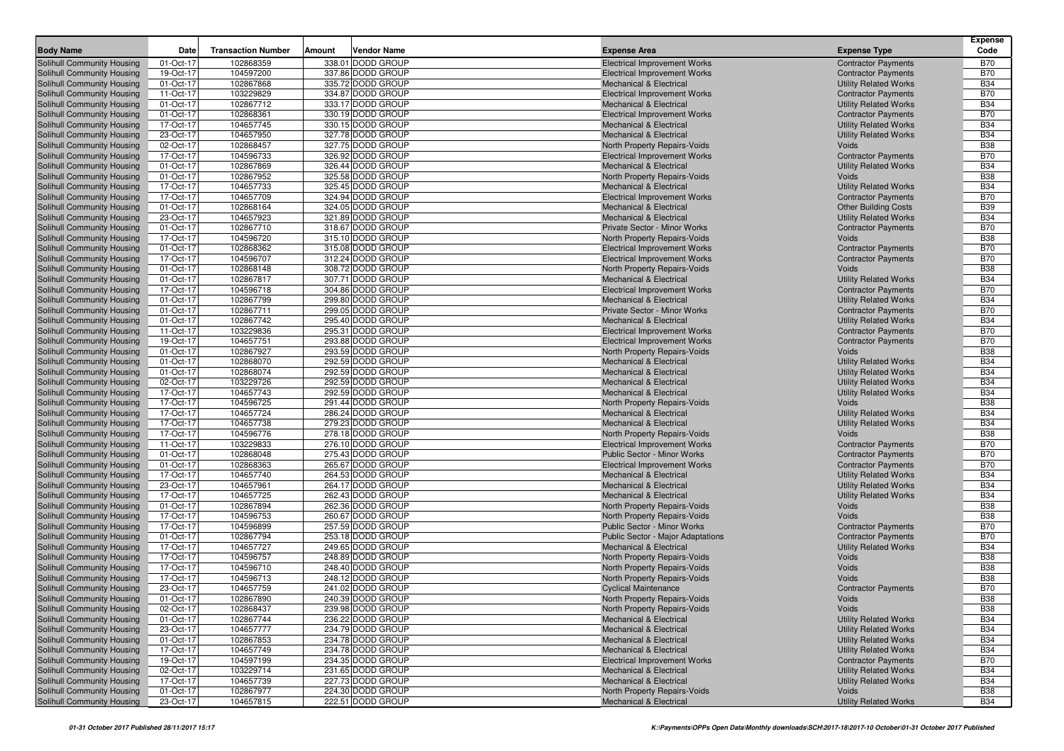| Body Name | Date | Transaction Number | Amount | Vendor Name | Expense Area | Expense Type | Expense Code |
|---|---|---|---|---|---|---|---|
| Solihull Community Housing | 01-Oct-17 | 102868359 | 338.01 | DODD GROUP | Electrical Improvement Works | Contractor Payments | B70 |
| Solihull Community Housing | 19-Oct-17 | 104597200 | 337.86 | DODD GROUP | Electrical Improvement Works | Contractor Payments | B70 |
| Solihull Community Housing | 01-Oct-17 | 102867868 | 335.72 | DODD GROUP | Mechanical & Electrical | Utility Related Works | B34 |
| Solihull Community Housing | 11-Oct-17 | 103229829 | 334.87 | DODD GROUP | Electrical Improvement Works | Contractor Payments | B70 |
| Solihull Community Housing | 01-Oct-17 | 102867712 | 333.17 | DODD GROUP | Mechanical & Electrical | Utility Related Works | B34 |
| Solihull Community Housing | 01-Oct-17 | 102868361 | 330.19 | DODD GROUP | Electrical Improvement Works | Contractor Payments | B70 |
| Solihull Community Housing | 17-Oct-17 | 104657745 | 330.15 | DODD GROUP | Mechanical & Electrical | Utility Related Works | B34 |
| Solihull Community Housing | 23-Oct-17 | 104657950 | 327.78 | DODD GROUP | Mechanical & Electrical | Utility Related Works | B34 |
| Solihull Community Housing | 02-Oct-17 | 102868457 | 327.75 | DODD GROUP | North Property Repairs-Voids | Voids | B38 |
| Solihull Community Housing | 17-Oct-17 | 104596733 | 326.92 | DODD GROUP | Electrical Improvement Works | Contractor Payments | B70 |
| Solihull Community Housing | 01-Oct-17 | 102867869 | 326.44 | DODD GROUP | Mechanical & Electrical | Utility Related Works | B34 |
| Solihull Community Housing | 01-Oct-17 | 102867952 | 325.58 | DODD GROUP | North Property Repairs-Voids | Voids | B38 |
| Solihull Community Housing | 17-Oct-17 | 104657733 | 325.45 | DODD GROUP | Mechanical & Electrical | Utility Related Works | B34 |
| Solihull Community Housing | 17-Oct-17 | 104657709 | 324.94 | DODD GROUP | Electrical Improvement Works | Contractor Payments | B70 |
| Solihull Community Housing | 01-Oct-17 | 102868164 | 324.05 | DODD GROUP | Mechanical & Electrical | Other Building Costs | B39 |
| Solihull Community Housing | 23-Oct-17 | 104657923 | 321.89 | DODD GROUP | Mechanical & Electrical | Utility Related Works | B34 |
| Solihull Community Housing | 01-Oct-17 | 102867710 | 318.67 | DODD GROUP | Private Sector - Minor Works | Contractor Payments | B70 |
| Solihull Community Housing | 17-Oct-17 | 104596720 | 315.10 | DODD GROUP | North Property Repairs-Voids | Voids | B38 |
| Solihull Community Housing | 01-Oct-17 | 102868362 | 315.08 | DODD GROUP | Electrical Improvement Works | Contractor Payments | B70 |
| Solihull Community Housing | 17-Oct-17 | 104596707 | 312.24 | DODD GROUP | Electrical Improvement Works | Contractor Payments | B70 |
| Solihull Community Housing | 01-Oct-17 | 102868148 | 308.72 | DODD GROUP | North Property Repairs-Voids | Voids | B38 |
| Solihull Community Housing | 01-Oct-17 | 102867817 | 307.71 | DODD GROUP | Mechanical & Electrical | Utility Related Works | B34 |
| Solihull Community Housing | 17-Oct-17 | 104596718 | 304.86 | DODD GROUP | Electrical Improvement Works | Contractor Payments | B70 |
| Solihull Community Housing | 01-Oct-17 | 102867799 | 299.80 | DODD GROUP | Mechanical & Electrical | Utility Related Works | B34 |
| Solihull Community Housing | 01-Oct-17 | 102867711 | 299.05 | DODD GROUP | Private Sector - Minor Works | Contractor Payments | B70 |
| Solihull Community Housing | 01-Oct-17 | 102867742 | 295.40 | DODD GROUP | Mechanical & Electrical | Utility Related Works | B34 |
| Solihull Community Housing | 11-Oct-17 | 103229836 | 295.31 | DODD GROUP | Electrical Improvement Works | Contractor Payments | B70 |
| Solihull Community Housing | 19-Oct-17 | 104657751 | 293.88 | DODD GROUP | Electrical Improvement Works | Contractor Payments | B70 |
| Solihull Community Housing | 01-Oct-17 | 102867927 | 293.59 | DODD GROUP | North Property Repairs-Voids | Voids | B38 |
| Solihull Community Housing | 01-Oct-17 | 102868070 | 292.59 | DODD GROUP | Mechanical & Electrical | Utility Related Works | B34 |
| Solihull Community Housing | 01-Oct-17 | 102868074 | 292.59 | DODD GROUP | Mechanical & Electrical | Utility Related Works | B34 |
| Solihull Community Housing | 02-Oct-17 | 103229726 | 292.59 | DODD GROUP | Mechanical & Electrical | Utility Related Works | B34 |
| Solihull Community Housing | 17-Oct-17 | 104657743 | 292.59 | DODD GROUP | Mechanical & Electrical | Utility Related Works | B34 |
| Solihull Community Housing | 17-Oct-17 | 104596725 | 291.44 | DODD GROUP | North Property Repairs-Voids | Voids | B38 |
| Solihull Community Housing | 17-Oct-17 | 104657724 | 286.24 | DODD GROUP | Mechanical & Electrical | Utility Related Works | B34 |
| Solihull Community Housing | 17-Oct-17 | 104657738 | 279.23 | DODD GROUP | Mechanical & Electrical | Utility Related Works | B34 |
| Solihull Community Housing | 17-Oct-17 | 104596776 | 278.18 | DODD GROUP | North Property Repairs-Voids | Voids | B38 |
| Solihull Community Housing | 11-Oct-17 | 103229833 | 276.10 | DODD GROUP | Electrical Improvement Works | Contractor Payments | B70 |
| Solihull Community Housing | 01-Oct-17 | 102868048 | 275.43 | DODD GROUP | Public Sector - Minor Works | Contractor Payments | B70 |
| Solihull Community Housing | 01-Oct-17 | 102868363 | 265.67 | DODD GROUP | Electrical Improvement Works | Contractor Payments | B70 |
| Solihull Community Housing | 17-Oct-17 | 104657740 | 264.53 | DODD GROUP | Mechanical & Electrical | Utility Related Works | B34 |
| Solihull Community Housing | 23-Oct-17 | 104657961 | 264.17 | DODD GROUP | Mechanical & Electrical | Utility Related Works | B34 |
| Solihull Community Housing | 17-Oct-17 | 104657725 | 262.43 | DODD GROUP | Mechanical & Electrical | Utility Related Works | B34 |
| Solihull Community Housing | 01-Oct-17 | 102867894 | 262.36 | DODD GROUP | North Property Repairs-Voids | Voids | B38 |
| Solihull Community Housing | 17-Oct-17 | 104596753 | 260.67 | DODD GROUP | North Property Repairs-Voids | Voids | B38 |
| Solihull Community Housing | 17-Oct-17 | 104596899 | 257.59 | DODD GROUP | Public Sector - Minor Works | Contractor Payments | B70 |
| Solihull Community Housing | 01-Oct-17 | 102867794 | 253.18 | DODD GROUP | Public Sector - Major Adaptations | Contractor Payments | B70 |
| Solihull Community Housing | 17-Oct-17 | 104657727 | 249.65 | DODD GROUP | Mechanical & Electrical | Utility Related Works | B34 |
| Solihull Community Housing | 17-Oct-17 | 104596757 | 248.89 | DODD GROUP | North Property Repairs-Voids | Voids | B38 |
| Solihull Community Housing | 17-Oct-17 | 104596710 | 248.40 | DODD GROUP | North Property Repairs-Voids | Voids | B38 |
| Solihull Community Housing | 17-Oct-17 | 104596713 | 248.12 | DODD GROUP | North Property Repairs-Voids | Voids | B38 |
| Solihull Community Housing | 23-Oct-17 | 104657759 | 241.02 | DODD GROUP | Cyclical Maintenance | Contractor Payments | B70 |
| Solihull Community Housing | 01-Oct-17 | 102867890 | 240.39 | DODD GROUP | North Property Repairs-Voids | Voids | B38 |
| Solihull Community Housing | 02-Oct-17 | 102868437 | 239.98 | DODD GROUP | North Property Repairs-Voids | Voids | B38 |
| Solihull Community Housing | 01-Oct-17 | 102867744 | 236.22 | DODD GROUP | Mechanical & Electrical | Utility Related Works | B34 |
| Solihull Community Housing | 23-Oct-17 | 104657777 | 234.79 | DODD GROUP | Mechanical & Electrical | Utility Related Works | B34 |
| Solihull Community Housing | 01-Oct-17 | 102867853 | 234.78 | DODD GROUP | Mechanical & Electrical | Utility Related Works | B34 |
| Solihull Community Housing | 17-Oct-17 | 104657749 | 234.78 | DODD GROUP | Mechanical & Electrical | Utility Related Works | B34 |
| Solihull Community Housing | 19-Oct-17 | 104597199 | 234.35 | DODD GROUP | Electrical Improvement Works | Contractor Payments | B70 |
| Solihull Community Housing | 02-Oct-17 | 103229714 | 231.65 | DODD GROUP | Mechanical & Electrical | Utility Related Works | B34 |
| Solihull Community Housing | 17-Oct-17 | 104657739 | 227.73 | DODD GROUP | Mechanical & Electrical | Utility Related Works | B34 |
| Solihull Community Housing | 01-Oct-17 | 102867977 | 224.30 | DODD GROUP | North Property Repairs-Voids | Voids | B38 |
| Solihull Community Housing | 23-Oct-17 | 104657815 | 222.51 | DODD GROUP | Mechanical & Electrical | Utility Related Works | B34 |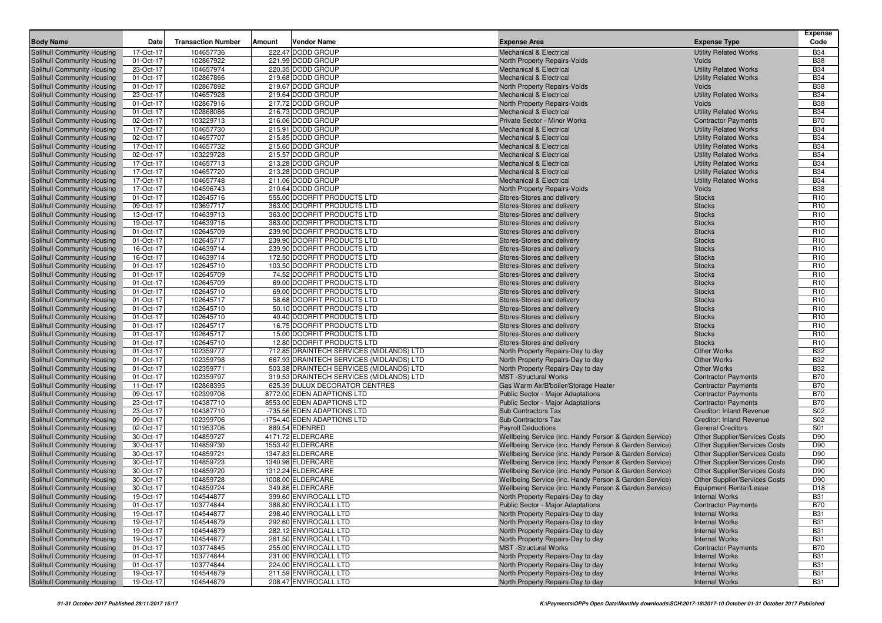| Body Name | Date | Transaction Number | Amount | Vendor Name | Expense Area | Expense Type | Expense Code |
|---|---|---|---|---|---|---|---|
| Solihull Community Housing | 17-Oct-17 | 104657736 | 222.47 | DODD GROUP | Mechanical & Electrical | Utility Related Works | B34 |
| Solihull Community Housing | 01-Oct-17 | 102867922 | 221.99 | DODD GROUP | North Property Repairs-Voids | Voids | B38 |
| Solihull Community Housing | 23-Oct-17 | 104657974 | 220.35 | DODD GROUP | Mechanical & Electrical | Utility Related Works | B34 |
| Solihull Community Housing | 01-Oct-17 | 102867866 | 219.68 | DODD GROUP | Mechanical & Electrical | Utility Related Works | B34 |
| Solihull Community Housing | 01-Oct-17 | 102867892 | 219.67 | DODD GROUP | North Property Repairs-Voids | Voids | B38 |
| Solihull Community Housing | 23-Oct-17 | 104657928 | 219.64 | DODD GROUP | Mechanical & Electrical | Utility Related Works | B34 |
| Solihull Community Housing | 01-Oct-17 | 102867916 | 217.72 | DODD GROUP | North Property Repairs-Voids | Voids | B38 |
| Solihull Community Housing | 01-Oct-17 | 102868086 | 216.73 | DODD GROUP | Mechanical & Electrical | Utility Related Works | B34 |
| Solihull Community Housing | 02-Oct-17 | 103229713 | 216.06 | DODD GROUP | Private Sector - Minor Works | Contractor Payments | B70 |
| Solihull Community Housing | 17-Oct-17 | 104657730 | 215.91 | DODD GROUP | Mechanical & Electrical | Utility Related Works | B34 |
| Solihull Community Housing | 02-Oct-17 | 104657707 | 215.85 | DODD GROUP | Mechanical & Electrical | Utility Related Works | B34 |
| Solihull Community Housing | 17-Oct-17 | 104657732 | 215.60 | DODD GROUP | Mechanical & Electrical | Utility Related Works | B34 |
| Solihull Community Housing | 02-Oct-17 | 103229728 | 215.57 | DODD GROUP | Mechanical & Electrical | Utility Related Works | B34 |
| Solihull Community Housing | 17-Oct-17 | 104657713 | 213.28 | DODD GROUP | Mechanical & Electrical | Utility Related Works | B34 |
| Solihull Community Housing | 17-Oct-17 | 104657720 | 213.28 | DODD GROUP | Mechanical & Electrical | Utility Related Works | B34 |
| Solihull Community Housing | 17-Oct-17 | 104657748 | 211.06 | DODD GROUP | Mechanical & Electrical | Utility Related Works | B34 |
| Solihull Community Housing | 17-Oct-17 | 104596743 | 210.64 | DODD GROUP | North Property Repairs-Voids | Voids | B38 |
| Solihull Community Housing | 01-Oct-17 | 102645716 | 555.00 | DOORFIT PRODUCTS LTD | Stores-Stores and delivery | Stocks | R10 |
| Solihull Community Housing | 09-Oct-17 | 103697717 | 363.00 | DOORFIT PRODUCTS LTD | Stores-Stores and delivery | Stocks | R10 |
| Solihull Community Housing | 13-Oct-17 | 104639713 | 363.00 | DOORFIT PRODUCTS LTD | Stores-Stores and delivery | Stocks | R10 |
| Solihull Community Housing | 19-Oct-17 | 104639716 | 363.00 | DOORFIT PRODUCTS LTD | Stores-Stores and delivery | Stocks | R10 |
| Solihull Community Housing | 01-Oct-17 | 102645709 | 239.90 | DOORFIT PRODUCTS LTD | Stores-Stores and delivery | Stocks | R10 |
| Solihull Community Housing | 01-Oct-17 | 102645717 | 239.90 | DOORFIT PRODUCTS LTD | Stores-Stores and delivery | Stocks | R10 |
| Solihull Community Housing | 16-Oct-17 | 104639714 | 239.90 | DOORFIT PRODUCTS LTD | Stores-Stores and delivery | Stocks | R10 |
| Solihull Community Housing | 16-Oct-17 | 104639714 | 172.50 | DOORFIT PRODUCTS LTD | Stores-Stores and delivery | Stocks | R10 |
| Solihull Community Housing | 01-Oct-17 | 102645710 | 103.50 | DOORFIT PRODUCTS LTD | Stores-Stores and delivery | Stocks | R10 |
| Solihull Community Housing | 01-Oct-17 | 102645709 | 74.52 | DOORFIT PRODUCTS LTD | Stores-Stores and delivery | Stocks | R10 |
| Solihull Community Housing | 01-Oct-17 | 102645709 | 69.00 | DOORFIT PRODUCTS LTD | Stores-Stores and delivery | Stocks | R10 |
| Solihull Community Housing | 01-Oct-17 | 102645710 | 69.00 | DOORFIT PRODUCTS LTD | Stores-Stores and delivery | Stocks | R10 |
| Solihull Community Housing | 01-Oct-17 | 102645717 | 58.68 | DOORFIT PRODUCTS LTD | Stores-Stores and delivery | Stocks | R10 |
| Solihull Community Housing | 01-Oct-17 | 102645710 | 50.10 | DOORFIT PRODUCTS LTD | Stores-Stores and delivery | Stocks | R10 |
| Solihull Community Housing | 01-Oct-17 | 102645710 | 40.40 | DOORFIT PRODUCTS LTD | Stores-Stores and delivery | Stocks | R10 |
| Solihull Community Housing | 01-Oct-17 | 102645717 | 16.75 | DOORFIT PRODUCTS LTD | Stores-Stores and delivery | Stocks | R10 |
| Solihull Community Housing | 01-Oct-17 | 102645717 | 15.00 | DOORFIT PRODUCTS LTD | Stores-Stores and delivery | Stocks | R10 |
| Solihull Community Housing | 01-Oct-17 | 102645710 | 12.80 | DOORFIT PRODUCTS LTD | Stores-Stores and delivery | Stocks | R10 |
| Solihull Community Housing | 01-Oct-17 | 102359777 | 712.85 | DRAINTECH SERVICES (MIDLANDS) LTD | North Property Repairs-Day to day | Other Works | B32 |
| Solihull Community Housing | 01-Oct-17 | 102359798 | 667.93 | DRAINTECH SERVICES (MIDLANDS) LTD | North Property Repairs-Day to day | Other Works | B32 |
| Solihull Community Housing | 01-Oct-17 | 102359771 | 503.38 | DRAINTECH SERVICES (MIDLANDS) LTD | North Property Repairs-Day to day | Other Works | B32 |
| Solihull Community Housing | 01-Oct-17 | 102359797 | 319.53 | DRAINTECH SERVICES (MIDLANDS) LTD | MST -Structural Works | Contractor Payments | B70 |
| Solihull Community Housing | 11-Oct-17 | 102868395 | 625.39 | DULUX DECORATOR CENTRES | Gas Warm Air/B'boiler/Storage Heater | Contractor Payments | B70 |
| Solihull Community Housing | 09-Oct-17 | 102399706 | 8772.00 | EDEN ADAPTIONS LTD | Public Sector - Major Adaptations | Contractor Payments | B70 |
| Solihull Community Housing | 23-Oct-17 | 104387710 | 8553.00 | EDEN ADAPTIONS LTD | Public Sector - Major Adaptations | Contractor Payments | B70 |
| Solihull Community Housing | 23-Oct-17 | 104387710 | -735.56 | EDEN ADAPTIONS LTD | Sub Contractors Tax | Creditor: Inland Revenue | S02 |
| Solihull Community Housing | 09-Oct-17 | 102399706 | -1754.40 | EDEN ADAPTIONS LTD | Sub Contractors Tax | Creditor: Inland Revenue | S02 |
| Solihull Community Housing | 02-Oct-17 | 101953706 | 889.54 | EDENRED | Payroll Deductions | General Creditors | S01 |
| Solihull Community Housing | 30-Oct-17 | 104859727 | 4171.72 | ELDERCARE | Wellbeing Service (inc. Handy Person & Garden Service) | Other Supplier/Services Costs | D90 |
| Solihull Community Housing | 30-Oct-17 | 104859730 | 1553.42 | ELDERCARE | Wellbeing Service (inc. Handy Person & Garden Service) | Other Supplier/Services Costs | D90 |
| Solihull Community Housing | 30-Oct-17 | 104859721 | 1347.83 | ELDERCARE | Wellbeing Service (inc. Handy Person & Garden Service) | Other Supplier/Services Costs | D90 |
| Solihull Community Housing | 30-Oct-17 | 104859723 | 1340.98 | ELDERCARE | Wellbeing Service (inc. Handy Person & Garden Service) | Other Supplier/Services Costs | D90 |
| Solihull Community Housing | 30-Oct-17 | 104859720 | 1312.24 | ELDERCARE | Wellbeing Service (inc. Handy Person & Garden Service) | Other Supplier/Services Costs | D90 |
| Solihull Community Housing | 30-Oct-17 | 104859728 | 1008.00 | ELDERCARE | Wellbeing Service (inc. Handy Person & Garden Service) | Other Supplier/Services Costs | D90 |
| Solihull Community Housing | 30-Oct-17 | 104859724 | 349.86 | ELDERCARE | Wellbeing Service (inc. Handy Person & Garden Service) | Equipment Rental/Lease | D18 |
| Solihull Community Housing | 19-Oct-17 | 104544877 | 399.60 | ENVIROCALL LTD | North Property Repairs-Day to day | Internal Works | B31 |
| Solihull Community Housing | 01-Oct-17 | 103774844 | 388.80 | ENVIROCALL LTD | Public Sector - Major Adaptations | Contractor Payments | B70 |
| Solihull Community Housing | 19-Oct-17 | 104544877 | 298.40 | ENVIROCALL LTD | North Property Repairs-Day to day | Internal Works | B31 |
| Solihull Community Housing | 19-Oct-17 | 104544879 | 292.60 | ENVIROCALL LTD | North Property Repairs-Day to day | Internal Works | B31 |
| Solihull Community Housing | 19-Oct-17 | 104544879 | 282.12 | ENVIROCALL LTD | North Property Repairs-Day to day | Internal Works | B31 |
| Solihull Community Housing | 19-Oct-17 | 104544877 | 261.50 | ENVIROCALL LTD | North Property Repairs-Day to day | Internal Works | B31 |
| Solihull Community Housing | 01-Oct-17 | 103774845 | 255.00 | ENVIROCALL LTD | MST -Structural Works | Contractor Payments | B70 |
| Solihull Community Housing | 01-Oct-17 | 103774844 | 231.00 | ENVIROCALL LTD | North Property Repairs-Day to day | Internal Works | B31 |
| Solihull Community Housing | 01-Oct-17 | 103774844 | 224.00 | ENVIROCALL LTD | North Property Repairs-Day to day | Internal Works | B31 |
| Solihull Community Housing | 19-Oct-17 | 104544879 | 211.59 | ENVIROCALL LTD | North Property Repairs-Day to day | Internal Works | B31 |
| Solihull Community Housing | 19-Oct-17 | 104544879 | 208.47 | ENVIROCALL LTD | North Property Repairs-Day to day | Internal Works | B31 |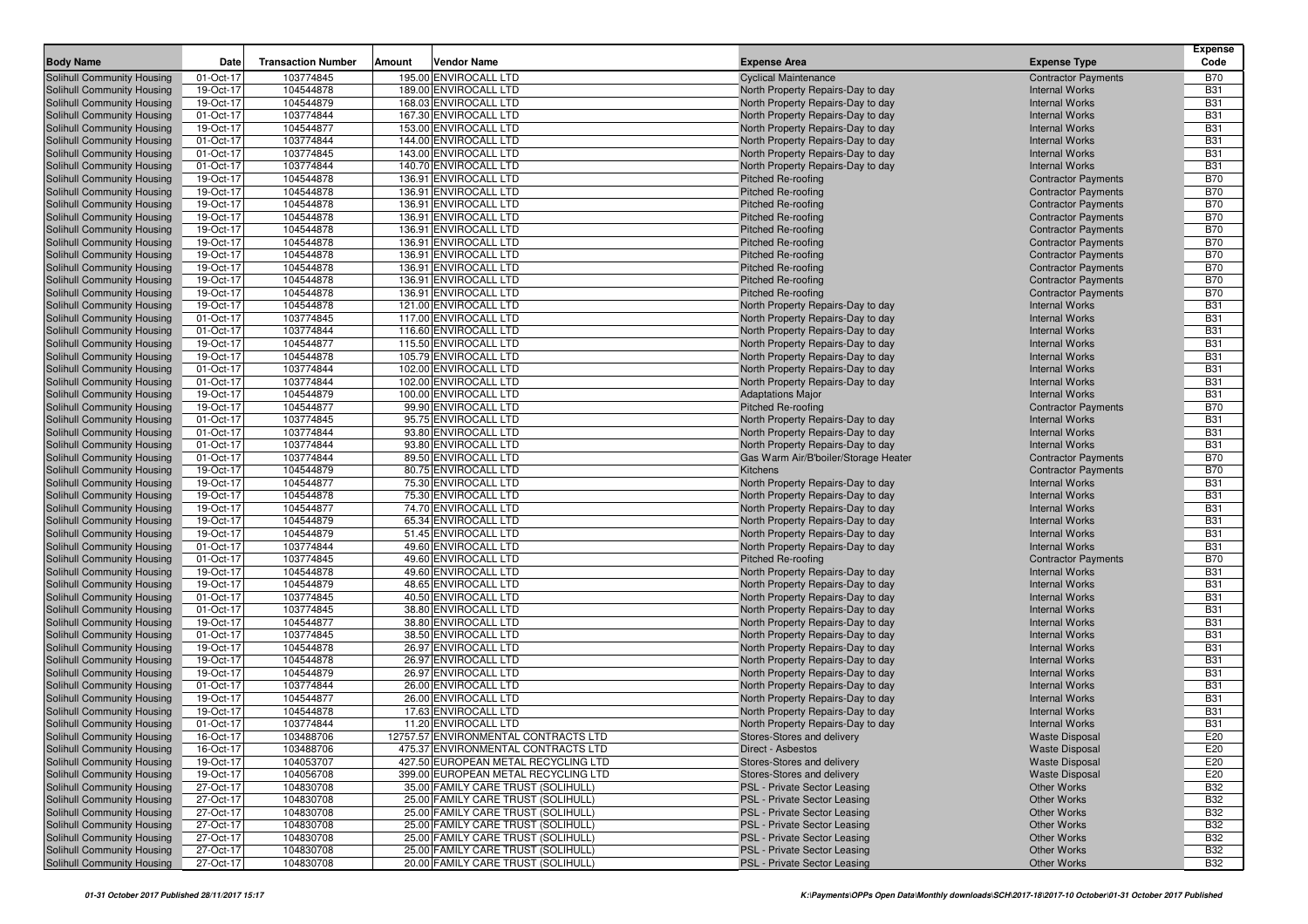| Body Name | Date | Transaction Number | Amount | Vendor Name | Expense Area | Expense Type | Expense Code |
|---|---|---|---|---|---|---|---|
| Solihull Community Housing | 01-Oct-17 | 103774845 | 195.00 | ENVIROCALL LTD | Cyclical Maintenance | Contractor Payments | B70 |
| Solihull Community Housing | 19-Oct-17 | 104544878 | 189.00 | ENVIROCALL LTD | North Property Repairs-Day to day | Internal Works | B31 |
| Solihull Community Housing | 19-Oct-17 | 104544879 | 168.03 | ENVIROCALL LTD | North Property Repairs-Day to day | Internal Works | B31 |
| Solihull Community Housing | 01-Oct-17 | 103774844 | 167.30 | ENVIROCALL LTD | North Property Repairs-Day to day | Internal Works | B31 |
| Solihull Community Housing | 19-Oct-17 | 104544877 | 153.00 | ENVIROCALL LTD | North Property Repairs-Day to day | Internal Works | B31 |
| Solihull Community Housing | 01-Oct-17 | 103774844 | 144.00 | ENVIROCALL LTD | North Property Repairs-Day to day | Internal Works | B31 |
| Solihull Community Housing | 01-Oct-17 | 103774845 | 143.00 | ENVIROCALL LTD | North Property Repairs-Day to day | Internal Works | B31 |
| Solihull Community Housing | 01-Oct-17 | 103774844 | 140.70 | ENVIROCALL LTD | North Property Repairs-Day to day | Internal Works | B31 |
| Solihull Community Housing | 19-Oct-17 | 104544878 | 136.91 | ENVIROCALL LTD | Pitched Re-roofing | Contractor Payments | B70 |
| Solihull Community Housing | 19-Oct-17 | 104544878 | 136.91 | ENVIROCALL LTD | Pitched Re-roofing | Contractor Payments | B70 |
| Solihull Community Housing | 19-Oct-17 | 104544878 | 136.91 | ENVIROCALL LTD | Pitched Re-roofing | Contractor Payments | B70 |
| Solihull Community Housing | 19-Oct-17 | 104544878 | 136.91 | ENVIROCALL LTD | Pitched Re-roofing | Contractor Payments | B70 |
| Solihull Community Housing | 19-Oct-17 | 104544878 | 136.91 | ENVIROCALL LTD | Pitched Re-roofing | Contractor Payments | B70 |
| Solihull Community Housing | 19-Oct-17 | 104544878 | 136.91 | ENVIROCALL LTD | Pitched Re-roofing | Contractor Payments | B70 |
| Solihull Community Housing | 19-Oct-17 | 104544878 | 136.91 | ENVIROCALL LTD | Pitched Re-roofing | Contractor Payments | B70 |
| Solihull Community Housing | 19-Oct-17 | 104544878 | 136.91 | ENVIROCALL LTD | Pitched Re-roofing | Contractor Payments | B70 |
| Solihull Community Housing | 19-Oct-17 | 104544878 | 136.91 | ENVIROCALL LTD | Pitched Re-roofing | Contractor Payments | B70 |
| Solihull Community Housing | 19-Oct-17 | 104544878 | 136.91 | ENVIROCALL LTD | Pitched Re-roofing | Contractor Payments | B70 |
| Solihull Community Housing | 19-Oct-17 | 104544878 | 121.00 | ENVIROCALL LTD | North Property Repairs-Day to day | Internal Works | B31 |
| Solihull Community Housing | 01-Oct-17 | 103774845 | 117.00 | ENVIROCALL LTD | North Property Repairs-Day to day | Internal Works | B31 |
| Solihull Community Housing | 01-Oct-17 | 103774844 | 116.60 | ENVIROCALL LTD | North Property Repairs-Day to day | Internal Works | B31 |
| Solihull Community Housing | 19-Oct-17 | 104544877 | 115.50 | ENVIROCALL LTD | North Property Repairs-Day to day | Internal Works | B31 |
| Solihull Community Housing | 19-Oct-17 | 104544878 | 105.79 | ENVIROCALL LTD | North Property Repairs-Day to day | Internal Works | B31 |
| Solihull Community Housing | 01-Oct-17 | 103774844 | 102.00 | ENVIROCALL LTD | North Property Repairs-Day to day | Internal Works | B31 |
| Solihull Community Housing | 01-Oct-17 | 103774844 | 102.00 | ENVIROCALL LTD | North Property Repairs-Day to day | Internal Works | B31 |
| Solihull Community Housing | 19-Oct-17 | 104544879 | 100.00 | ENVIROCALL LTD | Adaptations Major | Internal Works | B31 |
| Solihull Community Housing | 19-Oct-17 | 104544877 | 99.90 | ENVIROCALL LTD | Pitched Re-roofing | Contractor Payments | B70 |
| Solihull Community Housing | 01-Oct-17 | 103774845 | 95.75 | ENVIROCALL LTD | North Property Repairs-Day to day | Internal Works | B31 |
| Solihull Community Housing | 01-Oct-17 | 103774844 | 93.80 | ENVIROCALL LTD | North Property Repairs-Day to day | Internal Works | B31 |
| Solihull Community Housing | 01-Oct-17 | 103774844 | 93.80 | ENVIROCALL LTD | North Property Repairs-Day to day | Internal Works | B31 |
| Solihull Community Housing | 01-Oct-17 | 103774844 | 89.50 | ENVIROCALL LTD | Gas Warm Air/B'boiler/Storage Heater | Contractor Payments | B70 |
| Solihull Community Housing | 19-Oct-17 | 104544879 | 80.75 | ENVIROCALL LTD | Kitchens | Contractor Payments | B70 |
| Solihull Community Housing | 19-Oct-17 | 104544877 | 75.30 | ENVIROCALL LTD | North Property Repairs-Day to day | Internal Works | B31 |
| Solihull Community Housing | 19-Oct-17 | 104544878 | 75.30 | ENVIROCALL LTD | North Property Repairs-Day to day | Internal Works | B31 |
| Solihull Community Housing | 19-Oct-17 | 104544877 | 74.70 | ENVIROCALL LTD | North Property Repairs-Day to day | Internal Works | B31 |
| Solihull Community Housing | 19-Oct-17 | 104544879 | 65.34 | ENVIROCALL LTD | North Property Repairs-Day to day | Internal Works | B31 |
| Solihull Community Housing | 19-Oct-17 | 104544879 | 51.45 | ENVIROCALL LTD | North Property Repairs-Day to day | Internal Works | B31 |
| Solihull Community Housing | 01-Oct-17 | 103774844 | 49.60 | ENVIROCALL LTD | North Property Repairs-Day to day | Internal Works | B31 |
| Solihull Community Housing | 01-Oct-17 | 103774845 | 49.60 | ENVIROCALL LTD | Pitched Re-roofing | Contractor Payments | B70 |
| Solihull Community Housing | 19-Oct-17 | 104544878 | 49.60 | ENVIROCALL LTD | North Property Repairs-Day to day | Internal Works | B31 |
| Solihull Community Housing | 19-Oct-17 | 104544879 | 48.65 | ENVIROCALL LTD | North Property Repairs-Day to day | Internal Works | B31 |
| Solihull Community Housing | 01-Oct-17 | 103774845 | 40.50 | ENVIROCALL LTD | North Property Repairs-Day to day | Internal Works | B31 |
| Solihull Community Housing | 01-Oct-17 | 103774845 | 38.80 | ENVIROCALL LTD | North Property Repairs-Day to day | Internal Works | B31 |
| Solihull Community Housing | 19-Oct-17 | 104544877 | 38.80 | ENVIROCALL LTD | North Property Repairs-Day to day | Internal Works | B31 |
| Solihull Community Housing | 01-Oct-17 | 103774845 | 38.50 | ENVIROCALL LTD | North Property Repairs-Day to day | Internal Works | B31 |
| Solihull Community Housing | 19-Oct-17 | 104544878 | 26.97 | ENVIROCALL LTD | North Property Repairs-Day to day | Internal Works | B31 |
| Solihull Community Housing | 19-Oct-17 | 104544878 | 26.97 | ENVIROCALL LTD | North Property Repairs-Day to day | Internal Works | B31 |
| Solihull Community Housing | 19-Oct-17 | 104544879 | 26.97 | ENVIROCALL LTD | North Property Repairs-Day to day | Internal Works | B31 |
| Solihull Community Housing | 01-Oct-17 | 103774844 | 26.00 | ENVIROCALL LTD | North Property Repairs-Day to day | Internal Works | B31 |
| Solihull Community Housing | 19-Oct-17 | 104544877 | 26.00 | ENVIROCALL LTD | North Property Repairs-Day to day | Internal Works | B31 |
| Solihull Community Housing | 19-Oct-17 | 104544878 | 17.63 | ENVIROCALL LTD | North Property Repairs-Day to day | Internal Works | B31 |
| Solihull Community Housing | 01-Oct-17 | 103774844 | 11.20 | ENVIROCALL LTD | North Property Repairs-Day to day | Internal Works | B31 |
| Solihull Community Housing | 16-Oct-17 | 103488706 | 12757.57 | ENVIRONMENTAL CONTRACTS LTD | Stores-Stores and delivery | Waste Disposal | E20 |
| Solihull Community Housing | 16-Oct-17 | 103488706 | 475.37 | ENVIRONMENTAL CONTRACTS LTD | Direct - Asbestos | Waste Disposal | E20 |
| Solihull Community Housing | 19-Oct-17 | 104053707 | 427.50 | EUROPEAN METAL RECYCLING LTD | Stores-Stores and delivery | Waste Disposal | E20 |
| Solihull Community Housing | 19-Oct-17 | 104056708 | 399.00 | EUROPEAN METAL RECYCLING LTD | Stores-Stores and delivery | Waste Disposal | E20 |
| Solihull Community Housing | 27-Oct-17 | 104830708 | 35.00 | FAMILY CARE TRUST (SOLIHULL) | PSL - Private Sector Leasing | Other Works | B32 |
| Solihull Community Housing | 27-Oct-17 | 104830708 | 25.00 | FAMILY CARE TRUST (SOLIHULL) | PSL - Private Sector Leasing | Other Works | B32 |
| Solihull Community Housing | 27-Oct-17 | 104830708 | 25.00 | FAMILY CARE TRUST (SOLIHULL) | PSL - Private Sector Leasing | Other Works | B32 |
| Solihull Community Housing | 27-Oct-17 | 104830708 | 25.00 | FAMILY CARE TRUST (SOLIHULL) | PSL - Private Sector Leasing | Other Works | B32 |
| Solihull Community Housing | 27-Oct-17 | 104830708 | 25.00 | FAMILY CARE TRUST (SOLIHULL) | PSL - Private Sector Leasing | Other Works | B32 |
| Solihull Community Housing | 27-Oct-17 | 104830708 | 25.00 | FAMILY CARE TRUST (SOLIHULL) | PSL - Private Sector Leasing | Other Works | B32 |
| Solihull Community Housing | 27-Oct-17 | 104830708 | 20.00 | FAMILY CARE TRUST (SOLIHULL) | PSL - Private Sector Leasing | Other Works | B32 |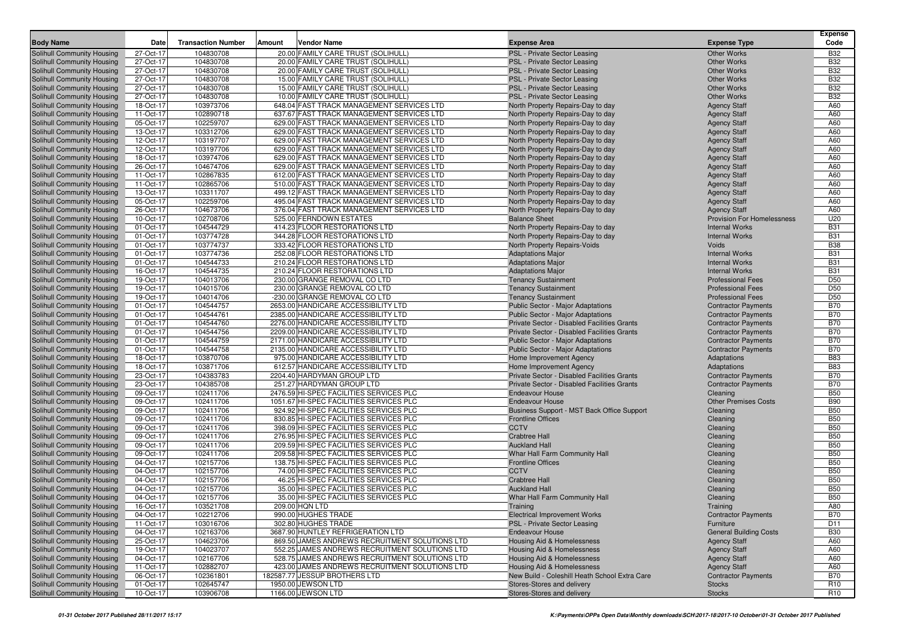| Body Name | Date | Transaction Number | Amount | Vendor Name | Expense Area | Expense Type | Expense Code |
|---|---|---|---|---|---|---|---|
| Solihull Community Housing | 27-Oct-17 | 104830708 | 20.00 | FAMILY CARE TRUST (SOLIHULL) | PSL - Private Sector Leasing | Other Works | B32 |
| Solihull Community Housing | 27-Oct-17 | 104830708 | 20.00 | FAMILY CARE TRUST (SOLIHULL) | PSL - Private Sector Leasing | Other Works | B32 |
| Solihull Community Housing | 27-Oct-17 | 104830708 | 20.00 | FAMILY CARE TRUST (SOLIHULL) | PSL - Private Sector Leasing | Other Works | B32 |
| Solihull Community Housing | 27-Oct-17 | 104830708 | 15.00 | FAMILY CARE TRUST (SOLIHULL) | PSL - Private Sector Leasing | Other Works | B32 |
| Solihull Community Housing | 27-Oct-17 | 104830708 | 15.00 | FAMILY CARE TRUST (SOLIHULL) | PSL - Private Sector Leasing | Other Works | B32 |
| Solihull Community Housing | 27-Oct-17 | 104830708 | 10.00 | FAMILY CARE TRUST (SOLIHULL) | PSL - Private Sector Leasing | Other Works | B32 |
| Solihull Community Housing | 18-Oct-17 | 103973706 | 648.04 | FAST TRACK MANAGEMENT SERVICES LTD | North Property Repairs-Day to day | Agency Staff | A60 |
| Solihull Community Housing | 11-Oct-17 | 102890718 | 637.67 | FAST TRACK MANAGEMENT SERVICES LTD | North Property Repairs-Day to day | Agency Staff | A60 |
| Solihull Community Housing | 05-Oct-17 | 102259707 | 629.00 | FAST TRACK MANAGEMENT SERVICES LTD | North Property Repairs-Day to day | Agency Staff | A60 |
| Solihull Community Housing | 13-Oct-17 | 103312706 | 629.00 | FAST TRACK MANAGEMENT SERVICES LTD | North Property Repairs-Day to day | Agency Staff | A60 |
| Solihull Community Housing | 12-Oct-17 | 103197707 | 629.00 | FAST TRACK MANAGEMENT SERVICES LTD | North Property Repairs-Day to day | Agency Staff | A60 |
| Solihull Community Housing | 12-Oct-17 | 103197706 | 629.00 | FAST TRACK MANAGEMENT SERVICES LTD | North Property Repairs-Day to day | Agency Staff | A60 |
| Solihull Community Housing | 18-Oct-17 | 103974706 | 629.00 | FAST TRACK MANAGEMENT SERVICES LTD | North Property Repairs-Day to day | Agency Staff | A60 |
| Solihull Community Housing | 26-Oct-17 | 104674706 | 629.00 | FAST TRACK MANAGEMENT SERVICES LTD | North Property Repairs-Day to day | Agency Staff | A60 |
| Solihull Community Housing | 11-Oct-17 | 102867835 | 612.00 | FAST TRACK MANAGEMENT SERVICES LTD | North Property Repairs-Day to day | Agency Staff | A60 |
| Solihull Community Housing | 11-Oct-17 | 102865706 | 510.00 | FAST TRACK MANAGEMENT SERVICES LTD | North Property Repairs-Day to day | Agency Staff | A60 |
| Solihull Community Housing | 13-Oct-17 | 103311707 | 499.12 | FAST TRACK MANAGEMENT SERVICES LTD | North Property Repairs-Day to day | Agency Staff | A60 |
| Solihull Community Housing | 05-Oct-17 | 102259706 | 495.04 | FAST TRACK MANAGEMENT SERVICES LTD | North Property Repairs-Day to day | Agency Staff | A60 |
| Solihull Community Housing | 26-Oct-17 | 104673706 | 376.04 | FAST TRACK MANAGEMENT SERVICES LTD | North Property Repairs-Day to day | Agency Staff | A60 |
| Solihull Community Housing | 10-Oct-17 | 102708706 | 525.00 | FERNDOWN ESTATES | Balance Sheet | Provision For Homelessness | U20 |
| Solihull Community Housing | 01-Oct-17 | 104544729 | 414.23 | FLOOR RESTORATIONS LTD | North Property Repairs-Day to day | Internal Works | B31 |
| Solihull Community Housing | 01-Oct-17 | 103774728 | 344.28 | FLOOR RESTORATIONS LTD | North Property Repairs-Day to day | Internal Works | B31 |
| Solihull Community Housing | 01-Oct-17 | 103774737 | 333.42 | FLOOR RESTORATIONS LTD | North Property Repairs-Voids | Voids | B38 |
| Solihull Community Housing | 01-Oct-17 | 103774736 | 252.08 | FLOOR RESTORATIONS LTD | Adaptations Major | Internal Works | B31 |
| Solihull Community Housing | 01-Oct-17 | 104544733 | 210.24 | FLOOR RESTORATIONS LTD | Adaptations Major | Internal Works | B31 |
| Solihull Community Housing | 16-Oct-17 | 104544735 | 210.24 | FLOOR RESTORATIONS LTD | Adaptations Major | Internal Works | B31 |
| Solihull Community Housing | 19-Oct-17 | 104013706 | 230.00 | GRANGE REMOVAL CO LTD | Tenancy Sustainment | Professional Fees | D50 |
| Solihull Community Housing | 19-Oct-17 | 104015706 | 230.00 | GRANGE REMOVAL CO LTD | Tenancy Sustainment | Professional Fees | D50 |
| Solihull Community Housing | 19-Oct-17 | 104014706 | -230.00 | GRANGE REMOVAL CO LTD | Tenancy Sustainment | Professional Fees | D50 |
| Solihull Community Housing | 01-Oct-17 | 104544757 | 2653.00 | HANDICARE ACCESSIBILITY LTD | Public Sector - Major Adaptations | Contractor Payments | B70 |
| Solihull Community Housing | 01-Oct-17 | 104544761 | 2385.00 | HANDICARE ACCESSIBILITY LTD | Public Sector - Major Adaptations | Contractor Payments | B70 |
| Solihull Community Housing | 01-Oct-17 | 104544760 | 2276.00 | HANDICARE ACCESSIBILITY LTD | Private Sector - Disabled Facilities Grants | Contractor Payments | B70 |
| Solihull Community Housing | 01-Oct-17 | 104544756 | 2209.00 | HANDICARE ACCESSIBILITY LTD | Private Sector - Disabled Facilities Grants | Contractor Payments | B70 |
| Solihull Community Housing | 01-Oct-17 | 104544759 | 2171.00 | HANDICARE ACCESSIBILITY LTD | Public Sector - Major Adaptations | Contractor Payments | B70 |
| Solihull Community Housing | 01-Oct-17 | 104544758 | 2135.00 | HANDICARE ACCESSIBILITY LTD | Public Sector - Major Adaptations | Contractor Payments | B70 |
| Solihull Community Housing | 18-Oct-17 | 103870706 | 975.00 | HANDICARE ACCESSIBILITY LTD | Home Improvement Agency | Adaptations | B83 |
| Solihull Community Housing | 18-Oct-17 | 103871706 | 612.57 | HANDICARE ACCESSIBILITY LTD | Home Improvement Agency | Adaptations | B83 |
| Solihull Community Housing | 23-Oct-17 | 104383783 | 2204.40 | HARDYMAN GROUP LTD | Private Sector - Disabled Facilities Grants | Contractor Payments | B70 |
| Solihull Community Housing | 23-Oct-17 | 104385708 | 251.27 | HARDYMAN GROUP LTD | Private Sector - Disabled Facilities Grants | Contractor Payments | B70 |
| Solihull Community Housing | 09-Oct-17 | 102411706 | 2476.59 | HI-SPEC FACILITIES SERVICES PLC | Endeavour House | Cleaning | B50 |
| Solihull Community Housing | 09-Oct-17 | 102411706 | 1051.67 | HI-SPEC FACILITIES SERVICES PLC | Endeavour House | Other Premises Costs | B90 |
| Solihull Community Housing | 09-Oct-17 | 102411706 | 924.92 | HI-SPEC FACILITIES SERVICES PLC | Business Support - MST Back Office Support | Cleaning | B50 |
| Solihull Community Housing | 09-Oct-17 | 102411706 | 830.85 | HI-SPEC FACILITIES SERVICES PLC | Frontline Offices | Cleaning | B50 |
| Solihull Community Housing | 09-Oct-17 | 102411706 | 398.09 | HI-SPEC FACILITIES SERVICES PLC | CCTV | Cleaning | B50 |
| Solihull Community Housing | 09-Oct-17 | 102411706 | 276.95 | HI-SPEC FACILITIES SERVICES PLC | Crabtree Hall | Cleaning | B50 |
| Solihull Community Housing | 09-Oct-17 | 102411706 | 209.59 | HI-SPEC FACILITIES SERVICES PLC | Auckland Hall | Cleaning | B50 |
| Solihull Community Housing | 09-Oct-17 | 102411706 | 209.58 | HI-SPEC FACILITIES SERVICES PLC | Whar Hall Farm Community Hall | Cleaning | B50 |
| Solihull Community Housing | 04-Oct-17 | 102157706 | 138.75 | HI-SPEC FACILITIES SERVICES PLC | Frontline Offices | Cleaning | B50 |
| Solihull Community Housing | 04-Oct-17 | 102157706 | 74.00 | HI-SPEC FACILITIES SERVICES PLC | CCTV | Cleaning | B50 |
| Solihull Community Housing | 04-Oct-17 | 102157706 | 46.25 | HI-SPEC FACILITIES SERVICES PLC | Crabtree Hall | Cleaning | B50 |
| Solihull Community Housing | 04-Oct-17 | 102157706 | 35.00 | HI-SPEC FACILITIES SERVICES PLC | Auckland Hall | Cleaning | B50 |
| Solihull Community Housing | 04-Oct-17 | 102157706 | 35.00 | HI-SPEC FACILITIES SERVICES PLC | Whar Hall Farm Community Hall | Cleaning | B50 |
| Solihull Community Housing | 16-Oct-17 | 103521708 | 209.00 | HQN LTD | Training | Training | A80 |
| Solihull Community Housing | 04-Oct-17 | 102212706 | 990.00 | HUGHES TRADE | Electrical Improvement Works | Contractor Payments | B70 |
| Solihull Community Housing | 11-Oct-17 | 103016706 | 302.80 | HUGHES TRADE | PSL - Private Sector Leasing | Furniture | D11 |
| Solihull Community Housing | 04-Oct-17 | 102163706 | 3687.90 | HUNTLEY REFRIGERATION LTD | Endeavour House | General Building Costs | B30 |
| Solihull Community Housing | 25-Oct-17 | 104623706 | 869.50 | JAMES ANDREWS RECRUITMENT SOLUTIONS LTD | Housing Aid & Homelessness | Agency Staff | A60 |
| Solihull Community Housing | 19-Oct-17 | 104023707 | 552.25 | JAMES ANDREWS RECRUITMENT SOLUTIONS LTD | Housing Aid & Homelessness | Agency Staff | A60 |
| Solihull Community Housing | 04-Oct-17 | 102167706 | 528.75 | JAMES ANDREWS RECRUITMENT SOLUTIONS LTD | Housing Aid & Homelessness | Agency Staff | A60 |
| Solihull Community Housing | 11-Oct-17 | 102882707 | 423.00 | JAMES ANDREWS RECRUITMENT SOLUTIONS LTD | Housing Aid & Homelessness | Agency Staff | A60 |
| Solihull Community Housing | 06-Oct-17 | 102361801 | 182587.77 | JESSUP BROTHERS LTD | New Build - Coleshill Heath School Extra Care | Contractor Payments | B70 |
| Solihull Community Housing | 01-Oct-17 | 102645747 | 1950.00 | JEWSON LTD | Stores-Stores and delivery | Stocks | R10 |
| Solihull Community Housing | 10-Oct-17 | 103906708 | 1166.00 | JEWSON LTD | Stores-Stores and delivery | Stocks | R10 |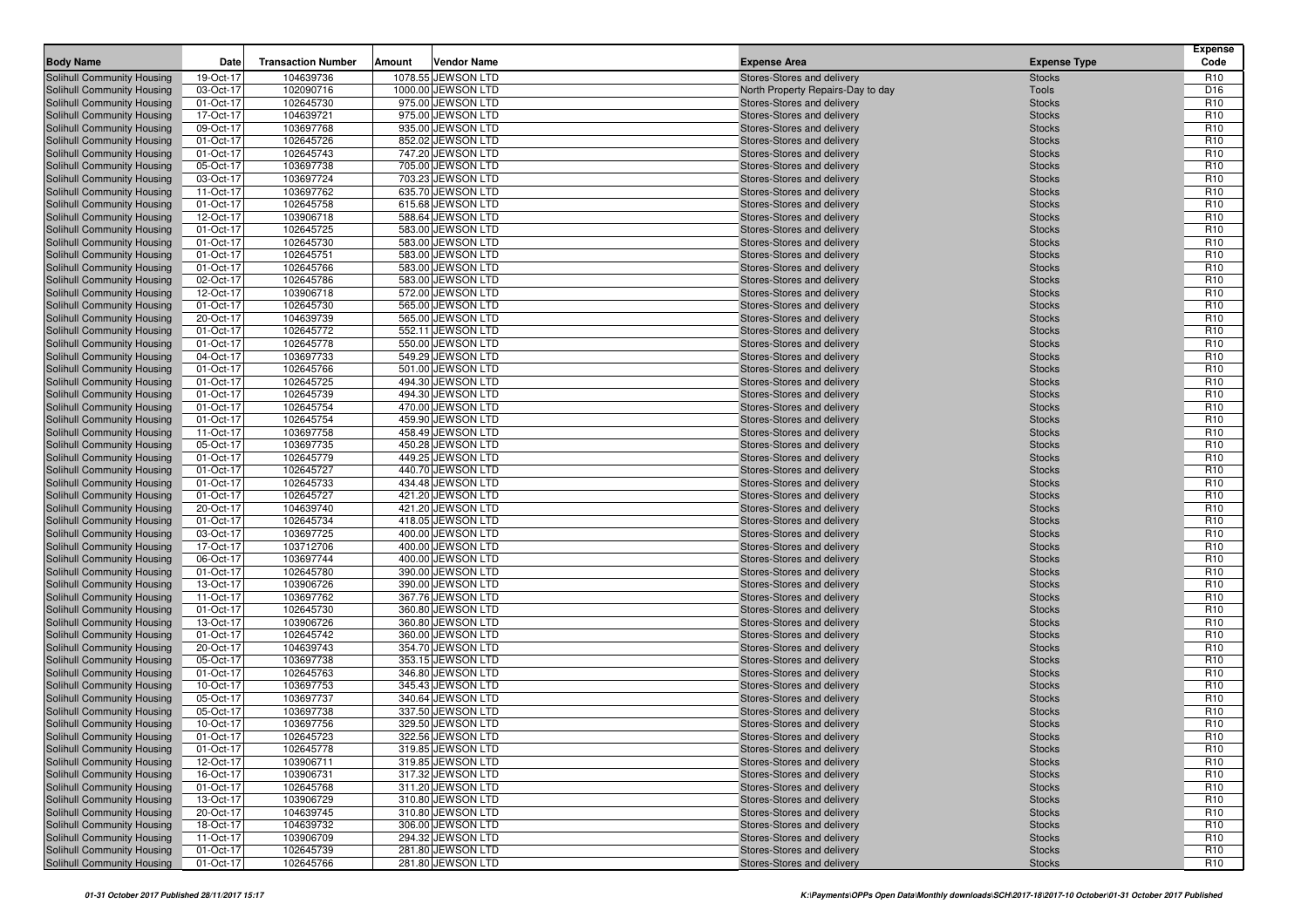| Body Name | Date | Transaction Number | Amount | Vendor Name | Expense Area | Expense Type | Expense Code |
|---|---|---|---|---|---|---|---|
| Solihull Community Housing | 19-Oct-17 | 104639736 | 1078.55 | JEWSON LTD | Stores-Stores and delivery | Stocks | R10 |
| Solihull Community Housing | 03-Oct-17 | 102090716 | 1000.00 | JEWSON LTD | North Property Repairs-Day to day | Tools | D16 |
| Solihull Community Housing | 01-Oct-17 | 102645730 | 975.00 | JEWSON LTD | Stores-Stores and delivery | Stocks | R10 |
| Solihull Community Housing | 17-Oct-17 | 104639721 | 975.00 | JEWSON LTD | Stores-Stores and delivery | Stocks | R10 |
| Solihull Community Housing | 09-Oct-17 | 103697768 | 935.00 | JEWSON LTD | Stores-Stores and delivery | Stocks | R10 |
| Solihull Community Housing | 01-Oct-17 | 102645726 | 852.02 | JEWSON LTD | Stores-Stores and delivery | Stocks | R10 |
| Solihull Community Housing | 01-Oct-17 | 102645743 | 747.20 | JEWSON LTD | Stores-Stores and delivery | Stocks | R10 |
| Solihull Community Housing | 05-Oct-17 | 103697738 | 705.00 | JEWSON LTD | Stores-Stores and delivery | Stocks | R10 |
| Solihull Community Housing | 03-Oct-17 | 103697724 | 703.23 | JEWSON LTD | Stores-Stores and delivery | Stocks | R10 |
| Solihull Community Housing | 11-Oct-17 | 103697762 | 635.70 | JEWSON LTD | Stores-Stores and delivery | Stocks | R10 |
| Solihull Community Housing | 01-Oct-17 | 102645758 | 615.68 | JEWSON LTD | Stores-Stores and delivery | Stocks | R10 |
| Solihull Community Housing | 12-Oct-17 | 103906718 | 588.64 | JEWSON LTD | Stores-Stores and delivery | Stocks | R10 |
| Solihull Community Housing | 01-Oct-17 | 102645725 | 583.00 | JEWSON LTD | Stores-Stores and delivery | Stocks | R10 |
| Solihull Community Housing | 01-Oct-17 | 102645730 | 583.00 | JEWSON LTD | Stores-Stores and delivery | Stocks | R10 |
| Solihull Community Housing | 01-Oct-17 | 102645751 | 583.00 | JEWSON LTD | Stores-Stores and delivery | Stocks | R10 |
| Solihull Community Housing | 01-Oct-17 | 102645766 | 583.00 | JEWSON LTD | Stores-Stores and delivery | Stocks | R10 |
| Solihull Community Housing | 02-Oct-17 | 102645786 | 583.00 | JEWSON LTD | Stores-Stores and delivery | Stocks | R10 |
| Solihull Community Housing | 12-Oct-17 | 103906718 | 572.00 | JEWSON LTD | Stores-Stores and delivery | Stocks | R10 |
| Solihull Community Housing | 01-Oct-17 | 102645730 | 565.00 | JEWSON LTD | Stores-Stores and delivery | Stocks | R10 |
| Solihull Community Housing | 20-Oct-17 | 104639739 | 565.00 | JEWSON LTD | Stores-Stores and delivery | Stocks | R10 |
| Solihull Community Housing | 01-Oct-17 | 102645772 | 552.11 | JEWSON LTD | Stores-Stores and delivery | Stocks | R10 |
| Solihull Community Housing | 01-Oct-17 | 102645778 | 550.00 | JEWSON LTD | Stores-Stores and delivery | Stocks | R10 |
| Solihull Community Housing | 04-Oct-17 | 103697733 | 549.29 | JEWSON LTD | Stores-Stores and delivery | Stocks | R10 |
| Solihull Community Housing | 01-Oct-17 | 102645766 | 501.00 | JEWSON LTD | Stores-Stores and delivery | Stocks | R10 |
| Solihull Community Housing | 01-Oct-17 | 102645725 | 494.30 | JEWSON LTD | Stores-Stores and delivery | Stocks | R10 |
| Solihull Community Housing | 01-Oct-17 | 102645739 | 494.30 | JEWSON LTD | Stores-Stores and delivery | Stocks | R10 |
| Solihull Community Housing | 01-Oct-17 | 102645754 | 470.00 | JEWSON LTD | Stores-Stores and delivery | Stocks | R10 |
| Solihull Community Housing | 01-Oct-17 | 102645754 | 459.90 | JEWSON LTD | Stores-Stores and delivery | Stocks | R10 |
| Solihull Community Housing | 11-Oct-17 | 103697758 | 458.49 | JEWSON LTD | Stores-Stores and delivery | Stocks | R10 |
| Solihull Community Housing | 05-Oct-17 | 103697735 | 450.28 | JEWSON LTD | Stores-Stores and delivery | Stocks | R10 |
| Solihull Community Housing | 01-Oct-17 | 102645779 | 449.25 | JEWSON LTD | Stores-Stores and delivery | Stocks | R10 |
| Solihull Community Housing | 01-Oct-17 | 102645727 | 440.70 | JEWSON LTD | Stores-Stores and delivery | Stocks | R10 |
| Solihull Community Housing | 01-Oct-17 | 102645733 | 434.48 | JEWSON LTD | Stores-Stores and delivery | Stocks | R10 |
| Solihull Community Housing | 01-Oct-17 | 102645727 | 421.20 | JEWSON LTD | Stores-Stores and delivery | Stocks | R10 |
| Solihull Community Housing | 20-Oct-17 | 104639740 | 421.20 | JEWSON LTD | Stores-Stores and delivery | Stocks | R10 |
| Solihull Community Housing | 01-Oct-17 | 102645734 | 418.05 | JEWSON LTD | Stores-Stores and delivery | Stocks | R10 |
| Solihull Community Housing | 03-Oct-17 | 103697725 | 400.00 | JEWSON LTD | Stores-Stores and delivery | Stocks | R10 |
| Solihull Community Housing | 17-Oct-17 | 103712706 | 400.00 | JEWSON LTD | Stores-Stores and delivery | Stocks | R10 |
| Solihull Community Housing | 06-Oct-17 | 103697744 | 400.00 | JEWSON LTD | Stores-Stores and delivery | Stocks | R10 |
| Solihull Community Housing | 01-Oct-17 | 102645780 | 390.00 | JEWSON LTD | Stores-Stores and delivery | Stocks | R10 |
| Solihull Community Housing | 13-Oct-17 | 103906726 | 390.00 | JEWSON LTD | Stores-Stores and delivery | Stocks | R10 |
| Solihull Community Housing | 11-Oct-17 | 103697762 | 367.76 | JEWSON LTD | Stores-Stores and delivery | Stocks | R10 |
| Solihull Community Housing | 01-Oct-17 | 102645730 | 360.80 | JEWSON LTD | Stores-Stores and delivery | Stocks | R10 |
| Solihull Community Housing | 13-Oct-17 | 103906726 | 360.80 | JEWSON LTD | Stores-Stores and delivery | Stocks | R10 |
| Solihull Community Housing | 01-Oct-17 | 102645742 | 360.00 | JEWSON LTD | Stores-Stores and delivery | Stocks | R10 |
| Solihull Community Housing | 20-Oct-17 | 104639743 | 354.70 | JEWSON LTD | Stores-Stores and delivery | Stocks | R10 |
| Solihull Community Housing | 05-Oct-17 | 103697738 | 353.15 | JEWSON LTD | Stores-Stores and delivery | Stocks | R10 |
| Solihull Community Housing | 01-Oct-17 | 102645763 | 346.80 | JEWSON LTD | Stores-Stores and delivery | Stocks | R10 |
| Solihull Community Housing | 10-Oct-17 | 103697753 | 345.43 | JEWSON LTD | Stores-Stores and delivery | Stocks | R10 |
| Solihull Community Housing | 05-Oct-17 | 103697737 | 340.64 | JEWSON LTD | Stores-Stores and delivery | Stocks | R10 |
| Solihull Community Housing | 05-Oct-17 | 103697738 | 337.50 | JEWSON LTD | Stores-Stores and delivery | Stocks | R10 |
| Solihull Community Housing | 10-Oct-17 | 103697756 | 329.50 | JEWSON LTD | Stores-Stores and delivery | Stocks | R10 |
| Solihull Community Housing | 01-Oct-17 | 102645723 | 322.56 | JEWSON LTD | Stores-Stores and delivery | Stocks | R10 |
| Solihull Community Housing | 01-Oct-17 | 102645778 | 319.85 | JEWSON LTD | Stores-Stores and delivery | Stocks | R10 |
| Solihull Community Housing | 12-Oct-17 | 103906711 | 319.85 | JEWSON LTD | Stores-Stores and delivery | Stocks | R10 |
| Solihull Community Housing | 16-Oct-17 | 103906731 | 317.32 | JEWSON LTD | Stores-Stores and delivery | Stocks | R10 |
| Solihull Community Housing | 01-Oct-17 | 102645768 | 311.20 | JEWSON LTD | Stores-Stores and delivery | Stocks | R10 |
| Solihull Community Housing | 13-Oct-17 | 103906729 | 310.80 | JEWSON LTD | Stores-Stores and delivery | Stocks | R10 |
| Solihull Community Housing | 20-Oct-17 | 104639745 | 310.80 | JEWSON LTD | Stores-Stores and delivery | Stocks | R10 |
| Solihull Community Housing | 18-Oct-17 | 104639732 | 306.00 | JEWSON LTD | Stores-Stores and delivery | Stocks | R10 |
| Solihull Community Housing | 11-Oct-17 | 103906709 | 294.32 | JEWSON LTD | Stores-Stores and delivery | Stocks | R10 |
| Solihull Community Housing | 01-Oct-17 | 102645739 | 281.80 | JEWSON LTD | Stores-Stores and delivery | Stocks | R10 |
| Solihull Community Housing | 01-Oct-17 | 102645766 | 281.80 | JEWSON LTD | Stores-Stores and delivery | Stocks | R10 |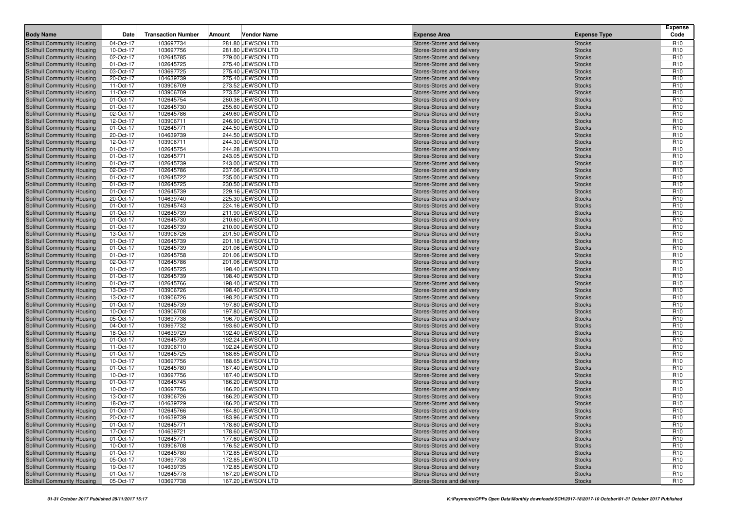| Body Name | Date | Transaction Number | Amount | Vendor Name | Expense Area | Expense Type | Expense Code |
|---|---|---|---|---|---|---|---|
| Solihull Community Housing | 04-Oct-17 | 103697734 | 281.80 | JEWSON LTD | Stores-Stores and delivery | Stocks | R10 |
| Solihull Community Housing | 10-Oct-17 | 103697756 | 281.80 | JEWSON LTD | Stores-Stores and delivery | Stocks | R10 |
| Solihull Community Housing | 02-Oct-17 | 102645785 | 279.00 | JEWSON LTD | Stores-Stores and delivery | Stocks | R10 |
| Solihull Community Housing | 01-Oct-17 | 102645725 | 275.40 | JEWSON LTD | Stores-Stores and delivery | Stocks | R10 |
| Solihull Community Housing | 03-Oct-17 | 103697725 | 275.40 | JEWSON LTD | Stores-Stores and delivery | Stocks | R10 |
| Solihull Community Housing | 20-Oct-17 | 104639739 | 275.40 | JEWSON LTD | Stores-Stores and delivery | Stocks | R10 |
| Solihull Community Housing | 11-Oct-17 | 103906709 | 273.52 | JEWSON LTD | Stores-Stores and delivery | Stocks | R10 |
| Solihull Community Housing | 11-Oct-17 | 103906709 | 273.52 | JEWSON LTD | Stores-Stores and delivery | Stocks | R10 |
| Solihull Community Housing | 01-Oct-17 | 102645754 | 260.36 | JEWSON LTD | Stores-Stores and delivery | Stocks | R10 |
| Solihull Community Housing | 01-Oct-17 | 102645730 | 255.60 | JEWSON LTD | Stores-Stores and delivery | Stocks | R10 |
| Solihull Community Housing | 02-Oct-17 | 102645786 | 249.60 | JEWSON LTD | Stores-Stores and delivery | Stocks | R10 |
| Solihull Community Housing | 12-Oct-17 | 103906711 | 246.90 | JEWSON LTD | Stores-Stores and delivery | Stocks | R10 |
| Solihull Community Housing | 01-Oct-17 | 102645771 | 244.50 | JEWSON LTD | Stores-Stores and delivery | Stocks | R10 |
| Solihull Community Housing | 20-Oct-17 | 104639739 | 244.50 | JEWSON LTD | Stores-Stores and delivery | Stocks | R10 |
| Solihull Community Housing | 12-Oct-17 | 103906711 | 244.30 | JEWSON LTD | Stores-Stores and delivery | Stocks | R10 |
| Solihull Community Housing | 01-Oct-17 | 102645754 | 244.28 | JEWSON LTD | Stores-Stores and delivery | Stocks | R10 |
| Solihull Community Housing | 01-Oct-17 | 102645771 | 243.05 | JEWSON LTD | Stores-Stores and delivery | Stocks | R10 |
| Solihull Community Housing | 01-Oct-17 | 102645739 | 243.00 | JEWSON LTD | Stores-Stores and delivery | Stocks | R10 |
| Solihull Community Housing | 02-Oct-17 | 102645786 | 237.06 | JEWSON LTD | Stores-Stores and delivery | Stocks | R10 |
| Solihull Community Housing | 01-Oct-17 | 102645722 | 235.00 | JEWSON LTD | Stores-Stores and delivery | Stocks | R10 |
| Solihull Community Housing | 01-Oct-17 | 102645725 | 230.50 | JEWSON LTD | Stores-Stores and delivery | Stocks | R10 |
| Solihull Community Housing | 01-Oct-17 | 102645739 | 229.16 | JEWSON LTD | Stores-Stores and delivery | Stocks | R10 |
| Solihull Community Housing | 20-Oct-17 | 104639740 | 225.30 | JEWSON LTD | Stores-Stores and delivery | Stocks | R10 |
| Solihull Community Housing | 01-Oct-17 | 102645743 | 224.16 | JEWSON LTD | Stores-Stores and delivery | Stocks | R10 |
| Solihull Community Housing | 01-Oct-17 | 102645739 | 211.90 | JEWSON LTD | Stores-Stores and delivery | Stocks | R10 |
| Solihull Community Housing | 01-Oct-17 | 102645730 | 210.60 | JEWSON LTD | Stores-Stores and delivery | Stocks | R10 |
| Solihull Community Housing | 01-Oct-17 | 102645739 | 210.00 | JEWSON LTD | Stores-Stores and delivery | Stocks | R10 |
| Solihull Community Housing | 13-Oct-17 | 103906726 | 201.50 | JEWSON LTD | Stores-Stores and delivery | Stocks | R10 |
| Solihull Community Housing | 01-Oct-17 | 102645739 | 201.18 | JEWSON LTD | Stores-Stores and delivery | Stocks | R10 |
| Solihull Community Housing | 01-Oct-17 | 102645739 | 201.06 | JEWSON LTD | Stores-Stores and delivery | Stocks | R10 |
| Solihull Community Housing | 01-Oct-17 | 102645758 | 201.06 | JEWSON LTD | Stores-Stores and delivery | Stocks | R10 |
| Solihull Community Housing | 02-Oct-17 | 102645786 | 201.06 | JEWSON LTD | Stores-Stores and delivery | Stocks | R10 |
| Solihull Community Housing | 01-Oct-17 | 102645725 | 198.40 | JEWSON LTD | Stores-Stores and delivery | Stocks | R10 |
| Solihull Community Housing | 01-Oct-17 | 102645739 | 198.40 | JEWSON LTD | Stores-Stores and delivery | Stocks | R10 |
| Solihull Community Housing | 01-Oct-17 | 102645766 | 198.40 | JEWSON LTD | Stores-Stores and delivery | Stocks | R10 |
| Solihull Community Housing | 13-Oct-17 | 103906726 | 198.40 | JEWSON LTD | Stores-Stores and delivery | Stocks | R10 |
| Solihull Community Housing | 13-Oct-17 | 103906726 | 198.20 | JEWSON LTD | Stores-Stores and delivery | Stocks | R10 |
| Solihull Community Housing | 01-Oct-17 | 102645739 | 197.80 | JEWSON LTD | Stores-Stores and delivery | Stocks | R10 |
| Solihull Community Housing | 10-Oct-17 | 103906708 | 197.80 | JEWSON LTD | Stores-Stores and delivery | Stocks | R10 |
| Solihull Community Housing | 05-Oct-17 | 103697738 | 196.70 | JEWSON LTD | Stores-Stores and delivery | Stocks | R10 |
| Solihull Community Housing | 04-Oct-17 | 103697732 | 193.60 | JEWSON LTD | Stores-Stores and delivery | Stocks | R10 |
| Solihull Community Housing | 18-Oct-17 | 104639729 | 192.40 | JEWSON LTD | Stores-Stores and delivery | Stocks | R10 |
| Solihull Community Housing | 01-Oct-17 | 102645739 | 192.24 | JEWSON LTD | Stores-Stores and delivery | Stocks | R10 |
| Solihull Community Housing | 11-Oct-17 | 103906710 | 192.24 | JEWSON LTD | Stores-Stores and delivery | Stocks | R10 |
| Solihull Community Housing | 01-Oct-17 | 102645725 | 188.65 | JEWSON LTD | Stores-Stores and delivery | Stocks | R10 |
| Solihull Community Housing | 10-Oct-17 | 103697756 | 188.65 | JEWSON LTD | Stores-Stores and delivery | Stocks | R10 |
| Solihull Community Housing | 01-Oct-17 | 102645780 | 187.40 | JEWSON LTD | Stores-Stores and delivery | Stocks | R10 |
| Solihull Community Housing | 10-Oct-17 | 103697756 | 187.40 | JEWSON LTD | Stores-Stores and delivery | Stocks | R10 |
| Solihull Community Housing | 01-Oct-17 | 102645745 | 186.20 | JEWSON LTD | Stores-Stores and delivery | Stocks | R10 |
| Solihull Community Housing | 10-Oct-17 | 103697756 | 186.20 | JEWSON LTD | Stores-Stores and delivery | Stocks | R10 |
| Solihull Community Housing | 13-Oct-17 | 103906726 | 186.20 | JEWSON LTD | Stores-Stores and delivery | Stocks | R10 |
| Solihull Community Housing | 18-Oct-17 | 104639729 | 186.20 | JEWSON LTD | Stores-Stores and delivery | Stocks | R10 |
| Solihull Community Housing | 01-Oct-17 | 102645766 | 184.80 | JEWSON LTD | Stores-Stores and delivery | Stocks | R10 |
| Solihull Community Housing | 20-Oct-17 | 104639739 | 183.96 | JEWSON LTD | Stores-Stores and delivery | Stocks | R10 |
| Solihull Community Housing | 01-Oct-17 | 102645771 | 178.60 | JEWSON LTD | Stores-Stores and delivery | Stocks | R10 |
| Solihull Community Housing | 17-Oct-17 | 104639721 | 178.60 | JEWSON LTD | Stores-Stores and delivery | Stocks | R10 |
| Solihull Community Housing | 01-Oct-17 | 102645771 | 177.60 | JEWSON LTD | Stores-Stores and delivery | Stocks | R10 |
| Solihull Community Housing | 10-Oct-17 | 103906708 | 176.52 | JEWSON LTD | Stores-Stores and delivery | Stocks | R10 |
| Solihull Community Housing | 01-Oct-17 | 102645780 | 172.85 | JEWSON LTD | Stores-Stores and delivery | Stocks | R10 |
| Solihull Community Housing | 05-Oct-17 | 103697738 | 172.85 | JEWSON LTD | Stores-Stores and delivery | Stocks | R10 |
| Solihull Community Housing | 19-Oct-17 | 104639735 | 172.85 | JEWSON LTD | Stores-Stores and delivery | Stocks | R10 |
| Solihull Community Housing | 01-Oct-17 | 102645778 | 167.20 | JEWSON LTD | Stores-Stores and delivery | Stocks | R10 |
| Solihull Community Housing | 05-Oct-17 | 103697738 | 167.20 | JEWSON LTD | Stores-Stores and delivery | Stocks | R10 |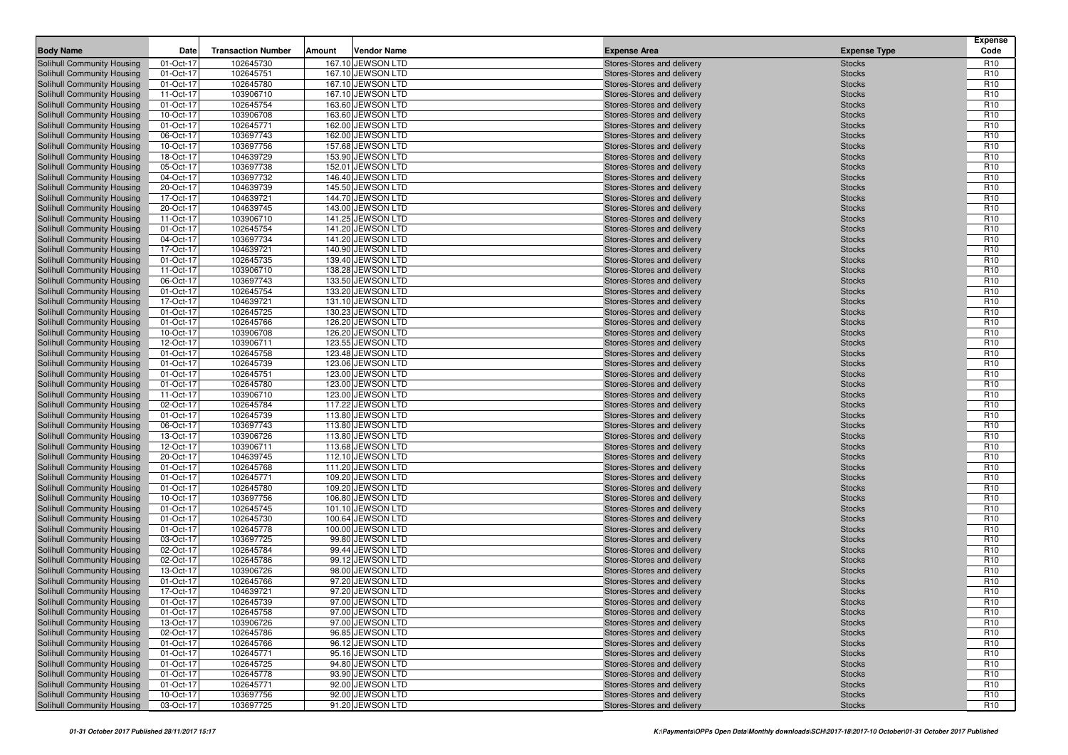| Body Name | Date | Transaction Number | Amount | Vendor Name | Expense Area | Expense Type | Expense Code |
|---|---|---|---|---|---|---|---|
| Solihull Community Housing | 01-Oct-17 | 102645730 | 167.10 | JEWSON LTD | Stores-Stores and delivery | Stocks | R10 |
| Solihull Community Housing | 01-Oct-17 | 102645751 | 167.10 | JEWSON LTD | Stores-Stores and delivery | Stocks | R10 |
| Solihull Community Housing | 01-Oct-17 | 102645780 | 167.10 | JEWSON LTD | Stores-Stores and delivery | Stocks | R10 |
| Solihull Community Housing | 11-Oct-17 | 103906710 | 167.10 | JEWSON LTD | Stores-Stores and delivery | Stocks | R10 |
| Solihull Community Housing | 01-Oct-17 | 102645754 | 163.60 | JEWSON LTD | Stores-Stores and delivery | Stocks | R10 |
| Solihull Community Housing | 10-Oct-17 | 103906708 | 163.60 | JEWSON LTD | Stores-Stores and delivery | Stocks | R10 |
| Solihull Community Housing | 01-Oct-17 | 102645771 | 162.00 | JEWSON LTD | Stores-Stores and delivery | Stocks | R10 |
| Solihull Community Housing | 06-Oct-17 | 103697743 | 162.00 | JEWSON LTD | Stores-Stores and delivery | Stocks | R10 |
| Solihull Community Housing | 10-Oct-17 | 103697756 | 157.68 | JEWSON LTD | Stores-Stores and delivery | Stocks | R10 |
| Solihull Community Housing | 18-Oct-17 | 104639729 | 153.90 | JEWSON LTD | Stores-Stores and delivery | Stocks | R10 |
| Solihull Community Housing | 05-Oct-17 | 103697738 | 152.01 | JEWSON LTD | Stores-Stores and delivery | Stocks | R10 |
| Solihull Community Housing | 04-Oct-17 | 103697732 | 146.40 | JEWSON LTD | Stores-Stores and delivery | Stocks | R10 |
| Solihull Community Housing | 20-Oct-17 | 104639739 | 145.50 | JEWSON LTD | Stores-Stores and delivery | Stocks | R10 |
| Solihull Community Housing | 17-Oct-17 | 104639721 | 144.70 | JEWSON LTD | Stores-Stores and delivery | Stocks | R10 |
| Solihull Community Housing | 20-Oct-17 | 104639745 | 143.00 | JEWSON LTD | Stores-Stores and delivery | Stocks | R10 |
| Solihull Community Housing | 11-Oct-17 | 103906710 | 141.25 | JEWSON LTD | Stores-Stores and delivery | Stocks | R10 |
| Solihull Community Housing | 01-Oct-17 | 102645754 | 141.20 | JEWSON LTD | Stores-Stores and delivery | Stocks | R10 |
| Solihull Community Housing | 04-Oct-17 | 103697734 | 141.20 | JEWSON LTD | Stores-Stores and delivery | Stocks | R10 |
| Solihull Community Housing | 17-Oct-17 | 104639721 | 140.90 | JEWSON LTD | Stores-Stores and delivery | Stocks | R10 |
| Solihull Community Housing | 01-Oct-17 | 102645735 | 139.40 | JEWSON LTD | Stores-Stores and delivery | Stocks | R10 |
| Solihull Community Housing | 11-Oct-17 | 103906710 | 138.28 | JEWSON LTD | Stores-Stores and delivery | Stocks | R10 |
| Solihull Community Housing | 06-Oct-17 | 103697743 | 133.50 | JEWSON LTD | Stores-Stores and delivery | Stocks | R10 |
| Solihull Community Housing | 01-Oct-17 | 102645754 | 133.20 | JEWSON LTD | Stores-Stores and delivery | Stocks | R10 |
| Solihull Community Housing | 17-Oct-17 | 104639721 | 131.10 | JEWSON LTD | Stores-Stores and delivery | Stocks | R10 |
| Solihull Community Housing | 01-Oct-17 | 102645725 | 130.23 | JEWSON LTD | Stores-Stores and delivery | Stocks | R10 |
| Solihull Community Housing | 01-Oct-17 | 102645766 | 126.20 | JEWSON LTD | Stores-Stores and delivery | Stocks | R10 |
| Solihull Community Housing | 10-Oct-17 | 103906708 | 126.20 | JEWSON LTD | Stores-Stores and delivery | Stocks | R10 |
| Solihull Community Housing | 12-Oct-17 | 103906711 | 123.55 | JEWSON LTD | Stores-Stores and delivery | Stocks | R10 |
| Solihull Community Housing | 01-Oct-17 | 102645758 | 123.48 | JEWSON LTD | Stores-Stores and delivery | Stocks | R10 |
| Solihull Community Housing | 01-Oct-17 | 102645739 | 123.06 | JEWSON LTD | Stores-Stores and delivery | Stocks | R10 |
| Solihull Community Housing | 01-Oct-17 | 102645751 | 123.00 | JEWSON LTD | Stores-Stores and delivery | Stocks | R10 |
| Solihull Community Housing | 01-Oct-17 | 102645780 | 123.00 | JEWSON LTD | Stores-Stores and delivery | Stocks | R10 |
| Solihull Community Housing | 11-Oct-17 | 103906710 | 123.00 | JEWSON LTD | Stores-Stores and delivery | Stocks | R10 |
| Solihull Community Housing | 02-Oct-17 | 102645784 | 117.22 | JEWSON LTD | Stores-Stores and delivery | Stocks | R10 |
| Solihull Community Housing | 01-Oct-17 | 102645739 | 113.80 | JEWSON LTD | Stores-Stores and delivery | Stocks | R10 |
| Solihull Community Housing | 06-Oct-17 | 103697743 | 113.80 | JEWSON LTD | Stores-Stores and delivery | Stocks | R10 |
| Solihull Community Housing | 13-Oct-17 | 103906726 | 113.80 | JEWSON LTD | Stores-Stores and delivery | Stocks | R10 |
| Solihull Community Housing | 12-Oct-17 | 103906711 | 113.68 | JEWSON LTD | Stores-Stores and delivery | Stocks | R10 |
| Solihull Community Housing | 20-Oct-17 | 104639745 | 112.10 | JEWSON LTD | Stores-Stores and delivery | Stocks | R10 |
| Solihull Community Housing | 01-Oct-17 | 102645768 | 111.20 | JEWSON LTD | Stores-Stores and delivery | Stocks | R10 |
| Solihull Community Housing | 01-Oct-17 | 102645771 | 109.20 | JEWSON LTD | Stores-Stores and delivery | Stocks | R10 |
| Solihull Community Housing | 01-Oct-17 | 102645780 | 109.20 | JEWSON LTD | Stores-Stores and delivery | Stocks | R10 |
| Solihull Community Housing | 10-Oct-17 | 103697756 | 106.80 | JEWSON LTD | Stores-Stores and delivery | Stocks | R10 |
| Solihull Community Housing | 01-Oct-17 | 102645745 | 101.10 | JEWSON LTD | Stores-Stores and delivery | Stocks | R10 |
| Solihull Community Housing | 01-Oct-17 | 102645730 | 100.64 | JEWSON LTD | Stores-Stores and delivery | Stocks | R10 |
| Solihull Community Housing | 01-Oct-17 | 102645778 | 100.00 | JEWSON LTD | Stores-Stores and delivery | Stocks | R10 |
| Solihull Community Housing | 03-Oct-17 | 103697725 | 99.80 | JEWSON LTD | Stores-Stores and delivery | Stocks | R10 |
| Solihull Community Housing | 02-Oct-17 | 102645784 | 99.44 | JEWSON LTD | Stores-Stores and delivery | Stocks | R10 |
| Solihull Community Housing | 02-Oct-17 | 102645786 | 99.12 | JEWSON LTD | Stores-Stores and delivery | Stocks | R10 |
| Solihull Community Housing | 13-Oct-17 | 103906726 | 98.00 | JEWSON LTD | Stores-Stores and delivery | Stocks | R10 |
| Solihull Community Housing | 01-Oct-17 | 102645766 | 97.20 | JEWSON LTD | Stores-Stores and delivery | Stocks | R10 |
| Solihull Community Housing | 17-Oct-17 | 104639721 | 97.20 | JEWSON LTD | Stores-Stores and delivery | Stocks | R10 |
| Solihull Community Housing | 01-Oct-17 | 102645739 | 97.00 | JEWSON LTD | Stores-Stores and delivery | Stocks | R10 |
| Solihull Community Housing | 01-Oct-17 | 102645758 | 97.00 | JEWSON LTD | Stores-Stores and delivery | Stocks | R10 |
| Solihull Community Housing | 13-Oct-17 | 103906726 | 97.00 | JEWSON LTD | Stores-Stores and delivery | Stocks | R10 |
| Solihull Community Housing | 02-Oct-17 | 102645786 | 96.85 | JEWSON LTD | Stores-Stores and delivery | Stocks | R10 |
| Solihull Community Housing | 01-Oct-17 | 102645766 | 96.12 | JEWSON LTD | Stores-Stores and delivery | Stocks | R10 |
| Solihull Community Housing | 01-Oct-17 | 102645771 | 95.16 | JEWSON LTD | Stores-Stores and delivery | Stocks | R10 |
| Solihull Community Housing | 01-Oct-17 | 102645725 | 94.80 | JEWSON LTD | Stores-Stores and delivery | Stocks | R10 |
| Solihull Community Housing | 01-Oct-17 | 102645778 | 93.90 | JEWSON LTD | Stores-Stores and delivery | Stocks | R10 |
| Solihull Community Housing | 01-Oct-17 | 102645771 | 92.00 | JEWSON LTD | Stores-Stores and delivery | Stocks | R10 |
| Solihull Community Housing | 10-Oct-17 | 103697756 | 92.00 | JEWSON LTD | Stores-Stores and delivery | Stocks | R10 |
| Solihull Community Housing | 03-Oct-17 | 103697725 | 91.20 | JEWSON LTD | Stores-Stores and delivery | Stocks | R10 |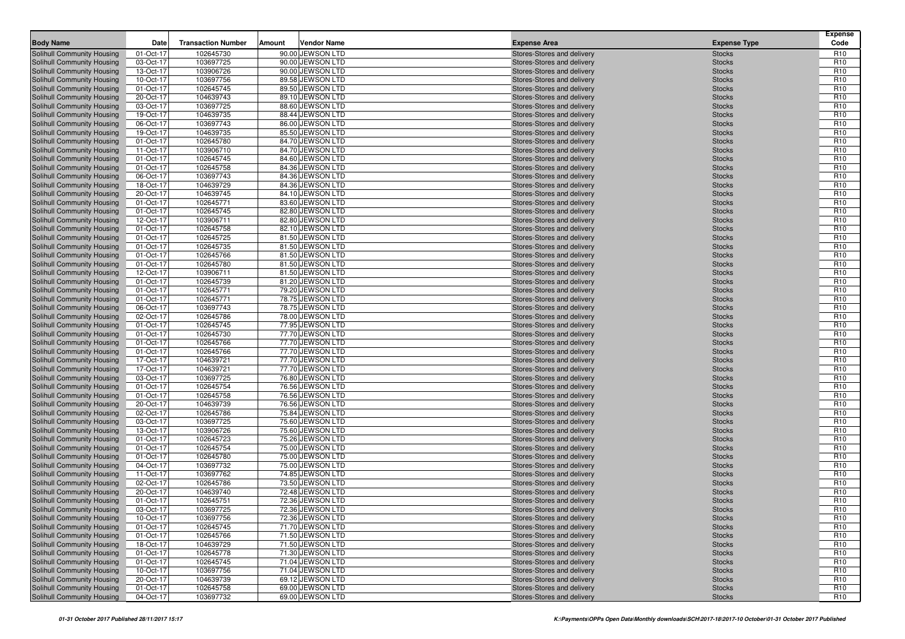| Body Name | Date | Transaction Number | Amount | Vendor Name | Expense Area | Expense Type | Expense Code |
|---|---|---|---|---|---|---|---|
| Solihull Community Housing | 01-Oct-17 | 102645730 | 90.00 | JEWSON LTD | Stores-Stores and delivery | Stocks | R10 |
| Solihull Community Housing | 03-Oct-17 | 103697725 | 90.00 | JEWSON LTD | Stores-Stores and delivery | Stocks | R10 |
| Solihull Community Housing | 13-Oct-17 | 103906726 | 90.00 | JEWSON LTD | Stores-Stores and delivery | Stocks | R10 |
| Solihull Community Housing | 10-Oct-17 | 103697756 | 89.58 | JEWSON LTD | Stores-Stores and delivery | Stocks | R10 |
| Solihull Community Housing | 01-Oct-17 | 102645745 | 89.50 | JEWSON LTD | Stores-Stores and delivery | Stocks | R10 |
| Solihull Community Housing | 20-Oct-17 | 104639743 | 89.10 | JEWSON LTD | Stores-Stores and delivery | Stocks | R10 |
| Solihull Community Housing | 03-Oct-17 | 103697725 | 88.60 | JEWSON LTD | Stores-Stores and delivery | Stocks | R10 |
| Solihull Community Housing | 19-Oct-17 | 104639735 | 88.44 | JEWSON LTD | Stores-Stores and delivery | Stocks | R10 |
| Solihull Community Housing | 06-Oct-17 | 103697743 | 86.00 | JEWSON LTD | Stores-Stores and delivery | Stocks | R10 |
| Solihull Community Housing | 19-Oct-17 | 104639735 | 85.50 | JEWSON LTD | Stores-Stores and delivery | Stocks | R10 |
| Solihull Community Housing | 01-Oct-17 | 102645780 | 84.70 | JEWSON LTD | Stores-Stores and delivery | Stocks | R10 |
| Solihull Community Housing | 11-Oct-17 | 103906710 | 84.70 | JEWSON LTD | Stores-Stores and delivery | Stocks | R10 |
| Solihull Community Housing | 01-Oct-17 | 102645745 | 84.60 | JEWSON LTD | Stores-Stores and delivery | Stocks | R10 |
| Solihull Community Housing | 01-Oct-17 | 102645758 | 84.36 | JEWSON LTD | Stores-Stores and delivery | Stocks | R10 |
| Solihull Community Housing | 06-Oct-17 | 103697743 | 84.36 | JEWSON LTD | Stores-Stores and delivery | Stocks | R10 |
| Solihull Community Housing | 18-Oct-17 | 104639729 | 84.36 | JEWSON LTD | Stores-Stores and delivery | Stocks | R10 |
| Solihull Community Housing | 20-Oct-17 | 104639745 | 84.10 | JEWSON LTD | Stores-Stores and delivery | Stocks | R10 |
| Solihull Community Housing | 01-Oct-17 | 102645771 | 83.60 | JEWSON LTD | Stores-Stores and delivery | Stocks | R10 |
| Solihull Community Housing | 01-Oct-17 | 102645745 | 82.80 | JEWSON LTD | Stores-Stores and delivery | Stocks | R10 |
| Solihull Community Housing | 12-Oct-17 | 103906711 | 82.80 | JEWSON LTD | Stores-Stores and delivery | Stocks | R10 |
| Solihull Community Housing | 01-Oct-17 | 102645758 | 82.10 | JEWSON LTD | Stores-Stores and delivery | Stocks | R10 |
| Solihull Community Housing | 01-Oct-17 | 102645725 | 81.50 | JEWSON LTD | Stores-Stores and delivery | Stocks | R10 |
| Solihull Community Housing | 01-Oct-17 | 102645735 | 81.50 | JEWSON LTD | Stores-Stores and delivery | Stocks | R10 |
| Solihull Community Housing | 01-Oct-17 | 102645766 | 81.50 | JEWSON LTD | Stores-Stores and delivery | Stocks | R10 |
| Solihull Community Housing | 01-Oct-17 | 102645780 | 81.50 | JEWSON LTD | Stores-Stores and delivery | Stocks | R10 |
| Solihull Community Housing | 12-Oct-17 | 103906711 | 81.50 | JEWSON LTD | Stores-Stores and delivery | Stocks | R10 |
| Solihull Community Housing | 01-Oct-17 | 102645739 | 81.20 | JEWSON LTD | Stores-Stores and delivery | Stocks | R10 |
| Solihull Community Housing | 01-Oct-17 | 102645771 | 79.20 | JEWSON LTD | Stores-Stores and delivery | Stocks | R10 |
| Solihull Community Housing | 01-Oct-17 | 102645771 | 78.75 | JEWSON LTD | Stores-Stores and delivery | Stocks | R10 |
| Solihull Community Housing | 06-Oct-17 | 103697743 | 78.75 | JEWSON LTD | Stores-Stores and delivery | Stocks | R10 |
| Solihull Community Housing | 02-Oct-17 | 102645786 | 78.00 | JEWSON LTD | Stores-Stores and delivery | Stocks | R10 |
| Solihull Community Housing | 01-Oct-17 | 102645745 | 77.95 | JEWSON LTD | Stores-Stores and delivery | Stocks | R10 |
| Solihull Community Housing | 01-Oct-17 | 102645730 | 77.70 | JEWSON LTD | Stores-Stores and delivery | Stocks | R10 |
| Solihull Community Housing | 01-Oct-17 | 102645766 | 77.70 | JEWSON LTD | Stores-Stores and delivery | Stocks | R10 |
| Solihull Community Housing | 01-Oct-17 | 102645766 | 77.70 | JEWSON LTD | Stores-Stores and delivery | Stocks | R10 |
| Solihull Community Housing | 17-Oct-17 | 104639721 | 77.70 | JEWSON LTD | Stores-Stores and delivery | Stocks | R10 |
| Solihull Community Housing | 17-Oct-17 | 104639721 | 77.70 | JEWSON LTD | Stores-Stores and delivery | Stocks | R10 |
| Solihull Community Housing | 03-Oct-17 | 103697725 | 76.80 | JEWSON LTD | Stores-Stores and delivery | Stocks | R10 |
| Solihull Community Housing | 01-Oct-17 | 102645754 | 76.56 | JEWSON LTD | Stores-Stores and delivery | Stocks | R10 |
| Solihull Community Housing | 01-Oct-17 | 102645758 | 76.56 | JEWSON LTD | Stores-Stores and delivery | Stocks | R10 |
| Solihull Community Housing | 20-Oct-17 | 104639739 | 76.56 | JEWSON LTD | Stores-Stores and delivery | Stocks | R10 |
| Solihull Community Housing | 02-Oct-17 | 102645786 | 75.84 | JEWSON LTD | Stores-Stores and delivery | Stocks | R10 |
| Solihull Community Housing | 03-Oct-17 | 103697725 | 75.60 | JEWSON LTD | Stores-Stores and delivery | Stocks | R10 |
| Solihull Community Housing | 13-Oct-17 | 103906726 | 75.60 | JEWSON LTD | Stores-Stores and delivery | Stocks | R10 |
| Solihull Community Housing | 01-Oct-17 | 102645723 | 75.26 | JEWSON LTD | Stores-Stores and delivery | Stocks | R10 |
| Solihull Community Housing | 01-Oct-17 | 102645754 | 75.00 | JEWSON LTD | Stores-Stores and delivery | Stocks | R10 |
| Solihull Community Housing | 01-Oct-17 | 102645780 | 75.00 | JEWSON LTD | Stores-Stores and delivery | Stocks | R10 |
| Solihull Community Housing | 04-Oct-17 | 103697732 | 75.00 | JEWSON LTD | Stores-Stores and delivery | Stocks | R10 |
| Solihull Community Housing | 11-Oct-17 | 103697762 | 74.85 | JEWSON LTD | Stores-Stores and delivery | Stocks | R10 |
| Solihull Community Housing | 02-Oct-17 | 102645786 | 73.50 | JEWSON LTD | Stores-Stores and delivery | Stocks | R10 |
| Solihull Community Housing | 20-Oct-17 | 104639740 | 72.48 | JEWSON LTD | Stores-Stores and delivery | Stocks | R10 |
| Solihull Community Housing | 01-Oct-17 | 102645751 | 72.36 | JEWSON LTD | Stores-Stores and delivery | Stocks | R10 |
| Solihull Community Housing | 03-Oct-17 | 103697725 | 72.36 | JEWSON LTD | Stores-Stores and delivery | Stocks | R10 |
| Solihull Community Housing | 10-Oct-17 | 103697756 | 72.36 | JEWSON LTD | Stores-Stores and delivery | Stocks | R10 |
| Solihull Community Housing | 01-Oct-17 | 102645745 | 71.70 | JEWSON LTD | Stores-Stores and delivery | Stocks | R10 |
| Solihull Community Housing | 01-Oct-17 | 102645766 | 71.50 | JEWSON LTD | Stores-Stores and delivery | Stocks | R10 |
| Solihull Community Housing | 18-Oct-17 | 104639729 | 71.50 | JEWSON LTD | Stores-Stores and delivery | Stocks | R10 |
| Solihull Community Housing | 01-Oct-17 | 102645778 | 71.30 | JEWSON LTD | Stores-Stores and delivery | Stocks | R10 |
| Solihull Community Housing | 01-Oct-17 | 102645745 | 71.04 | JEWSON LTD | Stores-Stores and delivery | Stocks | R10 |
| Solihull Community Housing | 10-Oct-17 | 103697756 | 71.04 | JEWSON LTD | Stores-Stores and delivery | Stocks | R10 |
| Solihull Community Housing | 20-Oct-17 | 104639739 | 69.12 | JEWSON LTD | Stores-Stores and delivery | Stocks | R10 |
| Solihull Community Housing | 01-Oct-17 | 102645758 | 69.00 | JEWSON LTD | Stores-Stores and delivery | Stocks | R10 |
| Solihull Community Housing | 04-Oct-17 | 103697732 | 69.00 | JEWSON LTD | Stores-Stores and delivery | Stocks | R10 |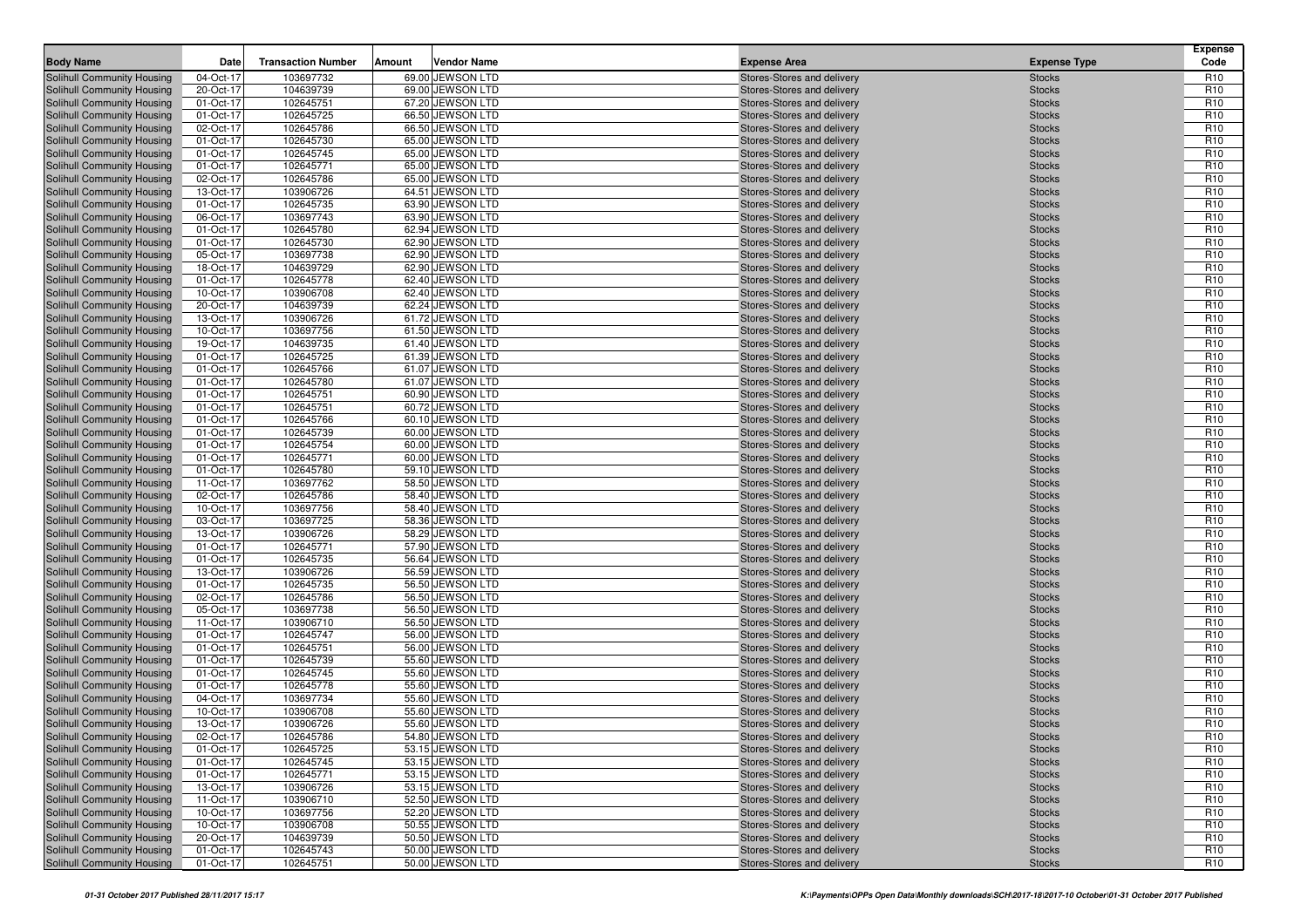| Body Name | Date | Transaction Number | Amount | Vendor Name | Expense Area | Expense Type | Expense Code |
|---|---|---|---|---|---|---|---|
| Solihull Community Housing | 04-Oct-17 | 103697732 | 69.00 | JEWSON LTD | Stores-Stores and delivery | Stocks | R10 |
| Solihull Community Housing | 20-Oct-17 | 104639739 | 69.00 | JEWSON LTD | Stores-Stores and delivery | Stocks | R10 |
| Solihull Community Housing | 01-Oct-17 | 102645751 | 67.20 | JEWSON LTD | Stores-Stores and delivery | Stocks | R10 |
| Solihull Community Housing | 01-Oct-17 | 102645725 | 66.50 | JEWSON LTD | Stores-Stores and delivery | Stocks | R10 |
| Solihull Community Housing | 02-Oct-17 | 102645786 | 66.50 | JEWSON LTD | Stores-Stores and delivery | Stocks | R10 |
| Solihull Community Housing | 01-Oct-17 | 102645730 | 65.00 | JEWSON LTD | Stores-Stores and delivery | Stocks | R10 |
| Solihull Community Housing | 01-Oct-17 | 102645745 | 65.00 | JEWSON LTD | Stores-Stores and delivery | Stocks | R10 |
| Solihull Community Housing | 01-Oct-17 | 102645771 | 65.00 | JEWSON LTD | Stores-Stores and delivery | Stocks | R10 |
| Solihull Community Housing | 02-Oct-17 | 102645786 | 65.00 | JEWSON LTD | Stores-Stores and delivery | Stocks | R10 |
| Solihull Community Housing | 13-Oct-17 | 103906726 | 64.51 | JEWSON LTD | Stores-Stores and delivery | Stocks | R10 |
| Solihull Community Housing | 01-Oct-17 | 102645735 | 63.90 | JEWSON LTD | Stores-Stores and delivery | Stocks | R10 |
| Solihull Community Housing | 06-Oct-17 | 103697743 | 63.90 | JEWSON LTD | Stores-Stores and delivery | Stocks | R10 |
| Solihull Community Housing | 01-Oct-17 | 102645780 | 62.94 | JEWSON LTD | Stores-Stores and delivery | Stocks | R10 |
| Solihull Community Housing | 01-Oct-17 | 102645730 | 62.90 | JEWSON LTD | Stores-Stores and delivery | Stocks | R10 |
| Solihull Community Housing | 05-Oct-17 | 103697738 | 62.90 | JEWSON LTD | Stores-Stores and delivery | Stocks | R10 |
| Solihull Community Housing | 18-Oct-17 | 104639729 | 62.90 | JEWSON LTD | Stores-Stores and delivery | Stocks | R10 |
| Solihull Community Housing | 01-Oct-17 | 102645778 | 62.40 | JEWSON LTD | Stores-Stores and delivery | Stocks | R10 |
| Solihull Community Housing | 10-Oct-17 | 103906708 | 62.40 | JEWSON LTD | Stores-Stores and delivery | Stocks | R10 |
| Solihull Community Housing | 20-Oct-17 | 104639739 | 62.24 | JEWSON LTD | Stores-Stores and delivery | Stocks | R10 |
| Solihull Community Housing | 13-Oct-17 | 103906726 | 61.72 | JEWSON LTD | Stores-Stores and delivery | Stocks | R10 |
| Solihull Community Housing | 10-Oct-17 | 103697756 | 61.50 | JEWSON LTD | Stores-Stores and delivery | Stocks | R10 |
| Solihull Community Housing | 19-Oct-17 | 104639735 | 61.40 | JEWSON LTD | Stores-Stores and delivery | Stocks | R10 |
| Solihull Community Housing | 01-Oct-17 | 102645725 | 61.39 | JEWSON LTD | Stores-Stores and delivery | Stocks | R10 |
| Solihull Community Housing | 01-Oct-17 | 102645766 | 61.07 | JEWSON LTD | Stores-Stores and delivery | Stocks | R10 |
| Solihull Community Housing | 01-Oct-17 | 102645780 | 61.07 | JEWSON LTD | Stores-Stores and delivery | Stocks | R10 |
| Solihull Community Housing | 01-Oct-17 | 102645751 | 60.90 | JEWSON LTD | Stores-Stores and delivery | Stocks | R10 |
| Solihull Community Housing | 01-Oct-17 | 102645751 | 60.72 | JEWSON LTD | Stores-Stores and delivery | Stocks | R10 |
| Solihull Community Housing | 01-Oct-17 | 102645766 | 60.10 | JEWSON LTD | Stores-Stores and delivery | Stocks | R10 |
| Solihull Community Housing | 01-Oct-17 | 102645739 | 60.00 | JEWSON LTD | Stores-Stores and delivery | Stocks | R10 |
| Solihull Community Housing | 01-Oct-17 | 102645754 | 60.00 | JEWSON LTD | Stores-Stores and delivery | Stocks | R10 |
| Solihull Community Housing | 01-Oct-17 | 102645771 | 60.00 | JEWSON LTD | Stores-Stores and delivery | Stocks | R10 |
| Solihull Community Housing | 01-Oct-17 | 102645780 | 59.10 | JEWSON LTD | Stores-Stores and delivery | Stocks | R10 |
| Solihull Community Housing | 11-Oct-17 | 103697762 | 58.50 | JEWSON LTD | Stores-Stores and delivery | Stocks | R10 |
| Solihull Community Housing | 02-Oct-17 | 102645786 | 58.40 | JEWSON LTD | Stores-Stores and delivery | Stocks | R10 |
| Solihull Community Housing | 10-Oct-17 | 103697756 | 58.40 | JEWSON LTD | Stores-Stores and delivery | Stocks | R10 |
| Solihull Community Housing | 03-Oct-17 | 103697725 | 58.36 | JEWSON LTD | Stores-Stores and delivery | Stocks | R10 |
| Solihull Community Housing | 13-Oct-17 | 103906726 | 58.29 | JEWSON LTD | Stores-Stores and delivery | Stocks | R10 |
| Solihull Community Housing | 01-Oct-17 | 102645771 | 57.90 | JEWSON LTD | Stores-Stores and delivery | Stocks | R10 |
| Solihull Community Housing | 01-Oct-17 | 102645735 | 56.64 | JEWSON LTD | Stores-Stores and delivery | Stocks | R10 |
| Solihull Community Housing | 13-Oct-17 | 103906726 | 56.59 | JEWSON LTD | Stores-Stores and delivery | Stocks | R10 |
| Solihull Community Housing | 01-Oct-17 | 102645735 | 56.50 | JEWSON LTD | Stores-Stores and delivery | Stocks | R10 |
| Solihull Community Housing | 02-Oct-17 | 102645786 | 56.50 | JEWSON LTD | Stores-Stores and delivery | Stocks | R10 |
| Solihull Community Housing | 05-Oct-17 | 103697738 | 56.50 | JEWSON LTD | Stores-Stores and delivery | Stocks | R10 |
| Solihull Community Housing | 11-Oct-17 | 103906710 | 56.50 | JEWSON LTD | Stores-Stores and delivery | Stocks | R10 |
| Solihull Community Housing | 01-Oct-17 | 102645747 | 56.00 | JEWSON LTD | Stores-Stores and delivery | Stocks | R10 |
| Solihull Community Housing | 01-Oct-17 | 102645751 | 56.00 | JEWSON LTD | Stores-Stores and delivery | Stocks | R10 |
| Solihull Community Housing | 01-Oct-17 | 102645739 | 55.60 | JEWSON LTD | Stores-Stores and delivery | Stocks | R10 |
| Solihull Community Housing | 01-Oct-17 | 102645745 | 55.60 | JEWSON LTD | Stores-Stores and delivery | Stocks | R10 |
| Solihull Community Housing | 01-Oct-17 | 102645778 | 55.60 | JEWSON LTD | Stores-Stores and delivery | Stocks | R10 |
| Solihull Community Housing | 04-Oct-17 | 103697734 | 55.60 | JEWSON LTD | Stores-Stores and delivery | Stocks | R10 |
| Solihull Community Housing | 10-Oct-17 | 103906708 | 55.60 | JEWSON LTD | Stores-Stores and delivery | Stocks | R10 |
| Solihull Community Housing | 13-Oct-17 | 103906726 | 55.60 | JEWSON LTD | Stores-Stores and delivery | Stocks | R10 |
| Solihull Community Housing | 02-Oct-17 | 102645786 | 54.80 | JEWSON LTD | Stores-Stores and delivery | Stocks | R10 |
| Solihull Community Housing | 01-Oct-17 | 102645725 | 53.15 | JEWSON LTD | Stores-Stores and delivery | Stocks | R10 |
| Solihull Community Housing | 01-Oct-17 | 102645745 | 53.15 | JEWSON LTD | Stores-Stores and delivery | Stocks | R10 |
| Solihull Community Housing | 01-Oct-17 | 102645771 | 53.15 | JEWSON LTD | Stores-Stores and delivery | Stocks | R10 |
| Solihull Community Housing | 13-Oct-17 | 103906726 | 53.15 | JEWSON LTD | Stores-Stores and delivery | Stocks | R10 |
| Solihull Community Housing | 11-Oct-17 | 103906710 | 52.50 | JEWSON LTD | Stores-Stores and delivery | Stocks | R10 |
| Solihull Community Housing | 10-Oct-17 | 103697756 | 52.20 | JEWSON LTD | Stores-Stores and delivery | Stocks | R10 |
| Solihull Community Housing | 10-Oct-17 | 103906708 | 50.55 | JEWSON LTD | Stores-Stores and delivery | Stocks | R10 |
| Solihull Community Housing | 20-Oct-17 | 104639739 | 50.50 | JEWSON LTD | Stores-Stores and delivery | Stocks | R10 |
| Solihull Community Housing | 01-Oct-17 | 102645743 | 50.00 | JEWSON LTD | Stores-Stores and delivery | Stocks | R10 |
| Solihull Community Housing | 01-Oct-17 | 102645751 | 50.00 | JEWSON LTD | Stores-Stores and delivery | Stocks | R10 |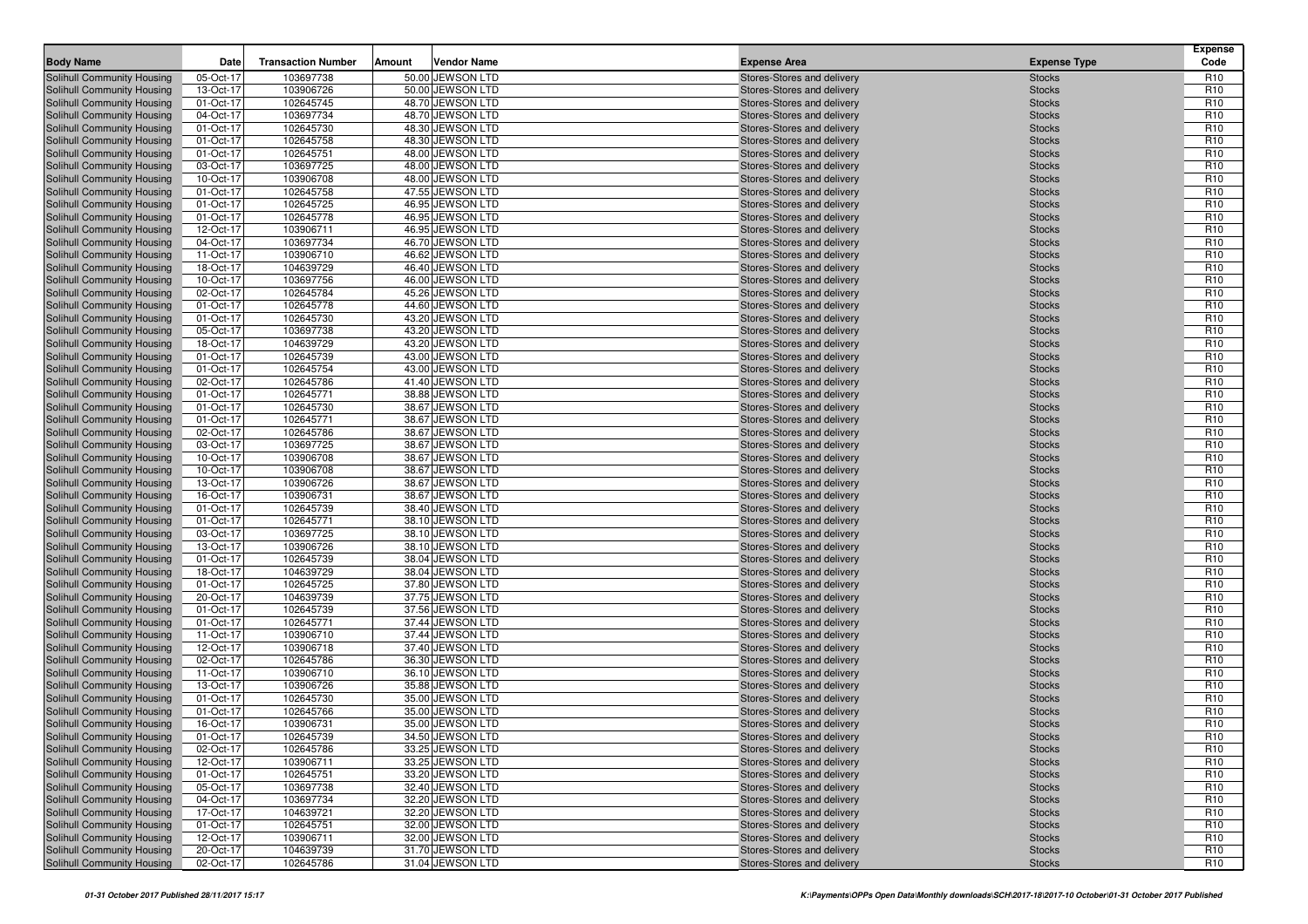| Body Name | Date | Transaction Number | Amount | Vendor Name | Expense Area | Expense Type | Expense Code |
|---|---|---|---|---|---|---|---|
| Solihull Community Housing | 05-Oct-17 | 103697738 | 50.00 | JEWSON LTD | Stores-Stores and delivery | Stocks | R10 |
| Solihull Community Housing | 13-Oct-17 | 103906726 | 50.00 | JEWSON LTD | Stores-Stores and delivery | Stocks | R10 |
| Solihull Community Housing | 01-Oct-17 | 102645745 | 48.70 | JEWSON LTD | Stores-Stores and delivery | Stocks | R10 |
| Solihull Community Housing | 04-Oct-17 | 103697734 | 48.70 | JEWSON LTD | Stores-Stores and delivery | Stocks | R10 |
| Solihull Community Housing | 01-Oct-17 | 102645730 | 48.30 | JEWSON LTD | Stores-Stores and delivery | Stocks | R10 |
| Solihull Community Housing | 01-Oct-17 | 102645758 | 48.30 | JEWSON LTD | Stores-Stores and delivery | Stocks | R10 |
| Solihull Community Housing | 01-Oct-17 | 102645751 | 48.00 | JEWSON LTD | Stores-Stores and delivery | Stocks | R10 |
| Solihull Community Housing | 03-Oct-17 | 103697725 | 48.00 | JEWSON LTD | Stores-Stores and delivery | Stocks | R10 |
| Solihull Community Housing | 10-Oct-17 | 103906708 | 48.00 | JEWSON LTD | Stores-Stores and delivery | Stocks | R10 |
| Solihull Community Housing | 01-Oct-17 | 102645758 | 47.55 | JEWSON LTD | Stores-Stores and delivery | Stocks | R10 |
| Solihull Community Housing | 01-Oct-17 | 102645725 | 46.95 | JEWSON LTD | Stores-Stores and delivery | Stocks | R10 |
| Solihull Community Housing | 01-Oct-17 | 102645778 | 46.95 | JEWSON LTD | Stores-Stores and delivery | Stocks | R10 |
| Solihull Community Housing | 12-Oct-17 | 103906711 | 46.95 | JEWSON LTD | Stores-Stores and delivery | Stocks | R10 |
| Solihull Community Housing | 04-Oct-17 | 103697734 | 46.70 | JEWSON LTD | Stores-Stores and delivery | Stocks | R10 |
| Solihull Community Housing | 11-Oct-17 | 103906710 | 46.62 | JEWSON LTD | Stores-Stores and delivery | Stocks | R10 |
| Solihull Community Housing | 18-Oct-17 | 104639729 | 46.40 | JEWSON LTD | Stores-Stores and delivery | Stocks | R10 |
| Solihull Community Housing | 10-Oct-17 | 103697756 | 46.00 | JEWSON LTD | Stores-Stores and delivery | Stocks | R10 |
| Solihull Community Housing | 02-Oct-17 | 102645784 | 45.26 | JEWSON LTD | Stores-Stores and delivery | Stocks | R10 |
| Solihull Community Housing | 01-Oct-17 | 102645778 | 44.60 | JEWSON LTD | Stores-Stores and delivery | Stocks | R10 |
| Solihull Community Housing | 01-Oct-17 | 102645730 | 43.20 | JEWSON LTD | Stores-Stores and delivery | Stocks | R10 |
| Solihull Community Housing | 05-Oct-17 | 103697738 | 43.20 | JEWSON LTD | Stores-Stores and delivery | Stocks | R10 |
| Solihull Community Housing | 18-Oct-17 | 104639729 | 43.20 | JEWSON LTD | Stores-Stores and delivery | Stocks | R10 |
| Solihull Community Housing | 01-Oct-17 | 102645739 | 43.00 | JEWSON LTD | Stores-Stores and delivery | Stocks | R10 |
| Solihull Community Housing | 01-Oct-17 | 102645754 | 43.00 | JEWSON LTD | Stores-Stores and delivery | Stocks | R10 |
| Solihull Community Housing | 02-Oct-17 | 102645786 | 41.40 | JEWSON LTD | Stores-Stores and delivery | Stocks | R10 |
| Solihull Community Housing | 01-Oct-17 | 102645771 | 38.88 | JEWSON LTD | Stores-Stores and delivery | Stocks | R10 |
| Solihull Community Housing | 01-Oct-17 | 102645730 | 38.67 | JEWSON LTD | Stores-Stores and delivery | Stocks | R10 |
| Solihull Community Housing | 01-Oct-17 | 102645771 | 38.67 | JEWSON LTD | Stores-Stores and delivery | Stocks | R10 |
| Solihull Community Housing | 02-Oct-17 | 102645786 | 38.67 | JEWSON LTD | Stores-Stores and delivery | Stocks | R10 |
| Solihull Community Housing | 03-Oct-17 | 103697725 | 38.67 | JEWSON LTD | Stores-Stores and delivery | Stocks | R10 |
| Solihull Community Housing | 10-Oct-17 | 103906708 | 38.67 | JEWSON LTD | Stores-Stores and delivery | Stocks | R10 |
| Solihull Community Housing | 10-Oct-17 | 103906708 | 38.67 | JEWSON LTD | Stores-Stores and delivery | Stocks | R10 |
| Solihull Community Housing | 13-Oct-17 | 103906726 | 38.67 | JEWSON LTD | Stores-Stores and delivery | Stocks | R10 |
| Solihull Community Housing | 16-Oct-17 | 103906731 | 38.67 | JEWSON LTD | Stores-Stores and delivery | Stocks | R10 |
| Solihull Community Housing | 01-Oct-17 | 102645739 | 38.40 | JEWSON LTD | Stores-Stores and delivery | Stocks | R10 |
| Solihull Community Housing | 01-Oct-17 | 102645771 | 38.10 | JEWSON LTD | Stores-Stores and delivery | Stocks | R10 |
| Solihull Community Housing | 03-Oct-17 | 103697725 | 38.10 | JEWSON LTD | Stores-Stores and delivery | Stocks | R10 |
| Solihull Community Housing | 13-Oct-17 | 103906726 | 38.10 | JEWSON LTD | Stores-Stores and delivery | Stocks | R10 |
| Solihull Community Housing | 01-Oct-17 | 102645739 | 38.04 | JEWSON LTD | Stores-Stores and delivery | Stocks | R10 |
| Solihull Community Housing | 18-Oct-17 | 104639729 | 38.04 | JEWSON LTD | Stores-Stores and delivery | Stocks | R10 |
| Solihull Community Housing | 01-Oct-17 | 102645725 | 37.80 | JEWSON LTD | Stores-Stores and delivery | Stocks | R10 |
| Solihull Community Housing | 20-Oct-17 | 104639739 | 37.75 | JEWSON LTD | Stores-Stores and delivery | Stocks | R10 |
| Solihull Community Housing | 01-Oct-17 | 102645739 | 37.56 | JEWSON LTD | Stores-Stores and delivery | Stocks | R10 |
| Solihull Community Housing | 01-Oct-17 | 102645771 | 37.44 | JEWSON LTD | Stores-Stores and delivery | Stocks | R10 |
| Solihull Community Housing | 11-Oct-17 | 103906710 | 37.44 | JEWSON LTD | Stores-Stores and delivery | Stocks | R10 |
| Solihull Community Housing | 12-Oct-17 | 103906718 | 37.40 | JEWSON LTD | Stores-Stores and delivery | Stocks | R10 |
| Solihull Community Housing | 02-Oct-17 | 102645786 | 36.30 | JEWSON LTD | Stores-Stores and delivery | Stocks | R10 |
| Solihull Community Housing | 11-Oct-17 | 103906710 | 36.10 | JEWSON LTD | Stores-Stores and delivery | Stocks | R10 |
| Solihull Community Housing | 13-Oct-17 | 103906726 | 35.88 | JEWSON LTD | Stores-Stores and delivery | Stocks | R10 |
| Solihull Community Housing | 01-Oct-17 | 102645730 | 35.00 | JEWSON LTD | Stores-Stores and delivery | Stocks | R10 |
| Solihull Community Housing | 01-Oct-17 | 102645766 | 35.00 | JEWSON LTD | Stores-Stores and delivery | Stocks | R10 |
| Solihull Community Housing | 16-Oct-17 | 103906731 | 35.00 | JEWSON LTD | Stores-Stores and delivery | Stocks | R10 |
| Solihull Community Housing | 01-Oct-17 | 102645739 | 34.50 | JEWSON LTD | Stores-Stores and delivery | Stocks | R10 |
| Solihull Community Housing | 02-Oct-17 | 102645786 | 33.25 | JEWSON LTD | Stores-Stores and delivery | Stocks | R10 |
| Solihull Community Housing | 12-Oct-17 | 103906711 | 33.25 | JEWSON LTD | Stores-Stores and delivery | Stocks | R10 |
| Solihull Community Housing | 01-Oct-17 | 102645751 | 33.20 | JEWSON LTD | Stores-Stores and delivery | Stocks | R10 |
| Solihull Community Housing | 05-Oct-17 | 103697738 | 32.40 | JEWSON LTD | Stores-Stores and delivery | Stocks | R10 |
| Solihull Community Housing | 04-Oct-17 | 103697734 | 32.20 | JEWSON LTD | Stores-Stores and delivery | Stocks | R10 |
| Solihull Community Housing | 17-Oct-17 | 104639721 | 32.20 | JEWSON LTD | Stores-Stores and delivery | Stocks | R10 |
| Solihull Community Housing | 01-Oct-17 | 102645751 | 32.00 | JEWSON LTD | Stores-Stores and delivery | Stocks | R10 |
| Solihull Community Housing | 12-Oct-17 | 103906711 | 32.00 | JEWSON LTD | Stores-Stores and delivery | Stocks | R10 |
| Solihull Community Housing | 20-Oct-17 | 104639739 | 31.70 | JEWSON LTD | Stores-Stores and delivery | Stocks | R10 |
| Solihull Community Housing | 02-Oct-17 | 102645786 | 31.04 | JEWSON LTD | Stores-Stores and delivery | Stocks | R10 |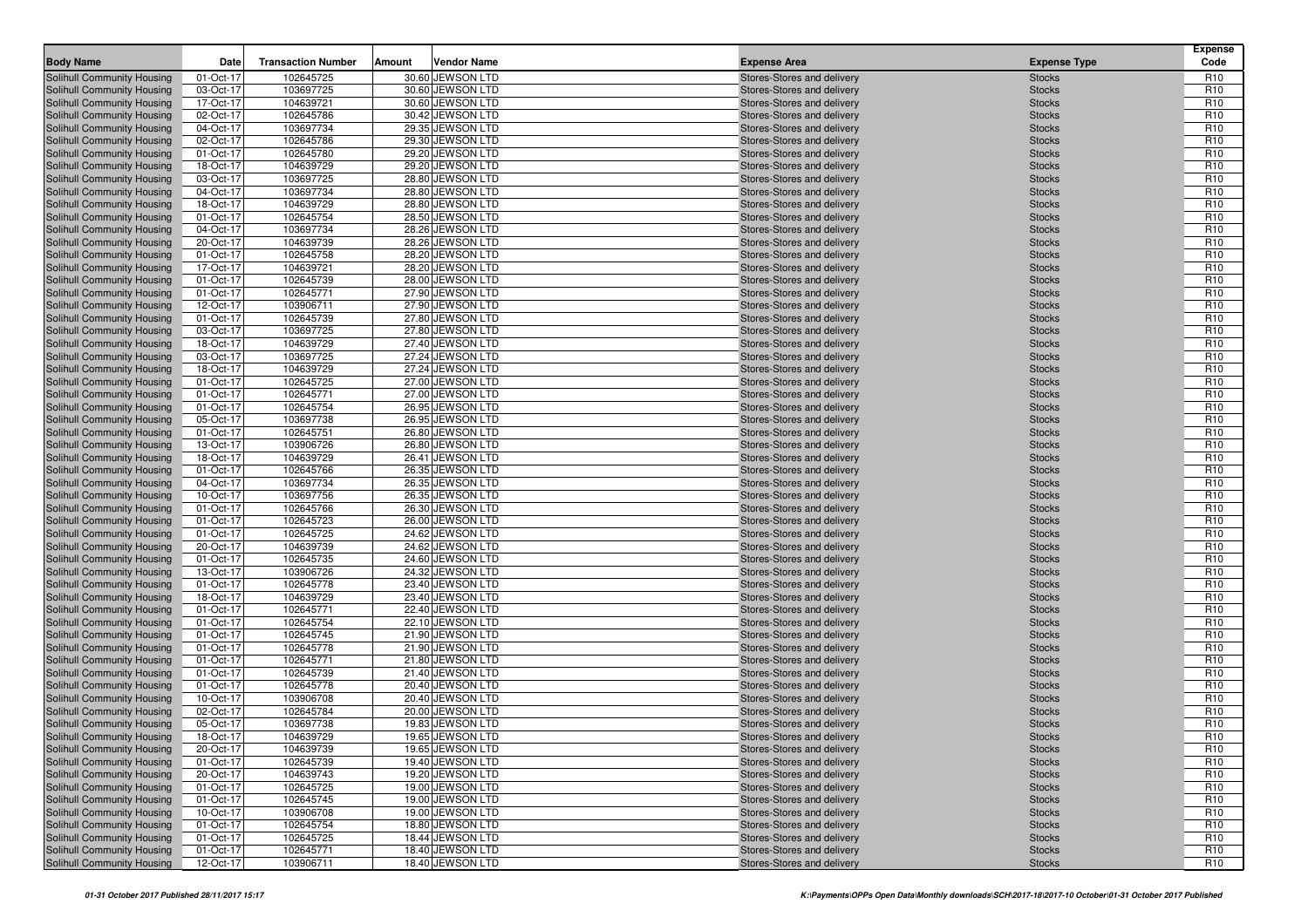| Body Name | Date | Transaction Number | Amount | Vendor Name | Expense Area | Expense Type | Expense Code |
|---|---|---|---|---|---|---|---|
| Solihull Community Housing | 01-Oct-17 | 102645725 | 30.60 | JEWSON LTD | Stores-Stores and delivery | Stocks | R10 |
| Solihull Community Housing | 03-Oct-17 | 103697725 | 30.60 | JEWSON LTD | Stores-Stores and delivery | Stocks | R10 |
| Solihull Community Housing | 17-Oct-17 | 104639721 | 30.60 | JEWSON LTD | Stores-Stores and delivery | Stocks | R10 |
| Solihull Community Housing | 02-Oct-17 | 102645786 | 30.42 | JEWSON LTD | Stores-Stores and delivery | Stocks | R10 |
| Solihull Community Housing | 04-Oct-17 | 103697734 | 29.35 | JEWSON LTD | Stores-Stores and delivery | Stocks | R10 |
| Solihull Community Housing | 02-Oct-17 | 102645786 | 29.30 | JEWSON LTD | Stores-Stores and delivery | Stocks | R10 |
| Solihull Community Housing | 01-Oct-17 | 102645780 | 29.20 | JEWSON LTD | Stores-Stores and delivery | Stocks | R10 |
| Solihull Community Housing | 18-Oct-17 | 104639729 | 29.20 | JEWSON LTD | Stores-Stores and delivery | Stocks | R10 |
| Solihull Community Housing | 03-Oct-17 | 103697725 | 28.80 | JEWSON LTD | Stores-Stores and delivery | Stocks | R10 |
| Solihull Community Housing | 04-Oct-17 | 103697734 | 28.80 | JEWSON LTD | Stores-Stores and delivery | Stocks | R10 |
| Solihull Community Housing | 18-Oct-17 | 104639729 | 28.80 | JEWSON LTD | Stores-Stores and delivery | Stocks | R10 |
| Solihull Community Housing | 01-Oct-17 | 102645754 | 28.50 | JEWSON LTD | Stores-Stores and delivery | Stocks | R10 |
| Solihull Community Housing | 04-Oct-17 | 103697734 | 28.26 | JEWSON LTD | Stores-Stores and delivery | Stocks | R10 |
| Solihull Community Housing | 20-Oct-17 | 104639739 | 28.26 | JEWSON LTD | Stores-Stores and delivery | Stocks | R10 |
| Solihull Community Housing | 01-Oct-17 | 102645758 | 28.20 | JEWSON LTD | Stores-Stores and delivery | Stocks | R10 |
| Solihull Community Housing | 17-Oct-17 | 104639721 | 28.20 | JEWSON LTD | Stores-Stores and delivery | Stocks | R10 |
| Solihull Community Housing | 01-Oct-17 | 102645739 | 28.00 | JEWSON LTD | Stores-Stores and delivery | Stocks | R10 |
| Solihull Community Housing | 01-Oct-17 | 102645771 | 27.90 | JEWSON LTD | Stores-Stores and delivery | Stocks | R10 |
| Solihull Community Housing | 12-Oct-17 | 103906711 | 27.90 | JEWSON LTD | Stores-Stores and delivery | Stocks | R10 |
| Solihull Community Housing | 01-Oct-17 | 102645739 | 27.80 | JEWSON LTD | Stores-Stores and delivery | Stocks | R10 |
| Solihull Community Housing | 03-Oct-17 | 103697725 | 27.80 | JEWSON LTD | Stores-Stores and delivery | Stocks | R10 |
| Solihull Community Housing | 18-Oct-17 | 104639729 | 27.40 | JEWSON LTD | Stores-Stores and delivery | Stocks | R10 |
| Solihull Community Housing | 03-Oct-17 | 103697725 | 27.24 | JEWSON LTD | Stores-Stores and delivery | Stocks | R10 |
| Solihull Community Housing | 18-Oct-17 | 104639729 | 27.24 | JEWSON LTD | Stores-Stores and delivery | Stocks | R10 |
| Solihull Community Housing | 01-Oct-17 | 102645725 | 27.00 | JEWSON LTD | Stores-Stores and delivery | Stocks | R10 |
| Solihull Community Housing | 01-Oct-17 | 102645771 | 27.00 | JEWSON LTD | Stores-Stores and delivery | Stocks | R10 |
| Solihull Community Housing | 01-Oct-17 | 102645754 | 26.95 | JEWSON LTD | Stores-Stores and delivery | Stocks | R10 |
| Solihull Community Housing | 05-Oct-17 | 103697738 | 26.95 | JEWSON LTD | Stores-Stores and delivery | Stocks | R10 |
| Solihull Community Housing | 01-Oct-17 | 102645751 | 26.80 | JEWSON LTD | Stores-Stores and delivery | Stocks | R10 |
| Solihull Community Housing | 13-Oct-17 | 103906726 | 26.80 | JEWSON LTD | Stores-Stores and delivery | Stocks | R10 |
| Solihull Community Housing | 18-Oct-17 | 104639729 | 26.41 | JEWSON LTD | Stores-Stores and delivery | Stocks | R10 |
| Solihull Community Housing | 01-Oct-17 | 102645766 | 26.35 | JEWSON LTD | Stores-Stores and delivery | Stocks | R10 |
| Solihull Community Housing | 04-Oct-17 | 103697734 | 26.35 | JEWSON LTD | Stores-Stores and delivery | Stocks | R10 |
| Solihull Community Housing | 10-Oct-17 | 103697756 | 26.35 | JEWSON LTD | Stores-Stores and delivery | Stocks | R10 |
| Solihull Community Housing | 01-Oct-17 | 102645766 | 26.30 | JEWSON LTD | Stores-Stores and delivery | Stocks | R10 |
| Solihull Community Housing | 01-Oct-17 | 102645723 | 26.00 | JEWSON LTD | Stores-Stores and delivery | Stocks | R10 |
| Solihull Community Housing | 01-Oct-17 | 102645725 | 24.62 | JEWSON LTD | Stores-Stores and delivery | Stocks | R10 |
| Solihull Community Housing | 20-Oct-17 | 104639739 | 24.62 | JEWSON LTD | Stores-Stores and delivery | Stocks | R10 |
| Solihull Community Housing | 01-Oct-17 | 102645735 | 24.60 | JEWSON LTD | Stores-Stores and delivery | Stocks | R10 |
| Solihull Community Housing | 13-Oct-17 | 103906726 | 24.32 | JEWSON LTD | Stores-Stores and delivery | Stocks | R10 |
| Solihull Community Housing | 01-Oct-17 | 102645778 | 23.40 | JEWSON LTD | Stores-Stores and delivery | Stocks | R10 |
| Solihull Community Housing | 18-Oct-17 | 104639729 | 23.40 | JEWSON LTD | Stores-Stores and delivery | Stocks | R10 |
| Solihull Community Housing | 01-Oct-17 | 102645771 | 22.40 | JEWSON LTD | Stores-Stores and delivery | Stocks | R10 |
| Solihull Community Housing | 01-Oct-17 | 102645754 | 22.10 | JEWSON LTD | Stores-Stores and delivery | Stocks | R10 |
| Solihull Community Housing | 01-Oct-17 | 102645745 | 21.90 | JEWSON LTD | Stores-Stores and delivery | Stocks | R10 |
| Solihull Community Housing | 01-Oct-17 | 102645778 | 21.90 | JEWSON LTD | Stores-Stores and delivery | Stocks | R10 |
| Solihull Community Housing | 01-Oct-17 | 102645771 | 21.80 | JEWSON LTD | Stores-Stores and delivery | Stocks | R10 |
| Solihull Community Housing | 01-Oct-17 | 102645739 | 21.40 | JEWSON LTD | Stores-Stores and delivery | Stocks | R10 |
| Solihull Community Housing | 01-Oct-17 | 102645778 | 20.40 | JEWSON LTD | Stores-Stores and delivery | Stocks | R10 |
| Solihull Community Housing | 10-Oct-17 | 103906708 | 20.40 | JEWSON LTD | Stores-Stores and delivery | Stocks | R10 |
| Solihull Community Housing | 02-Oct-17 | 102645784 | 20.00 | JEWSON LTD | Stores-Stores and delivery | Stocks | R10 |
| Solihull Community Housing | 05-Oct-17 | 103697738 | 19.83 | JEWSON LTD | Stores-Stores and delivery | Stocks | R10 |
| Solihull Community Housing | 18-Oct-17 | 104639729 | 19.65 | JEWSON LTD | Stores-Stores and delivery | Stocks | R10 |
| Solihull Community Housing | 20-Oct-17 | 104639739 | 19.65 | JEWSON LTD | Stores-Stores and delivery | Stocks | R10 |
| Solihull Community Housing | 01-Oct-17 | 102645739 | 19.40 | JEWSON LTD | Stores-Stores and delivery | Stocks | R10 |
| Solihull Community Housing | 20-Oct-17 | 104639743 | 19.20 | JEWSON LTD | Stores-Stores and delivery | Stocks | R10 |
| Solihull Community Housing | 01-Oct-17 | 102645725 | 19.00 | JEWSON LTD | Stores-Stores and delivery | Stocks | R10 |
| Solihull Community Housing | 01-Oct-17 | 102645745 | 19.00 | JEWSON LTD | Stores-Stores and delivery | Stocks | R10 |
| Solihull Community Housing | 10-Oct-17 | 103906708 | 19.00 | JEWSON LTD | Stores-Stores and delivery | Stocks | R10 |
| Solihull Community Housing | 01-Oct-17 | 102645754 | 18.80 | JEWSON LTD | Stores-Stores and delivery | Stocks | R10 |
| Solihull Community Housing | 01-Oct-17 | 102645725 | 18.44 | JEWSON LTD | Stores-Stores and delivery | Stocks | R10 |
| Solihull Community Housing | 01-Oct-17 | 102645771 | 18.40 | JEWSON LTD | Stores-Stores and delivery | Stocks | R10 |
| Solihull Community Housing | 12-Oct-17 | 103906711 | 18.40 | JEWSON LTD | Stores-Stores and delivery | Stocks | R10 |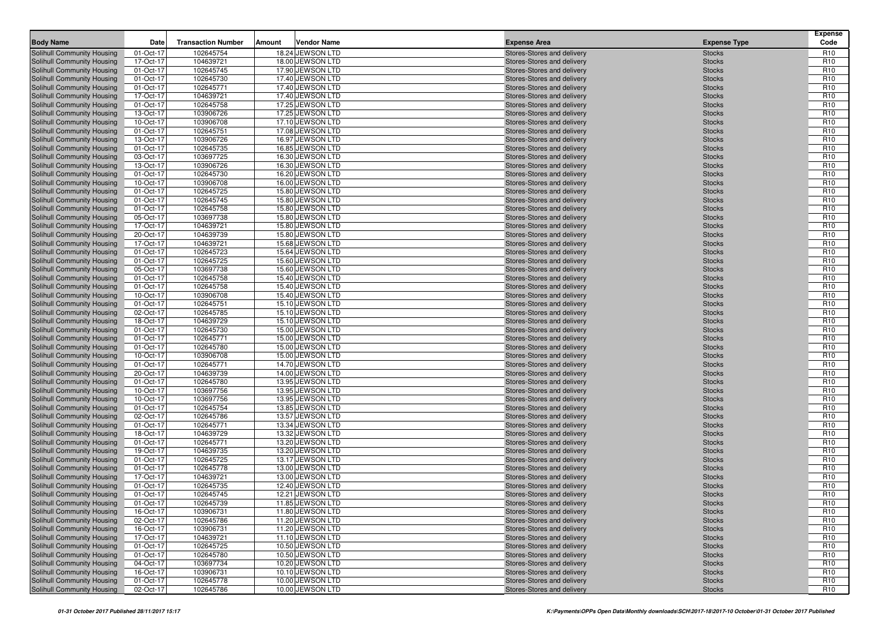| Body Name | Date | Transaction Number | Amount | Vendor Name | Expense Area | Expense Type | Expense Code |
|---|---|---|---|---|---|---|---|
| Solihull Community Housing | 01-Oct-17 | 102645754 | 18.24 | JEWSON LTD | Stores-Stores and delivery | Stocks | R10 |
| Solihull Community Housing | 17-Oct-17 | 104639721 | 18.00 | JEWSON LTD | Stores-Stores and delivery | Stocks | R10 |
| Solihull Community Housing | 01-Oct-17 | 102645745 | 17.90 | JEWSON LTD | Stores-Stores and delivery | Stocks | R10 |
| Solihull Community Housing | 01-Oct-17 | 102645730 | 17.40 | JEWSON LTD | Stores-Stores and delivery | Stocks | R10 |
| Solihull Community Housing | 01-Oct-17 | 102645771 | 17.40 | JEWSON LTD | Stores-Stores and delivery | Stocks | R10 |
| Solihull Community Housing | 17-Oct-17 | 104639721 | 17.40 | JEWSON LTD | Stores-Stores and delivery | Stocks | R10 |
| Solihull Community Housing | 01-Oct-17 | 102645758 | 17.25 | JEWSON LTD | Stores-Stores and delivery | Stocks | R10 |
| Solihull Community Housing | 13-Oct-17 | 103906726 | 17.25 | JEWSON LTD | Stores-Stores and delivery | Stocks | R10 |
| Solihull Community Housing | 10-Oct-17 | 103906708 | 17.10 | JEWSON LTD | Stores-Stores and delivery | Stocks | R10 |
| Solihull Community Housing | 01-Oct-17 | 102645751 | 17.08 | JEWSON LTD | Stores-Stores and delivery | Stocks | R10 |
| Solihull Community Housing | 13-Oct-17 | 103906726 | 16.97 | JEWSON LTD | Stores-Stores and delivery | Stocks | R10 |
| Solihull Community Housing | 01-Oct-17 | 102645735 | 16.85 | JEWSON LTD | Stores-Stores and delivery | Stocks | R10 |
| Solihull Community Housing | 03-Oct-17 | 103697725 | 16.30 | JEWSON LTD | Stores-Stores and delivery | Stocks | R10 |
| Solihull Community Housing | 13-Oct-17 | 103906726 | 16.30 | JEWSON LTD | Stores-Stores and delivery | Stocks | R10 |
| Solihull Community Housing | 01-Oct-17 | 102645730 | 16.20 | JEWSON LTD | Stores-Stores and delivery | Stocks | R10 |
| Solihull Community Housing | 10-Oct-17 | 103906708 | 16.00 | JEWSON LTD | Stores-Stores and delivery | Stocks | R10 |
| Solihull Community Housing | 01-Oct-17 | 102645725 | 15.80 | JEWSON LTD | Stores-Stores and delivery | Stocks | R10 |
| Solihull Community Housing | 01-Oct-17 | 102645745 | 15.80 | JEWSON LTD | Stores-Stores and delivery | Stocks | R10 |
| Solihull Community Housing | 01-Oct-17 | 102645758 | 15.80 | JEWSON LTD | Stores-Stores and delivery | Stocks | R10 |
| Solihull Community Housing | 05-Oct-17 | 103697738 | 15.80 | JEWSON LTD | Stores-Stores and delivery | Stocks | R10 |
| Solihull Community Housing | 17-Oct-17 | 104639721 | 15.80 | JEWSON LTD | Stores-Stores and delivery | Stocks | R10 |
| Solihull Community Housing | 20-Oct-17 | 104639739 | 15.80 | JEWSON LTD | Stores-Stores and delivery | Stocks | R10 |
| Solihull Community Housing | 17-Oct-17 | 104639721 | 15.68 | JEWSON LTD | Stores-Stores and delivery | Stocks | R10 |
| Solihull Community Housing | 01-Oct-17 | 102645723 | 15.64 | JEWSON LTD | Stores-Stores and delivery | Stocks | R10 |
| Solihull Community Housing | 01-Oct-17 | 102645725 | 15.60 | JEWSON LTD | Stores-Stores and delivery | Stocks | R10 |
| Solihull Community Housing | 05-Oct-17 | 103697738 | 15.60 | JEWSON LTD | Stores-Stores and delivery | Stocks | R10 |
| Solihull Community Housing | 01-Oct-17 | 102645758 | 15.40 | JEWSON LTD | Stores-Stores and delivery | Stocks | R10 |
| Solihull Community Housing | 01-Oct-17 | 102645758 | 15.40 | JEWSON LTD | Stores-Stores and delivery | Stocks | R10 |
| Solihull Community Housing | 10-Oct-17 | 103906708 | 15.40 | JEWSON LTD | Stores-Stores and delivery | Stocks | R10 |
| Solihull Community Housing | 01-Oct-17 | 102645751 | 15.10 | JEWSON LTD | Stores-Stores and delivery | Stocks | R10 |
| Solihull Community Housing | 02-Oct-17 | 102645785 | 15.10 | JEWSON LTD | Stores-Stores and delivery | Stocks | R10 |
| Solihull Community Housing | 18-Oct-17 | 104639729 | 15.10 | JEWSON LTD | Stores-Stores and delivery | Stocks | R10 |
| Solihull Community Housing | 01-Oct-17 | 102645730 | 15.00 | JEWSON LTD | Stores-Stores and delivery | Stocks | R10 |
| Solihull Community Housing | 01-Oct-17 | 102645771 | 15.00 | JEWSON LTD | Stores-Stores and delivery | Stocks | R10 |
| Solihull Community Housing | 01-Oct-17 | 102645780 | 15.00 | JEWSON LTD | Stores-Stores and delivery | Stocks | R10 |
| Solihull Community Housing | 10-Oct-17 | 103906708 | 15.00 | JEWSON LTD | Stores-Stores and delivery | Stocks | R10 |
| Solihull Community Housing | 01-Oct-17 | 102645771 | 14.70 | JEWSON LTD | Stores-Stores and delivery | Stocks | R10 |
| Solihull Community Housing | 20-Oct-17 | 104639739 | 14.00 | JEWSON LTD | Stores-Stores and delivery | Stocks | R10 |
| Solihull Community Housing | 01-Oct-17 | 102645780 | 13.95 | JEWSON LTD | Stores-Stores and delivery | Stocks | R10 |
| Solihull Community Housing | 10-Oct-17 | 103697756 | 13.95 | JEWSON LTD | Stores-Stores and delivery | Stocks | R10 |
| Solihull Community Housing | 10-Oct-17 | 103697756 | 13.95 | JEWSON LTD | Stores-Stores and delivery | Stocks | R10 |
| Solihull Community Housing | 01-Oct-17 | 102645754 | 13.85 | JEWSON LTD | Stores-Stores and delivery | Stocks | R10 |
| Solihull Community Housing | 02-Oct-17 | 102645786 | 13.57 | JEWSON LTD | Stores-Stores and delivery | Stocks | R10 |
| Solihull Community Housing | 01-Oct-17 | 102645771 | 13.34 | JEWSON LTD | Stores-Stores and delivery | Stocks | R10 |
| Solihull Community Housing | 18-Oct-17 | 104639729 | 13.32 | JEWSON LTD | Stores-Stores and delivery | Stocks | R10 |
| Solihull Community Housing | 01-Oct-17 | 102645771 | 13.20 | JEWSON LTD | Stores-Stores and delivery | Stocks | R10 |
| Solihull Community Housing | 19-Oct-17 | 104639735 | 13.20 | JEWSON LTD | Stores-Stores and delivery | Stocks | R10 |
| Solihull Community Housing | 01-Oct-17 | 102645725 | 13.17 | JEWSON LTD | Stores-Stores and delivery | Stocks | R10 |
| Solihull Community Housing | 01-Oct-17 | 102645778 | 13.00 | JEWSON LTD | Stores-Stores and delivery | Stocks | R10 |
| Solihull Community Housing | 17-Oct-17 | 104639721 | 13.00 | JEWSON LTD | Stores-Stores and delivery | Stocks | R10 |
| Solihull Community Housing | 01-Oct-17 | 102645735 | 12.40 | JEWSON LTD | Stores-Stores and delivery | Stocks | R10 |
| Solihull Community Housing | 01-Oct-17 | 102645745 | 12.21 | JEWSON LTD | Stores-Stores and delivery | Stocks | R10 |
| Solihull Community Housing | 01-Oct-17 | 102645739 | 11.85 | JEWSON LTD | Stores-Stores and delivery | Stocks | R10 |
| Solihull Community Housing | 16-Oct-17 | 103906731 | 11.80 | JEWSON LTD | Stores-Stores and delivery | Stocks | R10 |
| Solihull Community Housing | 02-Oct-17 | 102645786 | 11.20 | JEWSON LTD | Stores-Stores and delivery | Stocks | R10 |
| Solihull Community Housing | 16-Oct-17 | 103906731 | 11.20 | JEWSON LTD | Stores-Stores and delivery | Stocks | R10 |
| Solihull Community Housing | 17-Oct-17 | 104639721 | 11.10 | JEWSON LTD | Stores-Stores and delivery | Stocks | R10 |
| Solihull Community Housing | 01-Oct-17 | 102645725 | 10.50 | JEWSON LTD | Stores-Stores and delivery | Stocks | R10 |
| Solihull Community Housing | 01-Oct-17 | 102645780 | 10.50 | JEWSON LTD | Stores-Stores and delivery | Stocks | R10 |
| Solihull Community Housing | 04-Oct-17 | 103697734 | 10.20 | JEWSON LTD | Stores-Stores and delivery | Stocks | R10 |
| Solihull Community Housing | 16-Oct-17 | 103906731 | 10.10 | JEWSON LTD | Stores-Stores and delivery | Stocks | R10 |
| Solihull Community Housing | 01-Oct-17 | 102645778 | 10.00 | JEWSON LTD | Stores-Stores and delivery | Stocks | R10 |
| Solihull Community Housing | 02-Oct-17 | 102645786 | 10.00 | JEWSON LTD | Stores-Stores and delivery | Stocks | R10 |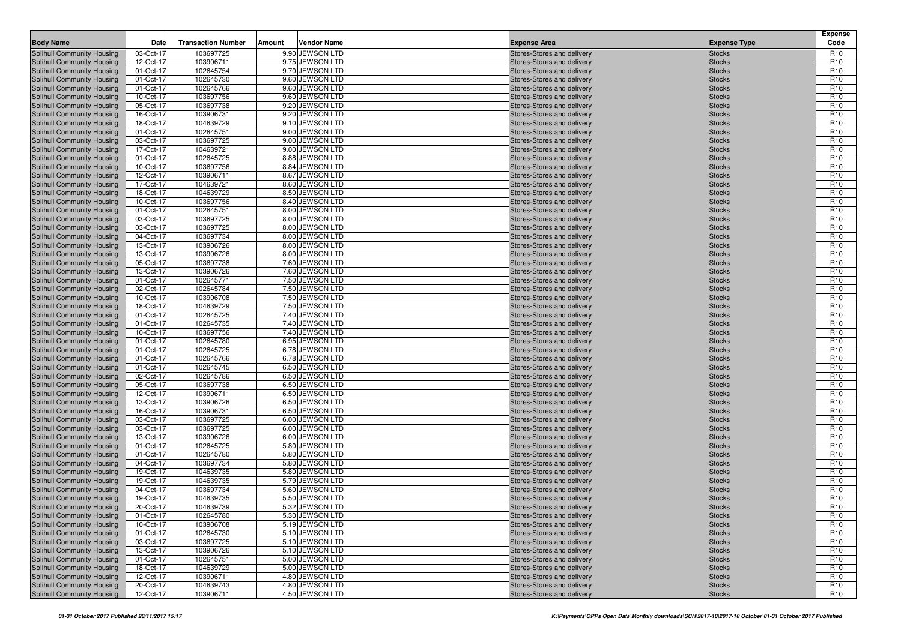| Body Name | Date | Transaction Number | Amount | Vendor Name | Expense Area | Expense Type | Expense Code |
|---|---|---|---|---|---|---|---|
| Solihull Community Housing | 03-Oct-17 | 103697725 | 9.90 | JEWSON LTD | Stores-Stores and delivery | Stocks | R10 |
| Solihull Community Housing | 12-Oct-17 | 103906711 | 9.75 | JEWSON LTD | Stores-Stores and delivery | Stocks | R10 |
| Solihull Community Housing | 01-Oct-17 | 102645754 | 9.70 | JEWSON LTD | Stores-Stores and delivery | Stocks | R10 |
| Solihull Community Housing | 01-Oct-17 | 102645730 | 9.60 | JEWSON LTD | Stores-Stores and delivery | Stocks | R10 |
| Solihull Community Housing | 01-Oct-17 | 102645766 | 9.60 | JEWSON LTD | Stores-Stores and delivery | Stocks | R10 |
| Solihull Community Housing | 10-Oct-17 | 103697756 | 9.60 | JEWSON LTD | Stores-Stores and delivery | Stocks | R10 |
| Solihull Community Housing | 05-Oct-17 | 103697738 | 9.20 | JEWSON LTD | Stores-Stores and delivery | Stocks | R10 |
| Solihull Community Housing | 16-Oct-17 | 103906731 | 9.20 | JEWSON LTD | Stores-Stores and delivery | Stocks | R10 |
| Solihull Community Housing | 18-Oct-17 | 104639729 | 9.10 | JEWSON LTD | Stores-Stores and delivery | Stocks | R10 |
| Solihull Community Housing | 01-Oct-17 | 102645751 | 9.00 | JEWSON LTD | Stores-Stores and delivery | Stocks | R10 |
| Solihull Community Housing | 03-Oct-17 | 103697725 | 9.00 | JEWSON LTD | Stores-Stores and delivery | Stocks | R10 |
| Solihull Community Housing | 17-Oct-17 | 104639721 | 9.00 | JEWSON LTD | Stores-Stores and delivery | Stocks | R10 |
| Solihull Community Housing | 01-Oct-17 | 102645725 | 8.88 | JEWSON LTD | Stores-Stores and delivery | Stocks | R10 |
| Solihull Community Housing | 10-Oct-17 | 103697756 | 8.84 | JEWSON LTD | Stores-Stores and delivery | Stocks | R10 |
| Solihull Community Housing | 12-Oct-17 | 103906711 | 8.67 | JEWSON LTD | Stores-Stores and delivery | Stocks | R10 |
| Solihull Community Housing | 17-Oct-17 | 104639721 | 8.60 | JEWSON LTD | Stores-Stores and delivery | Stocks | R10 |
| Solihull Community Housing | 18-Oct-17 | 104639729 | 8.50 | JEWSON LTD | Stores-Stores and delivery | Stocks | R10 |
| Solihull Community Housing | 10-Oct-17 | 103697756 | 8.40 | JEWSON LTD | Stores-Stores and delivery | Stocks | R10 |
| Solihull Community Housing | 01-Oct-17 | 102645751 | 8.00 | JEWSON LTD | Stores-Stores and delivery | Stocks | R10 |
| Solihull Community Housing | 03-Oct-17 | 103697725 | 8.00 | JEWSON LTD | Stores-Stores and delivery | Stocks | R10 |
| Solihull Community Housing | 03-Oct-17 | 103697725 | 8.00 | JEWSON LTD | Stores-Stores and delivery | Stocks | R10 |
| Solihull Community Housing | 04-Oct-17 | 103697734 | 8.00 | JEWSON LTD | Stores-Stores and delivery | Stocks | R10 |
| Solihull Community Housing | 13-Oct-17 | 103906726 | 8.00 | JEWSON LTD | Stores-Stores and delivery | Stocks | R10 |
| Solihull Community Housing | 13-Oct-17 | 103906726 | 8.00 | JEWSON LTD | Stores-Stores and delivery | Stocks | R10 |
| Solihull Community Housing | 05-Oct-17 | 103697738 | 7.60 | JEWSON LTD | Stores-Stores and delivery | Stocks | R10 |
| Solihull Community Housing | 13-Oct-17 | 103906726 | 7.60 | JEWSON LTD | Stores-Stores and delivery | Stocks | R10 |
| Solihull Community Housing | 01-Oct-17 | 102645771 | 7.50 | JEWSON LTD | Stores-Stores and delivery | Stocks | R10 |
| Solihull Community Housing | 02-Oct-17 | 102645784 | 7.50 | JEWSON LTD | Stores-Stores and delivery | Stocks | R10 |
| Solihull Community Housing | 10-Oct-17 | 103906708 | 7.50 | JEWSON LTD | Stores-Stores and delivery | Stocks | R10 |
| Solihull Community Housing | 18-Oct-17 | 104639729 | 7.50 | JEWSON LTD | Stores-Stores and delivery | Stocks | R10 |
| Solihull Community Housing | 01-Oct-17 | 102645725 | 7.40 | JEWSON LTD | Stores-Stores and delivery | Stocks | R10 |
| Solihull Community Housing | 01-Oct-17 | 102645735 | 7.40 | JEWSON LTD | Stores-Stores and delivery | Stocks | R10 |
| Solihull Community Housing | 10-Oct-17 | 103697756 | 7.40 | JEWSON LTD | Stores-Stores and delivery | Stocks | R10 |
| Solihull Community Housing | 01-Oct-17 | 102645780 | 6.95 | JEWSON LTD | Stores-Stores and delivery | Stocks | R10 |
| Solihull Community Housing | 01-Oct-17 | 102645725 | 6.78 | JEWSON LTD | Stores-Stores and delivery | Stocks | R10 |
| Solihull Community Housing | 01-Oct-17 | 102645766 | 6.78 | JEWSON LTD | Stores-Stores and delivery | Stocks | R10 |
| Solihull Community Housing | 01-Oct-17 | 102645745 | 6.50 | JEWSON LTD | Stores-Stores and delivery | Stocks | R10 |
| Solihull Community Housing | 02-Oct-17 | 102645786 | 6.50 | JEWSON LTD | Stores-Stores and delivery | Stocks | R10 |
| Solihull Community Housing | 05-Oct-17 | 103697738 | 6.50 | JEWSON LTD | Stores-Stores and delivery | Stocks | R10 |
| Solihull Community Housing | 12-Oct-17 | 103906711 | 6.50 | JEWSON LTD | Stores-Stores and delivery | Stocks | R10 |
| Solihull Community Housing | 13-Oct-17 | 103906726 | 6.50 | JEWSON LTD | Stores-Stores and delivery | Stocks | R10 |
| Solihull Community Housing | 16-Oct-17 | 103906731 | 6.50 | JEWSON LTD | Stores-Stores and delivery | Stocks | R10 |
| Solihull Community Housing | 03-Oct-17 | 103697725 | 6.00 | JEWSON LTD | Stores-Stores and delivery | Stocks | R10 |
| Solihull Community Housing | 03-Oct-17 | 103697725 | 6.00 | JEWSON LTD | Stores-Stores and delivery | Stocks | R10 |
| Solihull Community Housing | 13-Oct-17 | 103906726 | 6.00 | JEWSON LTD | Stores-Stores and delivery | Stocks | R10 |
| Solihull Community Housing | 01-Oct-17 | 102645725 | 5.80 | JEWSON LTD | Stores-Stores and delivery | Stocks | R10 |
| Solihull Community Housing | 01-Oct-17 | 102645780 | 5.80 | JEWSON LTD | Stores-Stores and delivery | Stocks | R10 |
| Solihull Community Housing | 04-Oct-17 | 103697734 | 5.80 | JEWSON LTD | Stores-Stores and delivery | Stocks | R10 |
| Solihull Community Housing | 19-Oct-17 | 104639735 | 5.80 | JEWSON LTD | Stores-Stores and delivery | Stocks | R10 |
| Solihull Community Housing | 19-Oct-17 | 104639735 | 5.79 | JEWSON LTD | Stores-Stores and delivery | Stocks | R10 |
| Solihull Community Housing | 04-Oct-17 | 103697734 | 5.60 | JEWSON LTD | Stores-Stores and delivery | Stocks | R10 |
| Solihull Community Housing | 19-Oct-17 | 104639735 | 5.50 | JEWSON LTD | Stores-Stores and delivery | Stocks | R10 |
| Solihull Community Housing | 20-Oct-17 | 104639739 | 5.32 | JEWSON LTD | Stores-Stores and delivery | Stocks | R10 |
| Solihull Community Housing | 01-Oct-17 | 102645780 | 5.30 | JEWSON LTD | Stores-Stores and delivery | Stocks | R10 |
| Solihull Community Housing | 10-Oct-17 | 103906708 | 5.19 | JEWSON LTD | Stores-Stores and delivery | Stocks | R10 |
| Solihull Community Housing | 01-Oct-17 | 102645730 | 5.10 | JEWSON LTD | Stores-Stores and delivery | Stocks | R10 |
| Solihull Community Housing | 03-Oct-17 | 103697725 | 5.10 | JEWSON LTD | Stores-Stores and delivery | Stocks | R10 |
| Solihull Community Housing | 13-Oct-17 | 103906726 | 5.10 | JEWSON LTD | Stores-Stores and delivery | Stocks | R10 |
| Solihull Community Housing | 01-Oct-17 | 102645751 | 5.00 | JEWSON LTD | Stores-Stores and delivery | Stocks | R10 |
| Solihull Community Housing | 18-Oct-17 | 104639729 | 5.00 | JEWSON LTD | Stores-Stores and delivery | Stocks | R10 |
| Solihull Community Housing | 12-Oct-17 | 103906711 | 4.80 | JEWSON LTD | Stores-Stores and delivery | Stocks | R10 |
| Solihull Community Housing | 20-Oct-17 | 104639743 | 4.80 | JEWSON LTD | Stores-Stores and delivery | Stocks | R10 |
| Solihull Community Housing | 12-Oct-17 | 103906711 | 4.50 | JEWSON LTD | Stores-Stores and delivery | Stocks | R10 |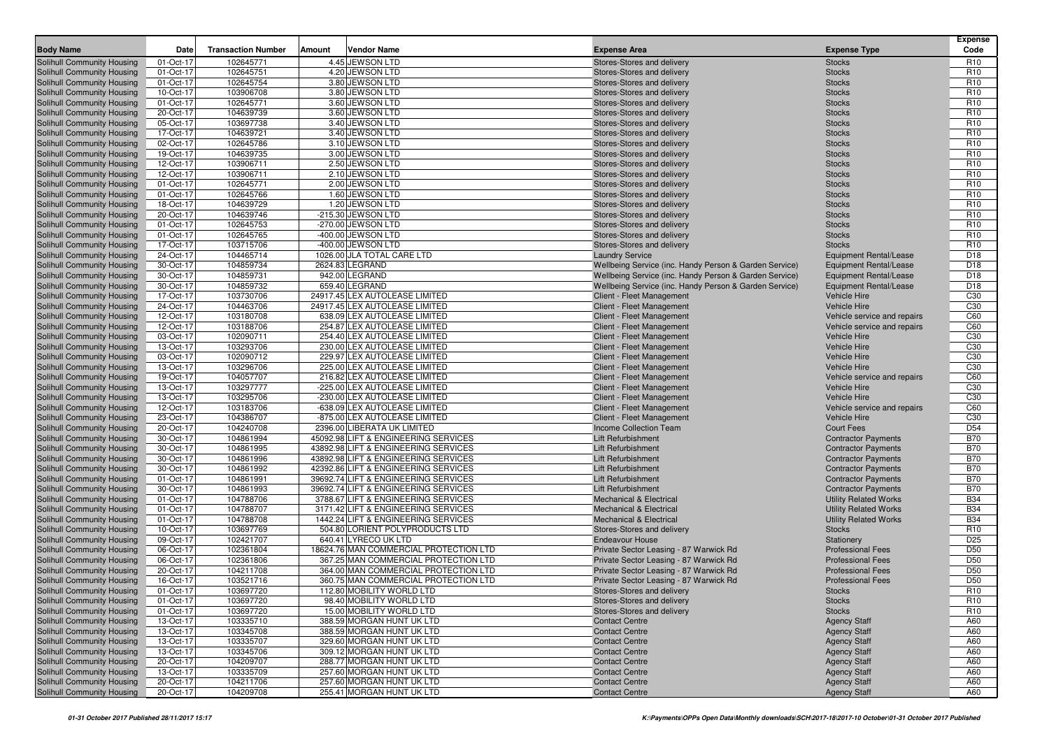| Body Name | Date | Transaction Number | Amount | Vendor Name | Expense Area | Expense Type | Expense Code |
|---|---|---|---|---|---|---|---|
| Solihull Community Housing | 01-Oct-17 | 102645771 | 4.45 | JEWSON LTD | Stores-Stores and delivery | Stocks | R10 |
| Solihull Community Housing | 01-Oct-17 | 102645751 | 4.20 | JEWSON LTD | Stores-Stores and delivery | Stocks | R10 |
| Solihull Community Housing | 01-Oct-17 | 102645754 | 3.80 | JEWSON LTD | Stores-Stores and delivery | Stocks | R10 |
| Solihull Community Housing | 10-Oct-17 | 103906708 | 3.80 | JEWSON LTD | Stores-Stores and delivery | Stocks | R10 |
| Solihull Community Housing | 01-Oct-17 | 102645771 | 3.60 | JEWSON LTD | Stores-Stores and delivery | Stocks | R10 |
| Solihull Community Housing | 20-Oct-17 | 104639739 | 3.60 | JEWSON LTD | Stores-Stores and delivery | Stocks | R10 |
| Solihull Community Housing | 05-Oct-17 | 103697738 | 3.40 | JEWSON LTD | Stores-Stores and delivery | Stocks | R10 |
| Solihull Community Housing | 17-Oct-17 | 104639721 | 3.40 | JEWSON LTD | Stores-Stores and delivery | Stocks | R10 |
| Solihull Community Housing | 02-Oct-17 | 102645786 | 3.10 | JEWSON LTD | Stores-Stores and delivery | Stocks | R10 |
| Solihull Community Housing | 19-Oct-17 | 104639735 | 3.00 | JEWSON LTD | Stores-Stores and delivery | Stocks | R10 |
| Solihull Community Housing | 12-Oct-17 | 103906711 | 2.50 | JEWSON LTD | Stores-Stores and delivery | Stocks | R10 |
| Solihull Community Housing | 12-Oct-17 | 103906711 | 2.10 | JEWSON LTD | Stores-Stores and delivery | Stocks | R10 |
| Solihull Community Housing | 01-Oct-17 | 102645771 | 2.00 | JEWSON LTD | Stores-Stores and delivery | Stocks | R10 |
| Solihull Community Housing | 01-Oct-17 | 102645766 | 1.60 | JEWSON LTD | Stores-Stores and delivery | Stocks | R10 |
| Solihull Community Housing | 18-Oct-17 | 104639729 | 1.20 | JEWSON LTD | Stores-Stores and delivery | Stocks | R10 |
| Solihull Community Housing | 20-Oct-17 | 104639746 | -215.30 | JEWSON LTD | Stores-Stores and delivery | Stocks | R10 |
| Solihull Community Housing | 01-Oct-17 | 102645753 | -270.00 | JEWSON LTD | Stores-Stores and delivery | Stocks | R10 |
| Solihull Community Housing | 01-Oct-17 | 102645765 | -400.00 | JEWSON LTD | Stores-Stores and delivery | Stocks | R10 |
| Solihull Community Housing | 17-Oct-17 | 103715706 | -400.00 | JEWSON LTD | Stores-Stores and delivery | Stocks | R10 |
| Solihull Community Housing | 24-Oct-17 | 104465714 | 1026.00 | JLA TOTAL CARE LTD | Laundry Service | Equipment Rental/Lease | D18 |
| Solihull Community Housing | 30-Oct-17 | 104859734 | 2624.83 | LEGRAND | Wellbeing Service (inc. Handy Person & Garden Service) | Equipment Rental/Lease | D18 |
| Solihull Community Housing | 30-Oct-17 | 104859731 | 942.00 | LEGRAND | Wellbeing Service (inc. Handy Person & Garden Service) | Equipment Rental/Lease | D18 |
| Solihull Community Housing | 30-Oct-17 | 104859732 | 659.40 | LEGRAND | Wellbeing Service (inc. Handy Person & Garden Service) | Equipment Rental/Lease | D18 |
| Solihull Community Housing | 17-Oct-17 | 103730706 | 24917.45 | LEX AUTOLEASE LIMITED | Client - Fleet Management | Vehicle Hire | C30 |
| Solihull Community Housing | 24-Oct-17 | 104463706 | 24917.45 | LEX AUTOLEASE LIMITED | Client - Fleet Management | Vehicle Hire | C30 |
| Solihull Community Housing | 12-Oct-17 | 103180708 | 638.09 | LEX AUTOLEASE LIMITED | Client - Fleet Management | Vehicle service and repairs | C60 |
| Solihull Community Housing | 12-Oct-17 | 103188706 | 254.87 | LEX AUTOLEASE LIMITED | Client - Fleet Management | Vehicle service and repairs | C60 |
| Solihull Community Housing | 03-Oct-17 | 102090711 | 254.40 | LEX AUTOLEASE LIMITED | Client - Fleet Management | Vehicle Hire | C30 |
| Solihull Community Housing | 13-Oct-17 | 103293706 | 230.00 | LEX AUTOLEASE LIMITED | Client - Fleet Management | Vehicle Hire | C30 |
| Solihull Community Housing | 03-Oct-17 | 102090712 | 229.97 | LEX AUTOLEASE LIMITED | Client - Fleet Management | Vehicle Hire | C30 |
| Solihull Community Housing | 13-Oct-17 | 103296706 | 225.00 | LEX AUTOLEASE LIMITED | Client - Fleet Management | Vehicle Hire | C30 |
| Solihull Community Housing | 19-Oct-17 | 104057707 | 216.82 | LEX AUTOLEASE LIMITED | Client - Fleet Management | Vehicle service and repairs | C60 |
| Solihull Community Housing | 13-Oct-17 | 103297777 | -225.00 | LEX AUTOLEASE LIMITED | Client - Fleet Management | Vehicle Hire | C30 |
| Solihull Community Housing | 13-Oct-17 | 103295706 | -230.00 | LEX AUTOLEASE LIMITED | Client - Fleet Management | Vehicle Hire | C30 |
| Solihull Community Housing | 12-Oct-17 | 103183706 | -638.09 | LEX AUTOLEASE LIMITED | Client - Fleet Management | Vehicle service and repairs | C60 |
| Solihull Community Housing | 23-Oct-17 | 104386707 | -875.00 | LEX AUTOLEASE LIMITED | Client - Fleet Management | Vehicle Hire | C30 |
| Solihull Community Housing | 20-Oct-17 | 104240708 | 2396.00 | LIBERATA UK LIMITED | Income Collection Team | Court Fees | D54 |
| Solihull Community Housing | 30-Oct-17 | 104861994 | 45092.98 | LIFT & ENGINEERING SERVICES | Lift Refurbishment | Contractor Payments | B70 |
| Solihull Community Housing | 30-Oct-17 | 104861995 | 43892.98 | LIFT & ENGINEERING SERVICES | Lift Refurbishment | Contractor Payments | B70 |
| Solihull Community Housing | 30-Oct-17 | 104861996 | 43892.98 | LIFT & ENGINEERING SERVICES | Lift Refurbishment | Contractor Payments | B70 |
| Solihull Community Housing | 30-Oct-17 | 104861992 | 42392.86 | LIFT & ENGINEERING SERVICES | Lift Refurbishment | Contractor Payments | B70 |
| Solihull Community Housing | 01-Oct-17 | 104861991 | 39692.74 | LIFT & ENGINEERING SERVICES | Lift Refurbishment | Contractor Payments | B70 |
| Solihull Community Housing | 30-Oct-17 | 104861993 | 39692.74 | LIFT & ENGINEERING SERVICES | Lift Refurbishment | Contractor Payments | B70 |
| Solihull Community Housing | 01-Oct-17 | 104788706 | 3788.67 | LIFT & ENGINEERING SERVICES | Mechanical & Electrical | Utility Related Works | B34 |
| Solihull Community Housing | 01-Oct-17 | 104788707 | 3171.42 | LIFT & ENGINEERING SERVICES | Mechanical & Electrical | Utility Related Works | B34 |
| Solihull Community Housing | 01-Oct-17 | 104788708 | 1442.24 | LIFT & ENGINEERING SERVICES | Mechanical & Electrical | Utility Related Works | B34 |
| Solihull Community Housing | 10-Oct-17 | 103697769 | 504.80 | LORIENT POLYPRODUCTS LTD | Stores-Stores and delivery | Stocks | R10 |
| Solihull Community Housing | 09-Oct-17 | 102421707 | 640.41 | LYRECO UK LTD | Endeavour House | Stationery | D25 |
| Solihull Community Housing | 06-Oct-17 | 102361804 | 18624.76 | MAN COMMERCIAL PROTECTION LTD | Private Sector Leasing - 87 Warwick Rd | Professional Fees | D50 |
| Solihull Community Housing | 06-Oct-17 | 102361806 | 367.25 | MAN COMMERCIAL PROTECTION LTD | Private Sector Leasing - 87 Warwick Rd | Professional Fees | D50 |
| Solihull Community Housing | 20-Oct-17 | 104211708 | 364.00 | MAN COMMERCIAL PROTECTION LTD | Private Sector Leasing - 87 Warwick Rd | Professional Fees | D50 |
| Solihull Community Housing | 16-Oct-17 | 103521716 | 360.75 | MAN COMMERCIAL PROTECTION LTD | Private Sector Leasing - 87 Warwick Rd | Professional Fees | D50 |
| Solihull Community Housing | 01-Oct-17 | 103697720 | 112.80 | MOBILITY WORLD LTD | Stores-Stores and delivery | Stocks | R10 |
| Solihull Community Housing | 01-Oct-17 | 103697720 | 98.40 | MOBILITY WORLD LTD | Stores-Stores and delivery | Stocks | R10 |
| Solihull Community Housing | 01-Oct-17 | 103697720 | 15.00 | MOBILITY WORLD LTD | Stores-Stores and delivery | Stocks | R10 |
| Solihull Community Housing | 13-Oct-17 | 103335710 | 388.59 | MORGAN HUNT UK LTD | Contact Centre | Agency Staff | A60 |
| Solihull Community Housing | 13-Oct-17 | 103345708 | 388.59 | MORGAN HUNT UK LTD | Contact Centre | Agency Staff | A60 |
| Solihull Community Housing | 13-Oct-17 | 103335707 | 329.60 | MORGAN HUNT UK LTD | Contact Centre | Agency Staff | A60 |
| Solihull Community Housing | 13-Oct-17 | 103345706 | 309.12 | MORGAN HUNT UK LTD | Contact Centre | Agency Staff | A60 |
| Solihull Community Housing | 20-Oct-17 | 104209707 | 288.77 | MORGAN HUNT UK LTD | Contact Centre | Agency Staff | A60 |
| Solihull Community Housing | 13-Oct-17 | 103335709 | 257.60 | MORGAN HUNT UK LTD | Contact Centre | Agency Staff | A60 |
| Solihull Community Housing | 20-Oct-17 | 104211706 | 257.60 | MORGAN HUNT UK LTD | Contact Centre | Agency Staff | A60 |
| Solihull Community Housing | 20-Oct-17 | 104209708 | 255.41 | MORGAN HUNT UK LTD | Contact Centre | Agency Staff | A60 |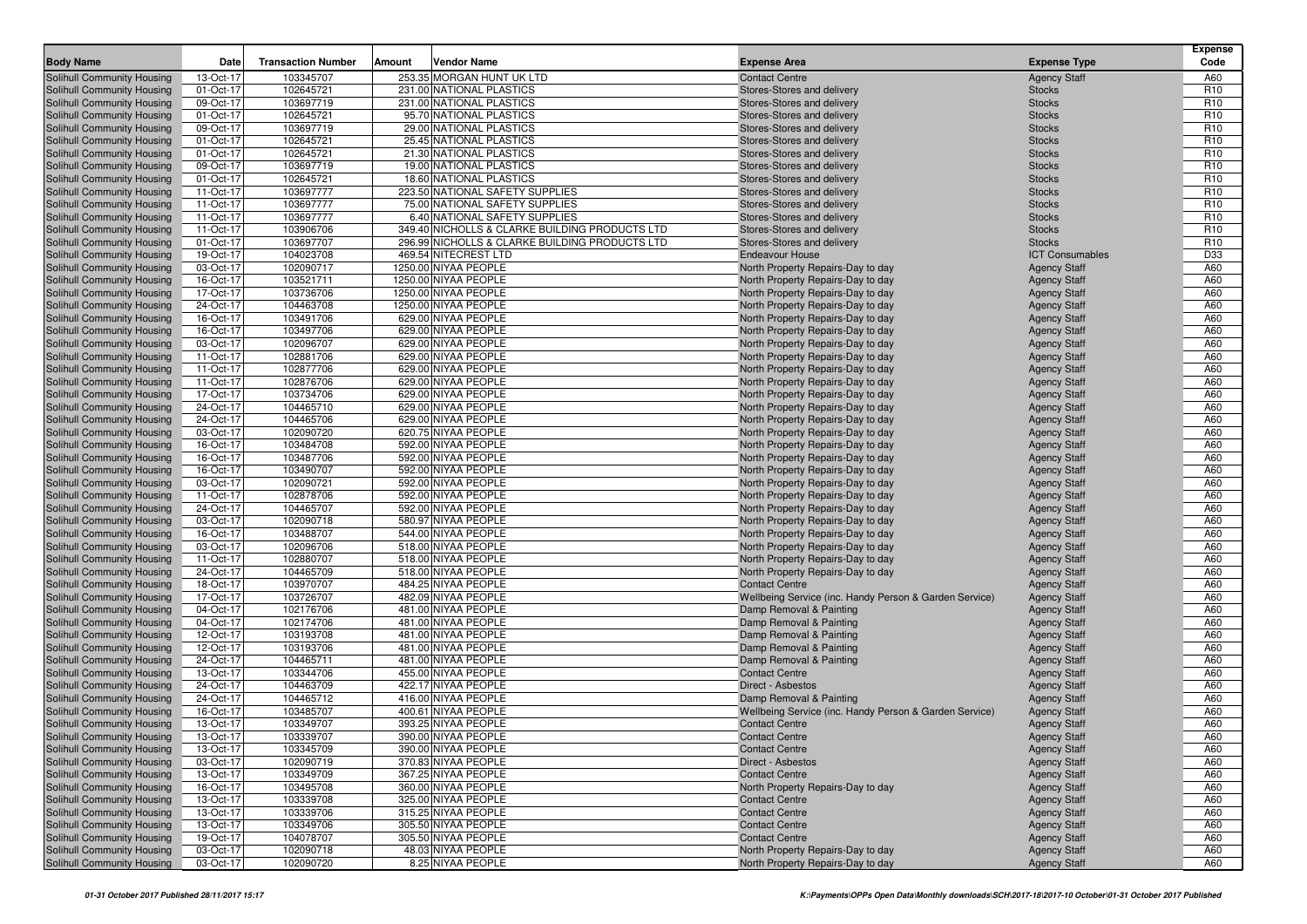| Body Name | Date | Transaction Number | Amount | Vendor Name | Expense Area | Expense Type | Expense Code |
|---|---|---|---|---|---|---|---|
| Solihull Community Housing | 13-Oct-17 | 103345707 | 253.35 | MORGAN HUNT UK LTD | Contact Centre | Agency Staff | A60 |
| Solihull Community Housing | 01-Oct-17 | 102645721 | 231.00 | NATIONAL PLASTICS | Stores-Stores and delivery | Stocks | R10 |
| Solihull Community Housing | 09-Oct-17 | 103697719 | 231.00 | NATIONAL PLASTICS | Stores-Stores and delivery | Stocks | R10 |
| Solihull Community Housing | 01-Oct-17 | 102645721 | 95.70 | NATIONAL PLASTICS | Stores-Stores and delivery | Stocks | R10 |
| Solihull Community Housing | 09-Oct-17 | 103697719 | 29.00 | NATIONAL PLASTICS | Stores-Stores and delivery | Stocks | R10 |
| Solihull Community Housing | 01-Oct-17 | 102645721 | 25.45 | NATIONAL PLASTICS | Stores-Stores and delivery | Stocks | R10 |
| Solihull Community Housing | 01-Oct-17 | 102645721 | 21.30 | NATIONAL PLASTICS | Stores-Stores and delivery | Stocks | R10 |
| Solihull Community Housing | 09-Oct-17 | 103697719 | 19.00 | NATIONAL PLASTICS | Stores-Stores and delivery | Stocks | R10 |
| Solihull Community Housing | 01-Oct-17 | 102645721 | 18.60 | NATIONAL PLASTICS | Stores-Stores and delivery | Stocks | R10 |
| Solihull Community Housing | 11-Oct-17 | 103697777 | 223.50 | NATIONAL SAFETY SUPPLIES | Stores-Stores and delivery | Stocks | R10 |
| Solihull Community Housing | 11-Oct-17 | 103697777 | 75.00 | NATIONAL SAFETY SUPPLIES | Stores-Stores and delivery | Stocks | R10 |
| Solihull Community Housing | 11-Oct-17 | 103697777 | 6.40 | NATIONAL SAFETY SUPPLIES | Stores-Stores and delivery | Stocks | R10 |
| Solihull Community Housing | 11-Oct-17 | 103906706 | 349.40 | NICHOLLS & CLARKE BUILDING PRODUCTS LTD | Stores-Stores and delivery | Stocks | R10 |
| Solihull Community Housing | 01-Oct-17 | 103697707 | 296.99 | NICHOLLS & CLARKE BUILDING PRODUCTS LTD | Stores-Stores and delivery | Stocks | R10 |
| Solihull Community Housing | 19-Oct-17 | 104023708 | 469.54 | NITECREST LTD | Endeavour House | ICT Consumables | D33 |
| Solihull Community Housing | 03-Oct-17 | 102090717 | 1250.00 | NIYAA PEOPLE | North Property Repairs-Day to day | Agency Staff | A60 |
| Solihull Community Housing | 16-Oct-17 | 103521711 | 1250.00 | NIYAA PEOPLE | North Property Repairs-Day to day | Agency Staff | A60 |
| Solihull Community Housing | 17-Oct-17 | 103736706 | 1250.00 | NIYAA PEOPLE | North Property Repairs-Day to day | Agency Staff | A60 |
| Solihull Community Housing | 24-Oct-17 | 104463708 | 1250.00 | NIYAA PEOPLE | North Property Repairs-Day to day | Agency Staff | A60 |
| Solihull Community Housing | 16-Oct-17 | 103491706 | 629.00 | NIYAA PEOPLE | North Property Repairs-Day to day | Agency Staff | A60 |
| Solihull Community Housing | 16-Oct-17 | 103497706 | 629.00 | NIYAA PEOPLE | North Property Repairs-Day to day | Agency Staff | A60 |
| Solihull Community Housing | 03-Oct-17 | 102096707 | 629.00 | NIYAA PEOPLE | North Property Repairs-Day to day | Agency Staff | A60 |
| Solihull Community Housing | 11-Oct-17 | 102881706 | 629.00 | NIYAA PEOPLE | North Property Repairs-Day to day | Agency Staff | A60 |
| Solihull Community Housing | 11-Oct-17 | 102877706 | 629.00 | NIYAA PEOPLE | North Property Repairs-Day to day | Agency Staff | A60 |
| Solihull Community Housing | 11-Oct-17 | 102876706 | 629.00 | NIYAA PEOPLE | North Property Repairs-Day to day | Agency Staff | A60 |
| Solihull Community Housing | 17-Oct-17 | 103734706 | 629.00 | NIYAA PEOPLE | North Property Repairs-Day to day | Agency Staff | A60 |
| Solihull Community Housing | 24-Oct-17 | 104465710 | 629.00 | NIYAA PEOPLE | North Property Repairs-Day to day | Agency Staff | A60 |
| Solihull Community Housing | 24-Oct-17 | 104465706 | 629.00 | NIYAA PEOPLE | North Property Repairs-Day to day | Agency Staff | A60 |
| Solihull Community Housing | 03-Oct-17 | 102090720 | 620.75 | NIYAA PEOPLE | North Property Repairs-Day to day | Agency Staff | A60 |
| Solihull Community Housing | 16-Oct-17 | 103484708 | 592.00 | NIYAA PEOPLE | North Property Repairs-Day to day | Agency Staff | A60 |
| Solihull Community Housing | 16-Oct-17 | 103487706 | 592.00 | NIYAA PEOPLE | North Property Repairs-Day to day | Agency Staff | A60 |
| Solihull Community Housing | 16-Oct-17 | 103490707 | 592.00 | NIYAA PEOPLE | North Property Repairs-Day to day | Agency Staff | A60 |
| Solihull Community Housing | 03-Oct-17 | 102090721 | 592.00 | NIYAA PEOPLE | North Property Repairs-Day to day | Agency Staff | A60 |
| Solihull Community Housing | 11-Oct-17 | 102878706 | 592.00 | NIYAA PEOPLE | North Property Repairs-Day to day | Agency Staff | A60 |
| Solihull Community Housing | 24-Oct-17 | 104465707 | 592.00 | NIYAA PEOPLE | North Property Repairs-Day to day | Agency Staff | A60 |
| Solihull Community Housing | 03-Oct-17 | 102090718 | 580.97 | NIYAA PEOPLE | North Property Repairs-Day to day | Agency Staff | A60 |
| Solihull Community Housing | 16-Oct-17 | 103488707 | 544.00 | NIYAA PEOPLE | North Property Repairs-Day to day | Agency Staff | A60 |
| Solihull Community Housing | 03-Oct-17 | 102096706 | 518.00 | NIYAA PEOPLE | North Property Repairs-Day to day | Agency Staff | A60 |
| Solihull Community Housing | 11-Oct-17 | 102880707 | 518.00 | NIYAA PEOPLE | North Property Repairs-Day to day | Agency Staff | A60 |
| Solihull Community Housing | 24-Oct-17 | 104465709 | 518.00 | NIYAA PEOPLE | North Property Repairs-Day to day | Agency Staff | A60 |
| Solihull Community Housing | 18-Oct-17 | 103970707 | 484.25 | NIYAA PEOPLE | Contact Centre | Agency Staff | A60 |
| Solihull Community Housing | 17-Oct-17 | 103726707 | 482.09 | NIYAA PEOPLE | Wellbeing Service (inc. Handy Person & Garden Service) | Agency Staff | A60 |
| Solihull Community Housing | 04-Oct-17 | 102176706 | 481.00 | NIYAA PEOPLE | Damp Removal & Painting | Agency Staff | A60 |
| Solihull Community Housing | 04-Oct-17 | 102174706 | 481.00 | NIYAA PEOPLE | Damp Removal & Painting | Agency Staff | A60 |
| Solihull Community Housing | 12-Oct-17 | 103193708 | 481.00 | NIYAA PEOPLE | Damp Removal & Painting | Agency Staff | A60 |
| Solihull Community Housing | 12-Oct-17 | 103193706 | 481.00 | NIYAA PEOPLE | Damp Removal & Painting | Agency Staff | A60 |
| Solihull Community Housing | 24-Oct-17 | 104465711 | 481.00 | NIYAA PEOPLE | Damp Removal & Painting | Agency Staff | A60 |
| Solihull Community Housing | 13-Oct-17 | 103344706 | 455.00 | NIYAA PEOPLE | Contact Centre | Agency Staff | A60 |
| Solihull Community Housing | 24-Oct-17 | 104463709 | 422.17 | NIYAA PEOPLE | Direct - Asbestos | Agency Staff | A60 |
| Solihull Community Housing | 24-Oct-17 | 104465712 | 416.00 | NIYAA PEOPLE | Damp Removal & Painting | Agency Staff | A60 |
| Solihull Community Housing | 16-Oct-17 | 103485707 | 400.61 | NIYAA PEOPLE | Wellbeing Service (inc. Handy Person & Garden Service) | Agency Staff | A60 |
| Solihull Community Housing | 13-Oct-17 | 103349707 | 393.25 | NIYAA PEOPLE | Contact Centre | Agency Staff | A60 |
| Solihull Community Housing | 13-Oct-17 | 103339707 | 390.00 | NIYAA PEOPLE | Contact Centre | Agency Staff | A60 |
| Solihull Community Housing | 13-Oct-17 | 103345709 | 390.00 | NIYAA PEOPLE | Contact Centre | Agency Staff | A60 |
| Solihull Community Housing | 03-Oct-17 | 102090719 | 370.83 | NIYAA PEOPLE | Direct - Asbestos | Agency Staff | A60 |
| Solihull Community Housing | 13-Oct-17 | 103349709 | 367.25 | NIYAA PEOPLE | Contact Centre | Agency Staff | A60 |
| Solihull Community Housing | 16-Oct-17 | 103495708 | 360.00 | NIYAA PEOPLE | North Property Repairs-Day to day | Agency Staff | A60 |
| Solihull Community Housing | 13-Oct-17 | 103339708 | 325.00 | NIYAA PEOPLE | Contact Centre | Agency Staff | A60 |
| Solihull Community Housing | 13-Oct-17 | 103339706 | 315.25 | NIYAA PEOPLE | Contact Centre | Agency Staff | A60 |
| Solihull Community Housing | 13-Oct-17 | 103349706 | 305.50 | NIYAA PEOPLE | Contact Centre | Agency Staff | A60 |
| Solihull Community Housing | 19-Oct-17 | 104078707 | 305.50 | NIYAA PEOPLE | Contact Centre | Agency Staff | A60 |
| Solihull Community Housing | 03-Oct-17 | 102090718 | 48.03 | NIYAA PEOPLE | North Property Repairs-Day to day | Agency Staff | A60 |
| Solihull Community Housing | 03-Oct-17 | 102090720 | 8.25 | NIYAA PEOPLE | North Property Repairs-Day to day | Agency Staff | A60 |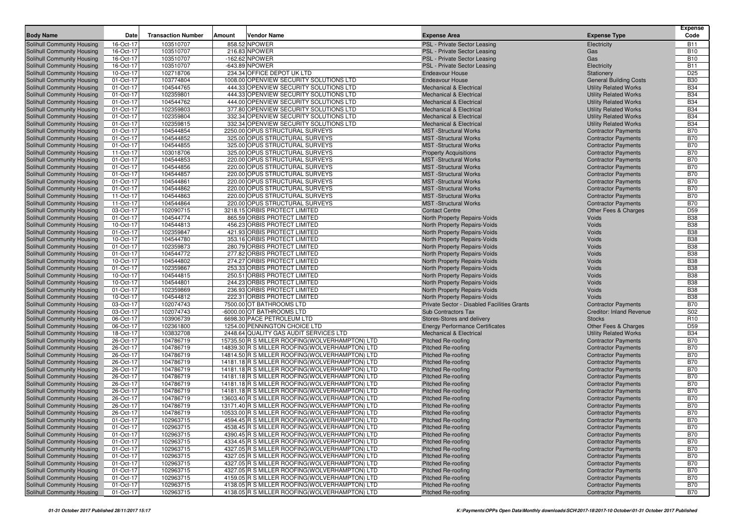| Body Name | Date | Transaction Number | Amount | Vendor Name | Expense Area | Expense Type | Expense Code |
|---|---|---|---|---|---|---|---|
| Solihull Community Housing | 16-Oct-17 | 103510707 | 858.52 | NPOWER | PSL - Private Sector Leasing | Electricity | B11 |
| Solihull Community Housing | 16-Oct-17 | 103510707 | 216.83 | NPOWER | PSL - Private Sector Leasing | Gas | B10 |
| Solihull Community Housing | 16-Oct-17 | 103510707 | -162.62 | NPOWER | PSL - Private Sector Leasing | Gas | B10 |
| Solihull Community Housing | 16-Oct-17 | 103510707 | -643.89 | NPOWER | PSL - Private Sector Leasing | Electricity | B11 |
| Solihull Community Housing | 10-Oct-17 | 102718706 | 234.34 | OFFICE DEPOT UK LTD | Endeavour House | Stationery | D25 |
| Solihull Community Housing | 01-Oct-17 | 103774804 | 1008.00 | OPENVIEW SECURITY SOLUTIONS LTD | Endeavour House | General Building Costs | B30 |
| Solihull Community Housing | 01-Oct-17 | 104544765 | 444.33 | OPENVIEW SECURITY SOLUTIONS LTD | Mechanical & Electrical | Utility Related Works | B34 |
| Solihull Community Housing | 01-Oct-17 | 102359801 | 444.33 | OPENVIEW SECURITY SOLUTIONS LTD | Mechanical & Electrical | Utility Related Works | B34 |
| Solihull Community Housing | 01-Oct-17 | 104544762 | 444.00 | OPENVIEW SECURITY SOLUTIONS LTD | Mechanical & Electrical | Utility Related Works | B34 |
| Solihull Community Housing | 01-Oct-17 | 102359803 | 377.80 | OPENVIEW SECURITY SOLUTIONS LTD | Mechanical & Electrical | Utility Related Works | B34 |
| Solihull Community Housing | 01-Oct-17 | 102359804 | 332.34 | OPENVIEW SECURITY SOLUTIONS LTD | Mechanical & Electrical | Utility Related Works | B34 |
| Solihull Community Housing | 01-Oct-17 | 102359815 | 332.34 | OPENVIEW SECURITY SOLUTIONS LTD | Mechanical & Electrical | Utility Related Works | B34 |
| Solihull Community Housing | 01-Oct-17 | 104544854 | 2250.00 | OPUS STRUCTURAL SURVEYS | MST -Structural Works | Contractor Payments | B70 |
| Solihull Community Housing | 01-Oct-17 | 104544852 | 325.00 | OPUS STRUCTURAL SURVEYS | MST -Structural Works | Contractor Payments | B70 |
| Solihull Community Housing | 01-Oct-17 | 104544855 | 325.00 | OPUS STRUCTURAL SURVEYS | MST -Structural Works | Contractor Payments | B70 |
| Solihull Community Housing | 11-Oct-17 | 103018706 | 325.00 | OPUS STRUCTURAL SURVEYS | Property Acquisitions | Contractor Payments | B70 |
| Solihull Community Housing | 01-Oct-17 | 104544853 | 220.00 | OPUS STRUCTURAL SURVEYS | MST -Structural Works | Contractor Payments | B70 |
| Solihull Community Housing | 01-Oct-17 | 104544856 | 220.00 | OPUS STRUCTURAL SURVEYS | MST -Structural Works | Contractor Payments | B70 |
| Solihull Community Housing | 01-Oct-17 | 104544857 | 220.00 | OPUS STRUCTURAL SURVEYS | MST -Structural Works | Contractor Payments | B70 |
| Solihull Community Housing | 01-Oct-17 | 104544861 | 220.00 | OPUS STRUCTURAL SURVEYS | MST -Structural Works | Contractor Payments | B70 |
| Solihull Community Housing | 01-Oct-17 | 104544862 | 220.00 | OPUS STRUCTURAL SURVEYS | MST -Structural Works | Contractor Payments | B70 |
| Solihull Community Housing | 11-Oct-17 | 104544863 | 220.00 | OPUS STRUCTURAL SURVEYS | MST -Structural Works | Contractor Payments | B70 |
| Solihull Community Housing | 11-Oct-17 | 104544864 | 220.00 | OPUS STRUCTURAL SURVEYS | MST -Structural Works | Contractor Payments | B70 |
| Solihull Community Housing | 03-Oct-17 | 102090715 | 3218.15 | ORBIS PROTECT LIMITED | Contact Centre | Other Fees & Charges | D59 |
| Solihull Community Housing | 01-Oct-17 | 104544774 | 865.59 | ORBIS PROTECT LIMITED | North Property Repairs-Voids | Voids | B38 |
| Solihull Community Housing | 10-Oct-17 | 104544813 | 456.23 | ORBIS PROTECT LIMITED | North Property Repairs-Voids | Voids | B38 |
| Solihull Community Housing | 01-Oct-17 | 102359847 | 421.93 | ORBIS PROTECT LIMITED | North Property Repairs-Voids | Voids | B38 |
| Solihull Community Housing | 10-Oct-17 | 104544780 | 353.16 | ORBIS PROTECT LIMITED | North Property Repairs-Voids | Voids | B38 |
| Solihull Community Housing | 01-Oct-17 | 102359873 | 280.79 | ORBIS PROTECT LIMITED | North Property Repairs-Voids | Voids | B38 |
| Solihull Community Housing | 01-Oct-17 | 104544772 | 277.82 | ORBIS PROTECT LIMITED | North Property Repairs-Voids | Voids | B38 |
| Solihull Community Housing | 10-Oct-17 | 104544802 | 274.27 | ORBIS PROTECT LIMITED | North Property Repairs-Voids | Voids | B38 |
| Solihull Community Housing | 01-Oct-17 | 102359867 | 253.33 | ORBIS PROTECT LIMITED | North Property Repairs-Voids | Voids | B38 |
| Solihull Community Housing | 10-Oct-17 | 104544815 | 250.51 | ORBIS PROTECT LIMITED | North Property Repairs-Voids | Voids | B38 |
| Solihull Community Housing | 10-Oct-17 | 104544801 | 244.23 | ORBIS PROTECT LIMITED | North Property Repairs-Voids | Voids | B38 |
| Solihull Community Housing | 01-Oct-17 | 102359869 | 236.93 | ORBIS PROTECT LIMITED | North Property Repairs-Voids | Voids | B38 |
| Solihull Community Housing | 10-Oct-17 | 104544812 | 222.31 | ORBIS PROTECT LIMITED | North Property Repairs-Voids | Voids | B38 |
| Solihull Community Housing | 03-Oct-17 | 102074743 | 7500.00 | OT BATHROOMS LTD | Private Sector - Disabled Facilities Grants | Contractor Payments | B70 |
| Solihull Community Housing | 03-Oct-17 | 102074743 | -6000.00 | OT BATHROOMS LTD | Sub Contractors Tax | Creditor: Inland Revenue | S02 |
| Solihull Community Housing | 06-Oct-17 | 103906739 | 6698.30 | PACE PETROLEUM LTD | Stores-Stores and delivery | Stocks | R10 |
| Solihull Community Housing | 06-Oct-17 | 102361800 | 1254.00 | PENNINGTON CHOICE LTD | Energy Performance Certificates | Other Fees & Charges | D59 |
| Solihull Community Housing | 18-Oct-17 | 103832708 | 2448.64 | QUALITY GAS AUDIT SERVICES LTD | Mechanical & Electrical | Utility Related Works | B34 |
| Solihull Community Housing | 26-Oct-17 | 104786719 | 15735.50 | R S MILLER ROOFING(WOLVERHAMPTON) LTD | Pitched Re-roofing | Contractor Payments | B70 |
| Solihull Community Housing | 26-Oct-17 | 104786719 | 14839.30 | R S MILLER ROOFING(WOLVERHAMPTON) LTD | Pitched Re-roofing | Contractor Payments | B70 |
| Solihull Community Housing | 26-Oct-17 | 104786719 | 14814.50 | R S MILLER ROOFING(WOLVERHAMPTON) LTD | Pitched Re-roofing | Contractor Payments | B70 |
| Solihull Community Housing | 26-Oct-17 | 104786719 | 14181.18 | R S MILLER ROOFING(WOLVERHAMPTON) LTD | Pitched Re-roofing | Contractor Payments | B70 |
| Solihull Community Housing | 26-Oct-17 | 104786719 | 14181.18 | R S MILLER ROOFING(WOLVERHAMPTON) LTD | Pitched Re-roofing | Contractor Payments | B70 |
| Solihull Community Housing | 26-Oct-17 | 104786719 | 14181.18 | R S MILLER ROOFING(WOLVERHAMPTON) LTD | Pitched Re-roofing | Contractor Payments | B70 |
| Solihull Community Housing | 26-Oct-17 | 104786719 | 14181.18 | R S MILLER ROOFING(WOLVERHAMPTON) LTD | Pitched Re-roofing | Contractor Payments | B70 |
| Solihull Community Housing | 26-Oct-17 | 104786719 | 14181.18 | R S MILLER ROOFING(WOLVERHAMPTON) LTD | Pitched Re-roofing | Contractor Payments | B70 |
| Solihull Community Housing | 26-Oct-17 | 104786719 | 13603.40 | R S MILLER ROOFING(WOLVERHAMPTON) LTD | Pitched Re-roofing | Contractor Payments | B70 |
| Solihull Community Housing | 26-Oct-17 | 104786719 | 13171.40 | R S MILLER ROOFING(WOLVERHAMPTON) LTD | Pitched Re-roofing | Contractor Payments | B70 |
| Solihull Community Housing | 26-Oct-17 | 104786719 | 10533.00 | R S MILLER ROOFING(WOLVERHAMPTON) LTD | Pitched Re-roofing | Contractor Payments | B70 |
| Solihull Community Housing | 01-Oct-17 | 102963715 | 4594.45 | R S MILLER ROOFING(WOLVERHAMPTON) LTD | Pitched Re-roofing | Contractor Payments | B70 |
| Solihull Community Housing | 01-Oct-17 | 102963715 | 4538.45 | R S MILLER ROOFING(WOLVERHAMPTON) LTD | Pitched Re-roofing | Contractor Payments | B70 |
| Solihull Community Housing | 01-Oct-17 | 102963715 | 4390.45 | R S MILLER ROOFING(WOLVERHAMPTON) LTD | Pitched Re-roofing | Contractor Payments | B70 |
| Solihull Community Housing | 01-Oct-17 | 102963715 | 4334.45 | R S MILLER ROOFING(WOLVERHAMPTON) LTD | Pitched Re-roofing | Contractor Payments | B70 |
| Solihull Community Housing | 01-Oct-17 | 102963715 | 4327.05 | R S MILLER ROOFING(WOLVERHAMPTON) LTD | Pitched Re-roofing | Contractor Payments | B70 |
| Solihull Community Housing | 01-Oct-17 | 102963715 | 4327.05 | R S MILLER ROOFING(WOLVERHAMPTON) LTD | Pitched Re-roofing | Contractor Payments | B70 |
| Solihull Community Housing | 01-Oct-17 | 102963715 | 4327.05 | R S MILLER ROOFING(WOLVERHAMPTON) LTD | Pitched Re-roofing | Contractor Payments | B70 |
| Solihull Community Housing | 01-Oct-17 | 102963715 | 4327.05 | R S MILLER ROOFING(WOLVERHAMPTON) LTD | Pitched Re-roofing | Contractor Payments | B70 |
| Solihull Community Housing | 01-Oct-17 | 102963715 | 4159.05 | R S MILLER ROOFING(WOLVERHAMPTON) LTD | Pitched Re-roofing | Contractor Payments | B70 |
| Solihull Community Housing | 01-Oct-17 | 102963715 | 4138.05 | R S MILLER ROOFING(WOLVERHAMPTON) LTD | Pitched Re-roofing | Contractor Payments | B70 |
| Solihull Community Housing | 01-Oct-17 | 102963715 | 4138.05 | R S MILLER ROOFING(WOLVERHAMPTON) LTD | Pitched Re-roofing | Contractor Payments | B70 |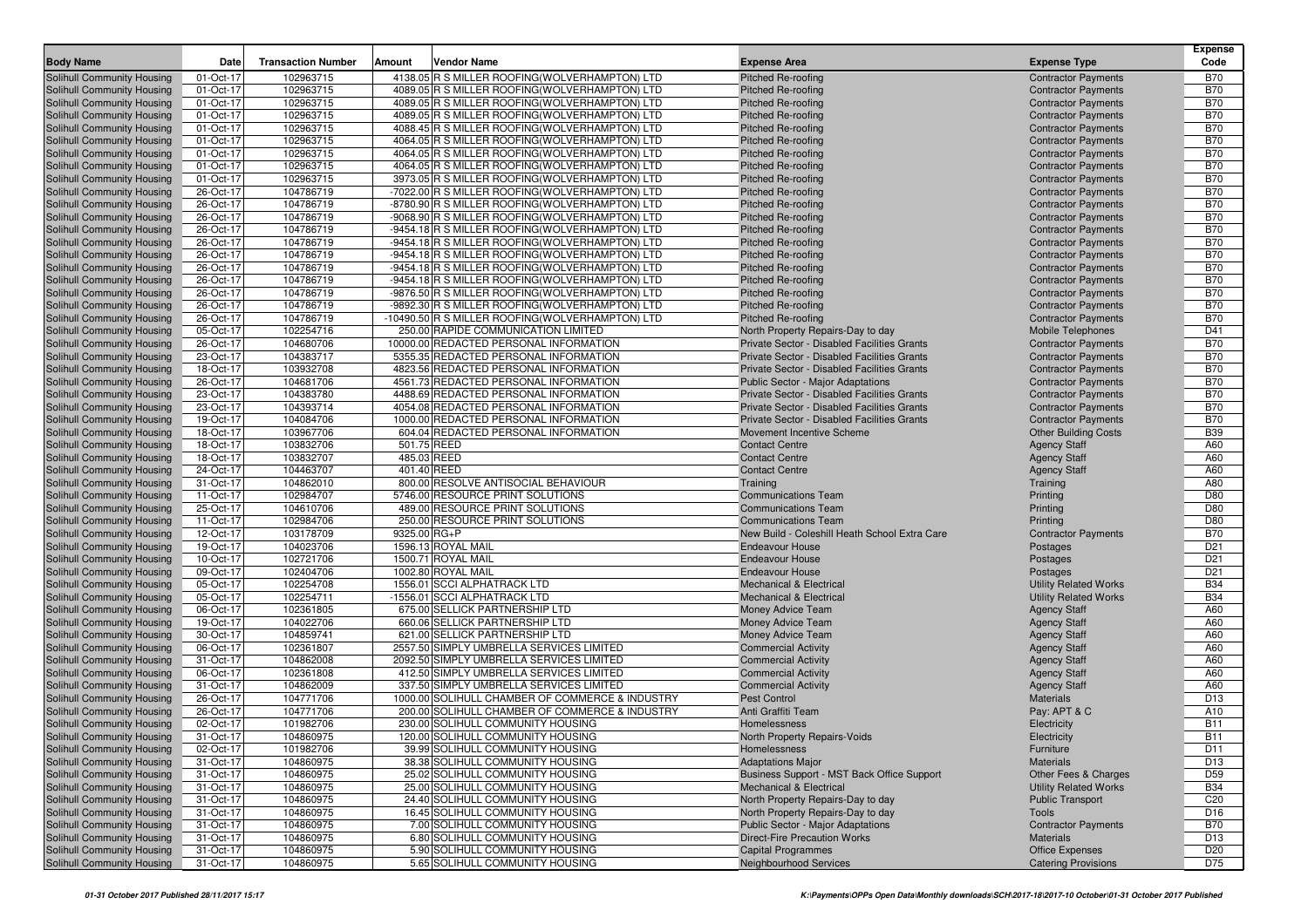| Body Name | Date | Transaction Number | Amount | Vendor Name | Expense Area | Expense Type | Expense Code |
|---|---|---|---|---|---|---|---|
| Solihull Community Housing | 01-Oct-17 | 102963715 | 4138.05 | R S MILLER ROOFING(WOLVERHAMPTON) LTD | Pitched Re-roofing | Contractor Payments | B70 |
| Solihull Community Housing | 01-Oct-17 | 102963715 | 4089.05 | R S MILLER ROOFING(WOLVERHAMPTON) LTD | Pitched Re-roofing | Contractor Payments | B70 |
| Solihull Community Housing | 01-Oct-17 | 102963715 | 4089.05 | R S MILLER ROOFING(WOLVERHAMPTON) LTD | Pitched Re-roofing | Contractor Payments | B70 |
| Solihull Community Housing | 01-Oct-17 | 102963715 | 4089.05 | R S MILLER ROOFING(WOLVERHAMPTON) LTD | Pitched Re-roofing | Contractor Payments | B70 |
| Solihull Community Housing | 01-Oct-17 | 102963715 | 4088.45 | R S MILLER ROOFING(WOLVERHAMPTON) LTD | Pitched Re-roofing | Contractor Payments | B70 |
| Solihull Community Housing | 01-Oct-17 | 102963715 | 4064.05 | R S MILLER ROOFING(WOLVERHAMPTON) LTD | Pitched Re-roofing | Contractor Payments | B70 |
| Solihull Community Housing | 01-Oct-17 | 102963715 | 4064.05 | R S MILLER ROOFING(WOLVERHAMPTON) LTD | Pitched Re-roofing | Contractor Payments | B70 |
| Solihull Community Housing | 01-Oct-17 | 102963715 | 4064.05 | R S MILLER ROOFING(WOLVERHAMPTON) LTD | Pitched Re-roofing | Contractor Payments | B70 |
| Solihull Community Housing | 01-Oct-17 | 102963715 | 3973.05 | R S MILLER ROOFING(WOLVERHAMPTON) LTD | Pitched Re-roofing | Contractor Payments | B70 |
| Solihull Community Housing | 26-Oct-17 | 104786719 | -7022.00 | R S MILLER ROOFING(WOLVERHAMPTON) LTD | Pitched Re-roofing | Contractor Payments | B70 |
| Solihull Community Housing | 26-Oct-17 | 104786719 | -8780.90 | R S MILLER ROOFING(WOLVERHAMPTON) LTD | Pitched Re-roofing | Contractor Payments | B70 |
| Solihull Community Housing | 26-Oct-17 | 104786719 | -9068.90 | R S MILLER ROOFING(WOLVERHAMPTON) LTD | Pitched Re-roofing | Contractor Payments | B70 |
| Solihull Community Housing | 26-Oct-17 | 104786719 | -9454.18 | R S MILLER ROOFING(WOLVERHAMPTON) LTD | Pitched Re-roofing | Contractor Payments | B70 |
| Solihull Community Housing | 26-Oct-17 | 104786719 | -9454.18 | R S MILLER ROOFING(WOLVERHAMPTON) LTD | Pitched Re-roofing | Contractor Payments | B70 |
| Solihull Community Housing | 26-Oct-17 | 104786719 | -9454.18 | R S MILLER ROOFING(WOLVERHAMPTON) LTD | Pitched Re-roofing | Contractor Payments | B70 |
| Solihull Community Housing | 26-Oct-17 | 104786719 | -9454.18 | R S MILLER ROOFING(WOLVERHAMPTON) LTD | Pitched Re-roofing | Contractor Payments | B70 |
| Solihull Community Housing | 26-Oct-17 | 104786719 | -9454.18 | R S MILLER ROOFING(WOLVERHAMPTON) LTD | Pitched Re-roofing | Contractor Payments | B70 |
| Solihull Community Housing | 26-Oct-17 | 104786719 | -9876.50 | R S MILLER ROOFING(WOLVERHAMPTON) LTD | Pitched Re-roofing | Contractor Payments | B70 |
| Solihull Community Housing | 26-Oct-17 | 104786719 | -9892.30 | R S MILLER ROOFING(WOLVERHAMPTON) LTD | Pitched Re-roofing | Contractor Payments | B70 |
| Solihull Community Housing | 26-Oct-17 | 104786719 | -10490.50 | R S MILLER ROOFING(WOLVERHAMPTON) LTD | Pitched Re-roofing | Contractor Payments | B70 |
| Solihull Community Housing | 05-Oct-17 | 102254716 | 250.00 | RAPIDE COMMUNICATION LIMITED | North Property Repairs-Day to day | Mobile Telephones | D41 |
| Solihull Community Housing | 26-Oct-17 | 104680706 | 10000.00 | REDACTED PERSONAL INFORMATION | Private Sector - Disabled Facilities Grants | Contractor Payments | B70 |
| Solihull Community Housing | 23-Oct-17 | 104383717 | 5355.35 | REDACTED PERSONAL INFORMATION | Private Sector - Disabled Facilities Grants | Contractor Payments | B70 |
| Solihull Community Housing | 18-Oct-17 | 103932708 | 4823.56 | REDACTED PERSONAL INFORMATION | Private Sector - Disabled Facilities Grants | Contractor Payments | B70 |
| Solihull Community Housing | 26-Oct-17 | 104681706 | 4561.73 | REDACTED PERSONAL INFORMATION | Public Sector - Major Adaptations | Contractor Payments | B70 |
| Solihull Community Housing | 23-Oct-17 | 104383780 | 4488.69 | REDACTED PERSONAL INFORMATION | Private Sector - Disabled Facilities Grants | Contractor Payments | B70 |
| Solihull Community Housing | 23-Oct-17 | 104393714 | 4054.08 | REDACTED PERSONAL INFORMATION | Private Sector - Disabled Facilities Grants | Contractor Payments | B70 |
| Solihull Community Housing | 19-Oct-17 | 104084706 | 1000.00 | REDACTED PERSONAL INFORMATION | Private Sector - Disabled Facilities Grants | Contractor Payments | B70 |
| Solihull Community Housing | 18-Oct-17 | 103967706 | 604.04 | REDACTED PERSONAL INFORMATION | Movement Incentive Scheme | Other Building Costs | B39 |
| Solihull Community Housing | 18-Oct-17 | 103832706 | 501.75 | REED | Contact Centre | Agency Staff | A60 |
| Solihull Community Housing | 18-Oct-17 | 103832707 | 485.03 | REED | Contact Centre | Agency Staff | A60 |
| Solihull Community Housing | 24-Oct-17 | 104463707 | 401.40 | REED | Contact Centre | Agency Staff | A60 |
| Solihull Community Housing | 31-Oct-17 | 104862010 | 800.00 | RESOLVE ANTISOCIAL BEHAVIOUR | Training | Training | A80 |
| Solihull Community Housing | 11-Oct-17 | 102984707 | 5746.00 | RESOURCE PRINT SOLUTIONS | Communications Team | Printing | D80 |
| Solihull Community Housing | 25-Oct-17 | 104610706 | 489.00 | RESOURCE PRINT SOLUTIONS | Communications Team | Printing | D80 |
| Solihull Community Housing | 11-Oct-17 | 102984706 | 250.00 | RESOURCE PRINT SOLUTIONS | Communications Team | Printing | D80 |
| Solihull Community Housing | 12-Oct-17 | 103178709 | 9325.00 | RG+P | New Build - Coleshill Heath School Extra Care | Contractor Payments | B70 |
| Solihull Community Housing | 19-Oct-17 | 104023706 | 1596.13 | ROYAL MAIL | Endeavour House | Postages | D21 |
| Solihull Community Housing | 10-Oct-17 | 102721706 | 1500.71 | ROYAL MAIL | Endeavour House | Postages | D21 |
| Solihull Community Housing | 09-Oct-17 | 102404706 | 1002.80 | ROYAL MAIL | Endeavour House | Postages | D21 |
| Solihull Community Housing | 05-Oct-17 | 102254708 | 1556.01 | SCCI ALPHATRACK LTD | Mechanical & Electrical | Utility Related Works | B34 |
| Solihull Community Housing | 05-Oct-17 | 102254711 | -1556.01 | SCCI ALPHATRACK LTD | Mechanical & Electrical | Utility Related Works | B34 |
| Solihull Community Housing | 06-Oct-17 | 102361805 | 675.00 | SELLICK PARTNERSHIP LTD | Money Advice Team | Agency Staff | A60 |
| Solihull Community Housing | 19-Oct-17 | 104022706 | 660.06 | SELLICK PARTNERSHIP LTD | Money Advice Team | Agency Staff | A60 |
| Solihull Community Housing | 30-Oct-17 | 104859741 | 621.00 | SELLICK PARTNERSHIP LTD | Money Advice Team | Agency Staff | A60 |
| Solihull Community Housing | 06-Oct-17 | 102361807 | 2557.50 | SIMPLY UMBRELLA SERVICES LIMITED | Commercial Activity | Agency Staff | A60 |
| Solihull Community Housing | 31-Oct-17 | 104862008 | 2092.50 | SIMPLY UMBRELLA SERVICES LIMITED | Commercial Activity | Agency Staff | A60 |
| Solihull Community Housing | 06-Oct-17 | 102361808 | 412.50 | SIMPLY UMBRELLA SERVICES LIMITED | Commercial Activity | Agency Staff | A60 |
| Solihull Community Housing | 31-Oct-17 | 104862009 | 337.50 | SIMPLY UMBRELLA SERVICES LIMITED | Commercial Activity | Agency Staff | A60 |
| Solihull Community Housing | 26-Oct-17 | 104771706 | 1000.00 | SOLIHULL CHAMBER OF COMMERCE & INDUSTRY | Pest Control | Materials | D13 |
| Solihull Community Housing | 26-Oct-17 | 104771706 | 200.00 | SOLIHULL CHAMBER OF COMMERCE & INDUSTRY | Anti Graffiti Team | Pay: APT & C | A10 |
| Solihull Community Housing | 02-Oct-17 | 101982706 | 230.00 | SOLIHULL COMMUNITY HOUSING | Homelessness | Electricity | B11 |
| Solihull Community Housing | 31-Oct-17 | 104860975 | 120.00 | SOLIHULL COMMUNITY HOUSING | North Property Repairs-Voids | Electricity | B11 |
| Solihull Community Housing | 02-Oct-17 | 101982706 | 39.99 | SOLIHULL COMMUNITY HOUSING | Homelessness | Furniture | D11 |
| Solihull Community Housing | 31-Oct-17 | 104860975 | 38.38 | SOLIHULL COMMUNITY HOUSING | Adaptations Major | Materials | D13 |
| Solihull Community Housing | 31-Oct-17 | 104860975 | 25.02 | SOLIHULL COMMUNITY HOUSING | Business Support - MST Back Office Support | Other Fees & Charges | D59 |
| Solihull Community Housing | 31-Oct-17 | 104860975 | 25.00 | SOLIHULL COMMUNITY HOUSING | Mechanical & Electrical | Utility Related Works | B34 |
| Solihull Community Housing | 31-Oct-17 | 104860975 | 24.40 | SOLIHULL COMMUNITY HOUSING | North Property Repairs-Day to day | Public Transport | C20 |
| Solihull Community Housing | 31-Oct-17 | 104860975 | 16.45 | SOLIHULL COMMUNITY HOUSING | North Property Repairs-Day to day | Tools | D16 |
| Solihull Community Housing | 31-Oct-17 | 104860975 | 7.00 | SOLIHULL COMMUNITY HOUSING | Public Sector - Major Adaptations | Contractor Payments | B70 |
| Solihull Community Housing | 31-Oct-17 | 104860975 | 6.80 | SOLIHULL COMMUNITY HOUSING | Direct-Fire Precaution Works | Materials | D13 |
| Solihull Community Housing | 31-Oct-17 | 104860975 | 5.90 | SOLIHULL COMMUNITY HOUSING | Capital Programmes | Office Expenses | D20 |
| Solihull Community Housing | 31-Oct-17 | 104860975 | 5.65 | SOLIHULL COMMUNITY HOUSING | Neighbourhood Services | Catering Provisions | D75 |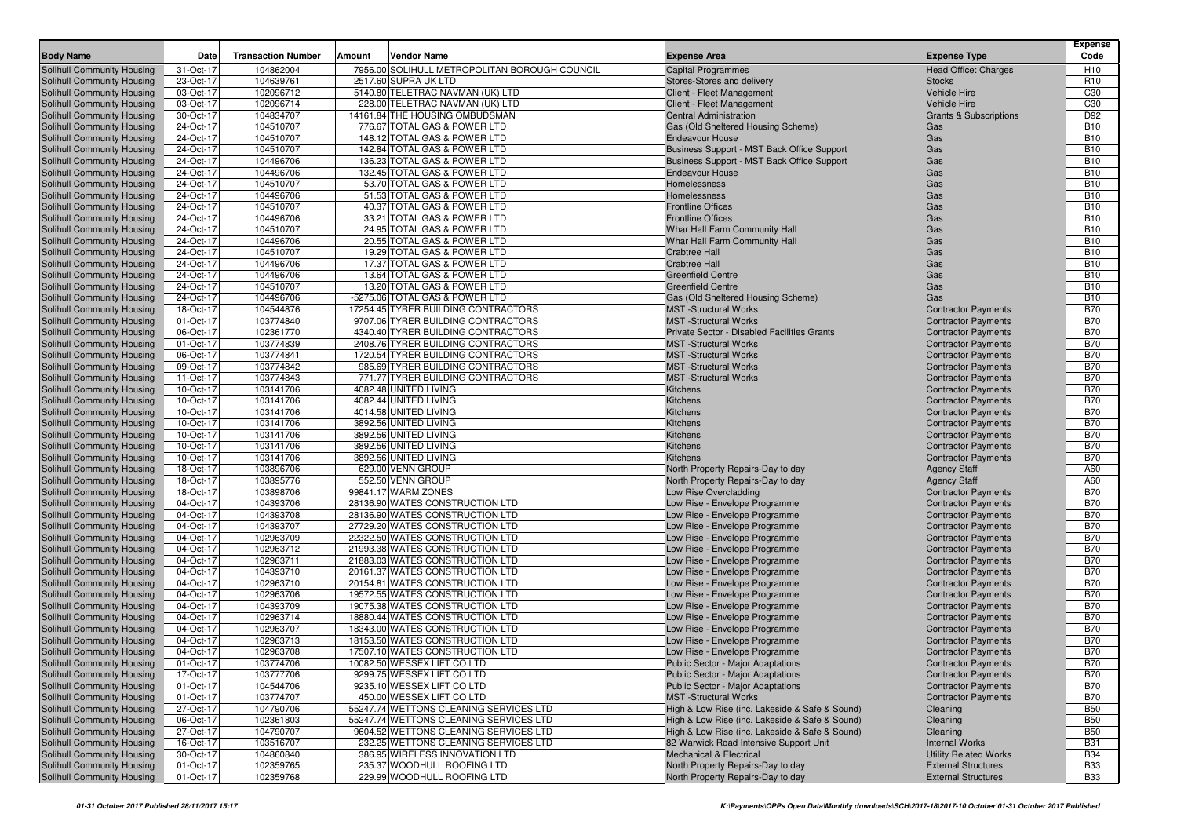| Body Name | Date | Transaction Number | Amount | Vendor Name | Expense Area | Expense Type | Expense Code |
|---|---|---|---|---|---|---|---|
| Solihull Community Housing | 31-Oct-17 | 104862004 | 7956.00 | SOLIHULL METROPOLITAN BOROUGH COUNCIL | Capital Programmes | Head Office: Charges | H10 |
| Solihull Community Housing | 23-Oct-17 | 104639761 | 2517.60 | SUPRA UK LTD | Stores-Stores and delivery | Stocks | R10 |
| Solihull Community Housing | 03-Oct-17 | 102096712 | 5140.80 | TELETRAC NAVMAN (UK) LTD | Client - Fleet Management | Vehicle Hire | C30 |
| Solihull Community Housing | 03-Oct-17 | 102096714 | 228.00 | TELETRAC NAVMAN (UK) LTD | Client - Fleet Management | Vehicle Hire | C30 |
| Solihull Community Housing | 30-Oct-17 | 104834707 | 14161.84 | THE HOUSING OMBUDSMAN | Central Administration | Grants & Subscriptions | D92 |
| Solihull Community Housing | 24-Oct-17 | 104510707 | 776.67 | TOTAL GAS & POWER LTD | Gas (Old Sheltered Housing Scheme) | Gas | B10 |
| Solihull Community Housing | 24-Oct-17 | 104510707 | 148.12 | TOTAL GAS & POWER LTD | Endeavour House | Gas | B10 |
| Solihull Community Housing | 24-Oct-17 | 104510707 | 142.84 | TOTAL GAS & POWER LTD | Business Support - MST Back Office Support | Gas | B10 |
| Solihull Community Housing | 24-Oct-17 | 104496706 | 136.23 | TOTAL GAS & POWER LTD | Business Support - MST Back Office Support | Gas | B10 |
| Solihull Community Housing | 24-Oct-17 | 104496706 | 132.45 | TOTAL GAS & POWER LTD | Endeavour House | Gas | B10 |
| Solihull Community Housing | 24-Oct-17 | 104510707 | 53.70 | TOTAL GAS & POWER LTD | Homelessness | Gas | B10 |
| Solihull Community Housing | 24-Oct-17 | 104496706 | 51.53 | TOTAL GAS & POWER LTD | Homelessness | Gas | B10 |
| Solihull Community Housing | 24-Oct-17 | 104510707 | 40.37 | TOTAL GAS & POWER LTD | Frontline Offices | Gas | B10 |
| Solihull Community Housing | 24-Oct-17 | 104496706 | 33.21 | TOTAL GAS & POWER LTD | Frontline Offices | Gas | B10 |
| Solihull Community Housing | 24-Oct-17 | 104510707 | 24.95 | TOTAL GAS & POWER LTD | Whar Hall Farm Community Hall | Gas | B10 |
| Solihull Community Housing | 24-Oct-17 | 104496706 | 20.55 | TOTAL GAS & POWER LTD | Whar Hall Farm Community Hall | Gas | B10 |
| Solihull Community Housing | 24-Oct-17 | 104510707 | 19.29 | TOTAL GAS & POWER LTD | Crabtree Hall | Gas | B10 |
| Solihull Community Housing | 24-Oct-17 | 104496706 | 17.37 | TOTAL GAS & POWER LTD | Crabtree Hall | Gas | B10 |
| Solihull Community Housing | 24-Oct-17 | 104496706 | 13.64 | TOTAL GAS & POWER LTD | Greenfield Centre | Gas | B10 |
| Solihull Community Housing | 24-Oct-17 | 104510707 | 13.20 | TOTAL GAS & POWER LTD | Greenfield Centre | Gas | B10 |
| Solihull Community Housing | 24-Oct-17 | 104496706 | -5275.06 | TOTAL GAS & POWER LTD | Gas (Old Sheltered Housing Scheme) | Gas | B10 |
| Solihull Community Housing | 18-Oct-17 | 104544876 | 17254.45 | TYRER BUILDING CONTRACTORS | MST -Structural Works | Contractor Payments | B70 |
| Solihull Community Housing | 01-Oct-17 | 103774840 | 9707.06 | TYRER BUILDING CONTRACTORS | MST -Structural Works | Contractor Payments | B70 |
| Solihull Community Housing | 06-Oct-17 | 102361770 | 4340.40 | TYRER BUILDING CONTRACTORS | Private Sector - Disabled Facilities Grants | Contractor Payments | B70 |
| Solihull Community Housing | 01-Oct-17 | 103774839 | 2408.76 | TYRER BUILDING CONTRACTORS | MST -Structural Works | Contractor Payments | B70 |
| Solihull Community Housing | 06-Oct-17 | 103774841 | 1720.54 | TYRER BUILDING CONTRACTORS | MST -Structural Works | Contractor Payments | B70 |
| Solihull Community Housing | 09-Oct-17 | 103774842 | 985.69 | TYRER BUILDING CONTRACTORS | MST -Structural Works | Contractor Payments | B70 |
| Solihull Community Housing | 11-Oct-17 | 103774843 | 771.77 | TYRER BUILDING CONTRACTORS | MST -Structural Works | Contractor Payments | B70 |
| Solihull Community Housing | 10-Oct-17 | 103141706 | 4082.48 | UNITED LIVING | Kitchens | Contractor Payments | B70 |
| Solihull Community Housing | 10-Oct-17 | 103141706 | 4082.44 | UNITED LIVING | Kitchens | Contractor Payments | B70 |
| Solihull Community Housing | 10-Oct-17 | 103141706 | 4014.58 | UNITED LIVING | Kitchens | Contractor Payments | B70 |
| Solihull Community Housing | 10-Oct-17 | 103141706 | 3892.56 | UNITED LIVING | Kitchens | Contractor Payments | B70 |
| Solihull Community Housing | 10-Oct-17 | 103141706 | 3892.56 | UNITED LIVING | Kitchens | Contractor Payments | B70 |
| Solihull Community Housing | 10-Oct-17 | 103141706 | 3892.56 | UNITED LIVING | Kitchens | Contractor Payments | B70 |
| Solihull Community Housing | 10-Oct-17 | 103141706 | 3892.56 | UNITED LIVING | Kitchens | Contractor Payments | B70 |
| Solihull Community Housing | 18-Oct-17 | 103896706 | 629.00 | VENN GROUP | North Property Repairs-Day to day | Agency Staff | A60 |
| Solihull Community Housing | 18-Oct-17 | 103895776 | 552.50 | VENN GROUP | North Property Repairs-Day to day | Agency Staff | A60 |
| Solihull Community Housing | 18-Oct-17 | 103898706 | 99841.17 | WARM ZONES | Low Rise Overcladding | Contractor Payments | B70 |
| Solihull Community Housing | 04-Oct-17 | 104393706 | 28136.90 | WATES CONSTRUCTION LTD | Low Rise - Envelope Programme | Contractor Payments | B70 |
| Solihull Community Housing | 04-Oct-17 | 104393708 | 28136.90 | WATES CONSTRUCTION LTD | Low Rise - Envelope Programme | Contractor Payments | B70 |
| Solihull Community Housing | 04-Oct-17 | 104393707 | 27729.20 | WATES CONSTRUCTION LTD | Low Rise - Envelope Programme | Contractor Payments | B70 |
| Solihull Community Housing | 04-Oct-17 | 102963709 | 22322.50 | WATES CONSTRUCTION LTD | Low Rise - Envelope Programme | Contractor Payments | B70 |
| Solihull Community Housing | 04-Oct-17 | 102963712 | 21993.38 | WATES CONSTRUCTION LTD | Low Rise - Envelope Programme | Contractor Payments | B70 |
| Solihull Community Housing | 04-Oct-17 | 102963711 | 21883.03 | WATES CONSTRUCTION LTD | Low Rise - Envelope Programme | Contractor Payments | B70 |
| Solihull Community Housing | 04-Oct-17 | 104393710 | 20161.37 | WATES CONSTRUCTION LTD | Low Rise - Envelope Programme | Contractor Payments | B70 |
| Solihull Community Housing | 04-Oct-17 | 102963710 | 20154.81 | WATES CONSTRUCTION LTD | Low Rise - Envelope Programme | Contractor Payments | B70 |
| Solihull Community Housing | 04-Oct-17 | 102963706 | 19572.55 | WATES CONSTRUCTION LTD | Low Rise - Envelope Programme | Contractor Payments | B70 |
| Solihull Community Housing | 04-Oct-17 | 104393709 | 19075.38 | WATES CONSTRUCTION LTD | Low Rise - Envelope Programme | Contractor Payments | B70 |
| Solihull Community Housing | 04-Oct-17 | 102963714 | 18880.44 | WATES CONSTRUCTION LTD | Low Rise - Envelope Programme | Contractor Payments | B70 |
| Solihull Community Housing | 04-Oct-17 | 102963707 | 18343.00 | WATES CONSTRUCTION LTD | Low Rise - Envelope Programme | Contractor Payments | B70 |
| Solihull Community Housing | 04-Oct-17 | 102963713 | 18153.50 | WATES CONSTRUCTION LTD | Low Rise - Envelope Programme | Contractor Payments | B70 |
| Solihull Community Housing | 04-Oct-17 | 102963708 | 17507.10 | WATES CONSTRUCTION LTD | Low Rise - Envelope Programme | Contractor Payments | B70 |
| Solihull Community Housing | 01-Oct-17 | 103774706 | 10082.50 | WESSEX LIFT CO LTD | Public Sector - Major Adaptations | Contractor Payments | B70 |
| Solihull Community Housing | 17-Oct-17 | 103777706 | 9299.75 | WESSEX LIFT CO LTD | Public Sector - Major Adaptations | Contractor Payments | B70 |
| Solihull Community Housing | 01-Oct-17 | 104544706 | 9235.10 | WESSEX LIFT CO LTD | Public Sector - Major Adaptations | Contractor Payments | B70 |
| Solihull Community Housing | 01-Oct-17 | 103774707 | 450.00 | WESSEX LIFT CO LTD | MST -Structural Works | Contractor Payments | B70 |
| Solihull Community Housing | 27-Oct-17 | 104790706 | 55247.74 | WETTONS CLEANING SERVICES LTD | High & Low Rise (inc. Lakeside & Safe & Sound) | Cleaning | B50 |
| Solihull Community Housing | 06-Oct-17 | 102361803 | 55247.74 | WETTONS CLEANING SERVICES LTD | High & Low Rise (inc. Lakeside & Safe & Sound) | Cleaning | B50 |
| Solihull Community Housing | 27-Oct-17 | 104790707 | 9604.52 | WETTONS CLEANING SERVICES LTD | High & Low Rise (inc. Lakeside & Safe & Sound) | Cleaning | B50 |
| Solihull Community Housing | 16-Oct-17 | 103516707 | 232.25 | WETTONS CLEANING SERVICES LTD | 82 Warwick Road Intensive Support Unit | Internal Works | B31 |
| Solihull Community Housing | 30-Oct-17 | 104860840 | 386.95 | WIRELESS INNOVATION LTD | Mechanical & Electrical | Utility Related Works | B34 |
| Solihull Community Housing | 01-Oct-17 | 102359765 | 235.37 | WOODHULL ROOFING LTD | North Property Repairs-Day to day | External Structures | B33 |
| Solihull Community Housing | 01-Oct-17 | 102359768 | 229.99 | WOODHULL ROOFING LTD | North Property Repairs-Day to day | External Structures | B33 |